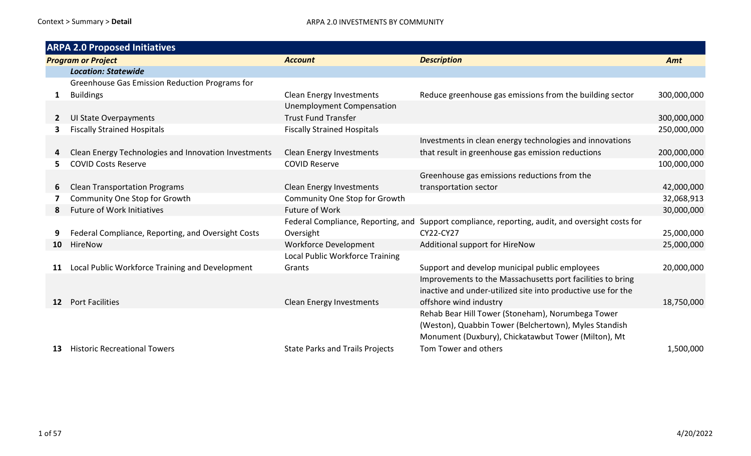## ARPA 2.0 Proposed Initiatives

| # | Program or Project | Account | Description | Amt |
|---|---|---|---|---|
| | ***Location: Statewide*** | | | |
| 1 | Greenhouse Gas Emission Reduction Programs for Buildings | Clean Energy Investments | Reduce greenhouse gas emissions from the building sector | 300,000,000 |
| 2 | UI State Overpayments | Unemployment Compensation Trust Fund Transfer | | 300,000,000 |
| 3 | Fiscally Strained Hospitals | Fiscally Strained Hospitals | | 250,000,000 |
| 4 | Clean Energy Technologies and Innovation Investments | Clean Energy Investments | Investments in clean energy technologies and innovations that result in greenhouse gas emission reductions | 200,000,000 |
| 5 | COVID Costs Reserve | COVID Reserve | | 100,000,000 |
| 6 | Clean Transportation Programs | Clean Energy Investments | Greenhouse gas emissions reductions from the transportation sector | 42,000,000 |
| 7 | Community One Stop for Growth | Community One Stop for Growth | | 32,068,913 |
| 8 | Future of Work Initiatives | Future of Work | | 30,000,000 |
| 9 | Federal Compliance, Reporting, and Oversight Costs | Federal Compliance, Reporting, and Oversight | Support compliance, reporting, audit, and oversight costs for CY22-CY27 | 25,000,000 |
| 10 | HireNow | Workforce Development | Additional support for HireNow | 25,000,000 |
| 11 | Local Public Workforce Training and Development | Local Public Workforce Training Grants | Support and develop municipal public employees | 20,000,000 |
| 12 | Port Facilities | Clean Energy Investments | Improvements to the Massachusetts port facilities to bring inactive and under-utilized site into productive use for the offshore wind industry | 18,750,000 |
| 13 | Historic Recreational Towers | State Parks and Trails Projects | Rehab Bear Hill Tower (Stoneham), Norumbega Tower (Weston), Quabbin Tower (Belchertown), Myles Standish Monument (Duxbury), Chickatawbut Tower (Milton), Mt Tom Tower and others | 1,500,000 |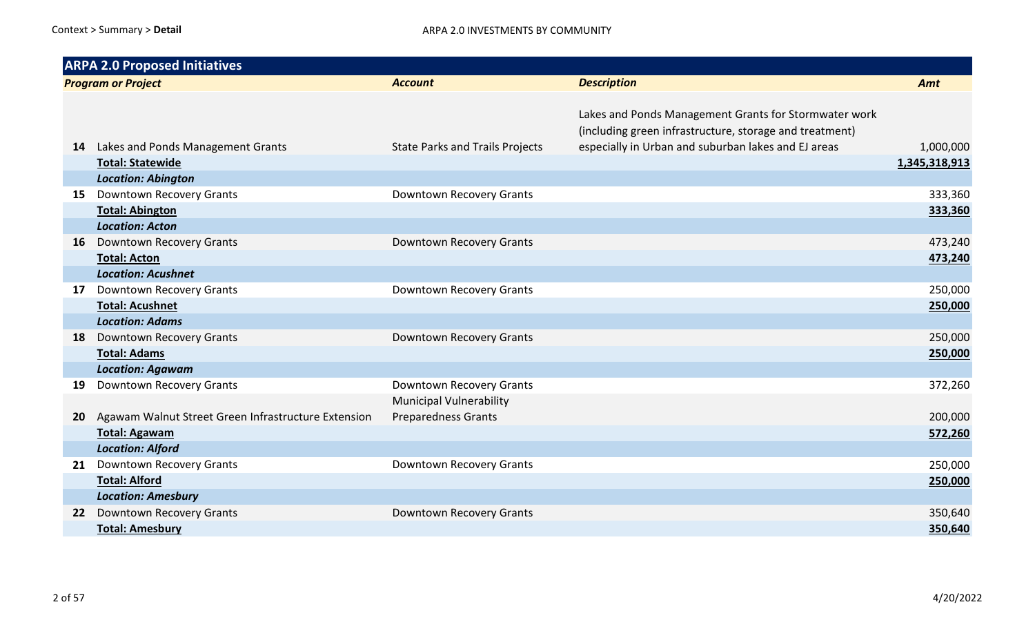## ARPA 2.0 Proposed Initiatives

| | Program or Project | Account | Description | Amt |
|---|---|---|---|---|
| 14 | Lakes and Ponds Management Grants | State Parks and Trails Projects | Lakes and Ponds Management Grants for Stormwater work (including green infrastructure, storage and treatment) especially in Urban and suburban lakes and EJ areas | 1,000,000 |
| | **Total: Statewide** | | | **1,345,318,913** |
| | ***Location: Abington*** | | | |
| 15 | Downtown Recovery Grants | Downtown Recovery Grants | | 333,360 |
| | **Total: Abington** | | | **333,360** |
| | ***Location: Acton*** | | | |
| 16 | Downtown Recovery Grants | Downtown Recovery Grants | | 473,240 |
| | **Total: Acton** | | | **473,240** |
| | ***Location: Acushnet*** | | | |
| 17 | Downtown Recovery Grants | Downtown Recovery Grants | | 250,000 |
| | **Total: Acushnet** | | | **250,000** |
| | ***Location: Adams*** | | | |
| 18 | Downtown Recovery Grants | Downtown Recovery Grants | | 250,000 |
| | **Total: Adams** | | | **250,000** |
| | ***Location: Agawam*** | | | |
| 19 | Downtown Recovery Grants | Downtown Recovery Grants | | 372,260 |
| 20 | Agawam Walnut Street Green Infrastructure Extension | Municipal Vulnerability Preparedness Grants | | 200,000 |
| | **Total: Agawam** | | | **572,260** |
| | ***Location: Alford*** | | | |
| 21 | Downtown Recovery Grants | Downtown Recovery Grants | | 250,000 |
| | **Total: Alford** | | | **250,000** |
| | ***Location: Amesbury*** | | | |
| 22 | Downtown Recovery Grants | Downtown Recovery Grants | | 350,640 |
| | **Total: Amesbury** | | | **350,640** |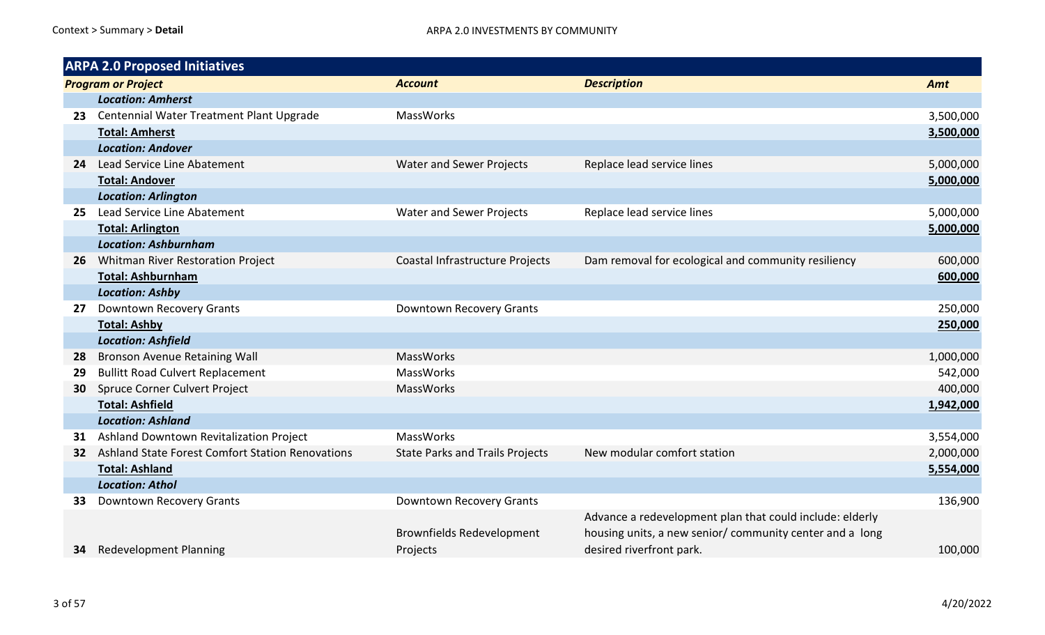| | ARPA 2.0 Proposed Initiatives | | | |
|---|---|---|---|---|
| | ***Program or Project*** | ***Account*** | ***Description*** | ***Amt*** |
| | ***Location: Amherst*** | | | |
| **23** | Centennial Water Treatment Plant Upgrade | MassWorks | | 3,500,000 |
| | **Total: Amherst** | | | **3,500,000** |
| | ***Location: Andover*** | | | |
| **24** | Lead Service Line Abatement | Water and Sewer Projects | Replace lead service lines | 5,000,000 |
| | **Total: Andover** | | | **5,000,000** |
| | ***Location: Arlington*** | | | |
| **25** | Lead Service Line Abatement | Water and Sewer Projects | Replace lead service lines | 5,000,000 |
| | **Total: Arlington** | | | **5,000,000** |
| | ***Location: Ashburnham*** | | | |
| **26** | Whitman River Restoration Project | Coastal Infrastructure Projects | Dam removal for ecological and community resiliency | 600,000 |
| | **Total: Ashburnham** | | | **600,000** |
| | ***Location: Ashby*** | | | |
| **27** | Downtown Recovery Grants | Downtown Recovery Grants | | 250,000 |
| | **Total: Ashby** | | | **250,000** |
| | ***Location: Ashfield*** | | | |
| **28** | Bronson Avenue Retaining Wall | MassWorks | | 1,000,000 |
| **29** | Bullitt Road Culvert Replacement | MassWorks | | 542,000 |
| **30** | Spruce Corner Culvert Project | MassWorks | | 400,000 |
| | **Total: Ashfield** | | | **1,942,000** |
| | ***Location: Ashland*** | | | |
| **31** | Ashland Downtown Revitalization Project | MassWorks | | 3,554,000 |
| **32** | Ashland State Forest Comfort Station Renovations | State Parks and Trails Projects | New modular comfort station | 2,000,000 |
| | **Total: Ashland** | | | **5,554,000** |
| | ***Location: Athol*** | | | |
| **33** | Downtown Recovery Grants | Downtown Recovery Grants | | 136,900 |
| **34** | Redevelopment Planning | Brownfields Redevelopment Projects | Advance a redevelopment plan that could include: elderly housing units, a new senior/ community center and a long desired riverfront park. | 100,000 |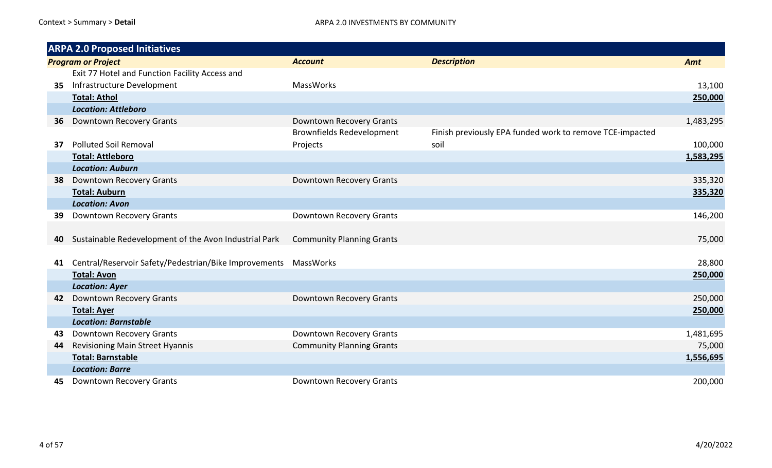| | ARPA 2.0 Proposed Initiatives | | | |
|---|---|---|---|---|
| | ***Program or Project*** | ***Account*** | ***Description*** | ***Amt*** |
| 35 | Exit 77 Hotel and Function Facility Access and Infrastructure Development | MassWorks | | 13,100 |
| | **Total: Athol** | | | **250,000** |
| | ***Location: Attleboro*** | | | |
| 36 | Downtown Recovery Grants | Downtown Recovery Grants | | 1,483,295 |
| 37 | Polluted Soil Removal | Brownfields Redevelopment Projects | Finish previously EPA funded work to remove TCE-impacted soil | 100,000 |
| | **Total: Attleboro** | | | **1,583,295** |
| | ***Location: Auburn*** | | | |
| 38 | Downtown Recovery Grants | Downtown Recovery Grants | | 335,320 |
| | **Total: Auburn** | | | **335,320** |
| | ***Location: Avon*** | | | |
| 39 | Downtown Recovery Grants | Downtown Recovery Grants | | 146,200 |
| 40 | Sustainable Redevelopment of the Avon Industrial Park | Community Planning Grants | | 75,000 |
| 41 | Central/Reservoir Safety/Pedestrian/Bike Improvements | MassWorks | | 28,800 |
| | **Total: Avon** | | | **250,000** |
| | ***Location: Ayer*** | | | |
| 42 | Downtown Recovery Grants | Downtown Recovery Grants | | 250,000 |
| | **Total: Ayer** | | | **250,000** |
| | ***Location: Barnstable*** | | | |
| 43 | Downtown Recovery Grants | Downtown Recovery Grants | | 1,481,695 |
| 44 | Revisioning Main Street Hyannis | Community Planning Grants | | 75,000 |
| | **Total: Barnstable** | | | **1,556,695** |
| | ***Location: Barre*** | | | |
| 45 | Downtown Recovery Grants | Downtown Recovery Grants | | 200,000 |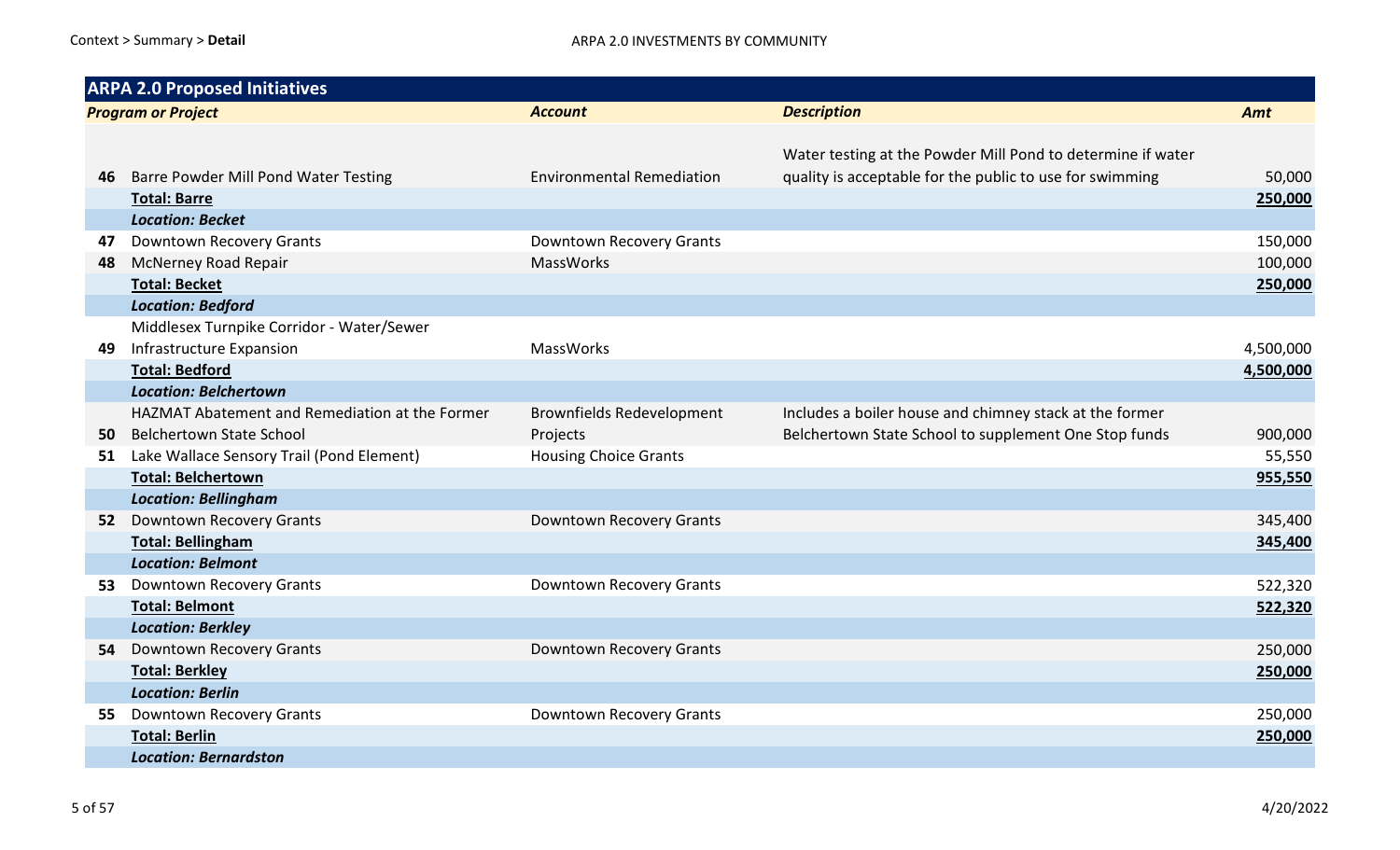## ARPA 2.0 Proposed Initiatives

| # | Program or Project | Account | Description | Amt |
|---|---|---|---|---|
| 46 | Barre Powder Mill Pond Water Testing | Environmental Remediation | Water testing at the Powder Mill Pond to determine if water quality is acceptable for the public to use for swimming | 50,000 |
| | **Total: Barre** | | | **250,000** |
| | ***Location: Becket*** | | | |
| 47 | Downtown Recovery Grants | Downtown Recovery Grants | | 150,000 |
| 48 | McNerney Road Repair | MassWorks | | 100,000 |
| | **Total: Becket** | | | **250,000** |
| | ***Location: Bedford*** | | | |
| 49 | Middlesex Turnpike Corridor - Water/Sewer Infrastructure Expansion | MassWorks | | 4,500,000 |
| | **Total: Bedford** | | | **4,500,000** |
| | ***Location: Belchertown*** | | | |
| 50 | HAZMAT Abatement and Remediation at the Former Belchertown State School | Brownfields Redevelopment Projects | Includes a boiler house and chimney stack at the former Belchertown State School to supplement One Stop funds | 900,000 |
| 51 | Lake Wallace Sensory Trail (Pond Element) | Housing Choice Grants | | 55,550 |
| | **Total: Belchertown** | | | **955,550** |
| | ***Location: Bellingham*** | | | |
| 52 | Downtown Recovery Grants | Downtown Recovery Grants | | 345,400 |
| | **Total: Bellingham** | | | **345,400** |
| | ***Location: Belmont*** | | | |
| 53 | Downtown Recovery Grants | Downtown Recovery Grants | | 522,320 |
| | **Total: Belmont** | | | **522,320** |
| | ***Location: Berkley*** | | | |
| 54 | Downtown Recovery Grants | Downtown Recovery Grants | | 250,000 |
| | **Total: Berkley** | | | **250,000** |
| | ***Location: Berlin*** | | | |
| 55 | Downtown Recovery Grants | Downtown Recovery Grants | | 250,000 |
| | **Total: Berlin** | | | **250,000** |
| | ***Location: Bernardston*** | | | |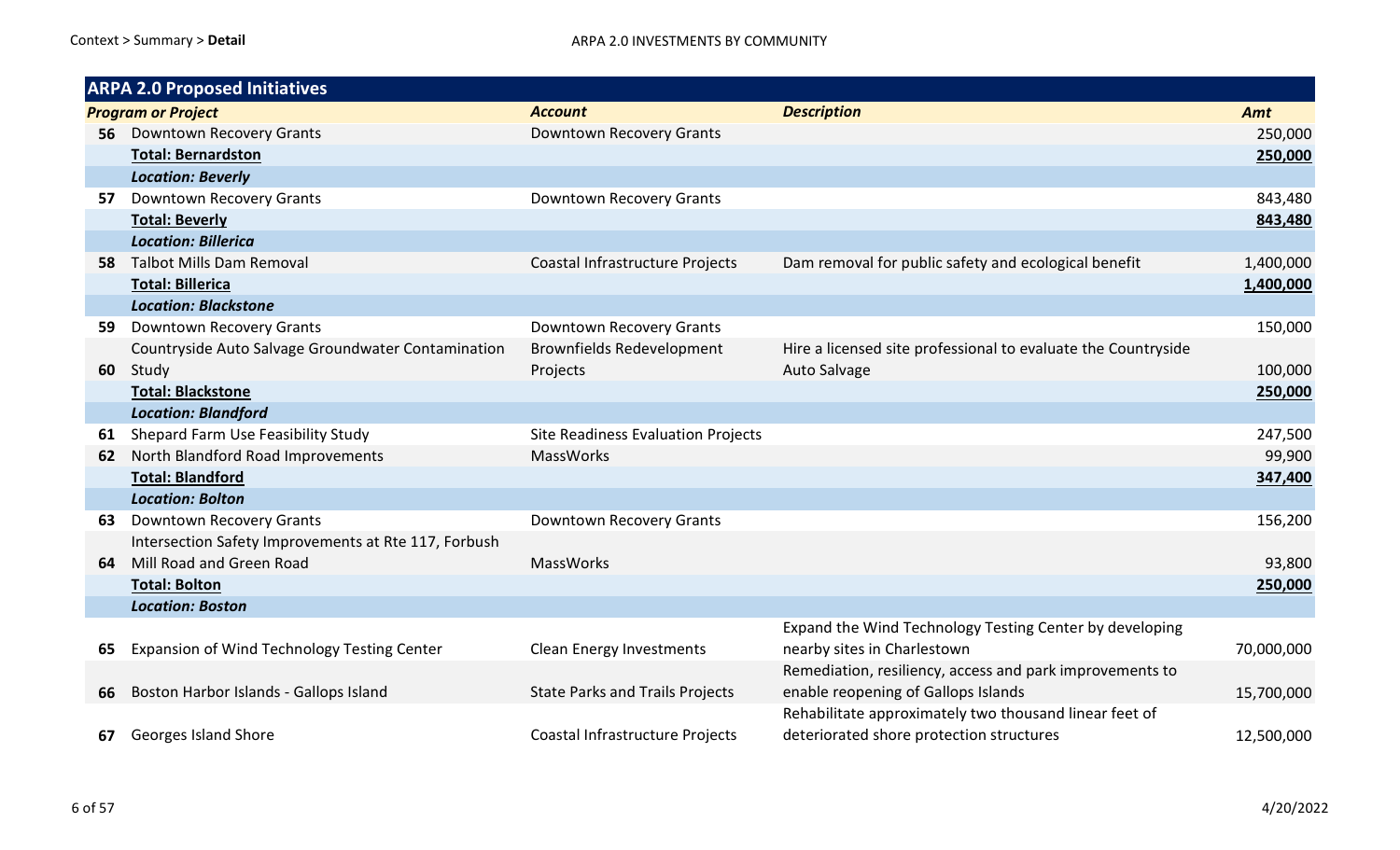| ARPA 2.0 Proposed Initiatives | | | | |
|---|---|---|---|---|
| | ***Program or Project*** | ***Account*** | ***Description*** | ***Amt*** |
| **56** | Downtown Recovery Grants | Downtown Recovery Grants | | 250,000 |
| | **Total: Bernardston** | | | **250,000** |
| | ***Location: Beverly*** | | | |
| **57** | Downtown Recovery Grants | Downtown Recovery Grants | | 843,480 |
| | **Total: Beverly** | | | **843,480** |
| | ***Location: Billerica*** | | | |
| **58** | Talbot Mills Dam Removal | Coastal Infrastructure Projects | Dam removal for public safety and ecological benefit | 1,400,000 |
| | **Total: Billerica** | | | **1,400,000** |
| | ***Location: Blackstone*** | | | |
| **59** | Downtown Recovery Grants | Downtown Recovery Grants | | 150,000 |
| **60** | Countryside Auto Salvage Groundwater Contamination Study | Brownfields Redevelopment Projects | Hire a licensed site professional to evaluate the Countryside Auto Salvage | 100,000 |
| | **Total: Blackstone** | | | **250,000** |
| | ***Location: Blandford*** | | | |
| **61** | Shepard Farm Use Feasibility Study | Site Readiness Evaluation Projects | | 247,500 |
| **62** | North Blandford Road Improvements | MassWorks | | 99,900 |
| | **Total: Blandford** | | | **347,400** |
| | ***Location: Bolton*** | | | |
| **63** | Downtown Recovery Grants | Downtown Recovery Grants | | 156,200 |
| **64** | Intersection Safety Improvements at Rte 117, Forbush Mill Road and Green Road | MassWorks | | 93,800 |
| | **Total: Bolton** | | | **250,000** |
| | ***Location: Boston*** | | | |
| **65** | Expansion of Wind Technology Testing Center | Clean Energy Investments | Expand the Wind Technology Testing Center by developing nearby sites in Charlestown | 70,000,000 |
| **66** | Boston Harbor Islands - Gallops Island | State Parks and Trails Projects | Remediation, resiliency, access and park improvements to enable reopening of Gallops Islands | 15,700,000 |
| **67** | Georges Island Shore | Coastal Infrastructure Projects | Rehabilitate approximately two thousand linear feet of deteriorated shore protection structures | 12,500,000 |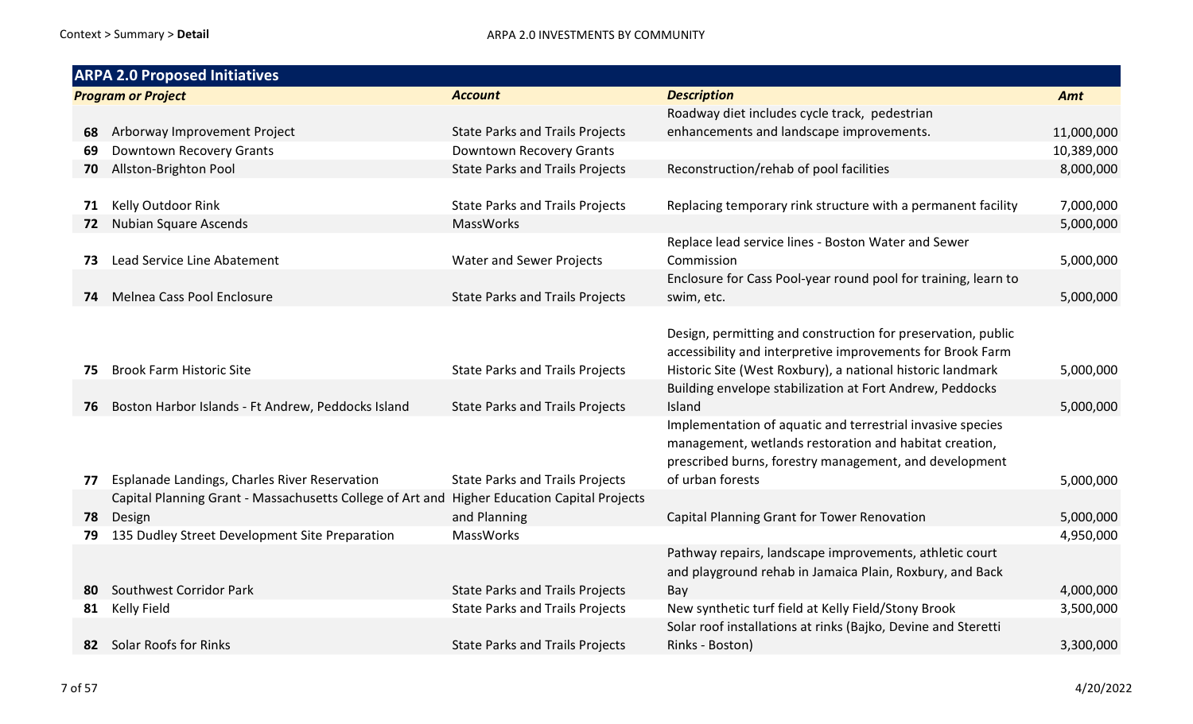Context > Summary > **Detail**

ARPA 2.0 INVESTMENTS BY COMMUNITY

| **ARPA 2.0 Proposed Initiatives** | | | | |
|---|---|---|---|---|
| | ***Program or Project*** | ***Account*** | ***Description*** | ***Amt*** |
| **68** | Arborway Improvement Project | State Parks and Trails Projects | Roadway diet includes cycle track, pedestrian enhancements and landscape improvements. | 11,000,000 |
| **69** | Downtown Recovery Grants | Downtown Recovery Grants | | 10,389,000 |
| **70** | Allston-Brighton Pool | State Parks and Trails Projects | Reconstruction/rehab of pool facilities | 8,000,000 |
| **71** | Kelly Outdoor Rink | State Parks and Trails Projects | Replacing temporary rink structure with a permanent facility | 7,000,000 |
| **72** | Nubian Square Ascends | MassWorks | | 5,000,000 |
| **73** | Lead Service Line Abatement | Water and Sewer Projects | Replace lead service lines - Boston Water and Sewer Commission | 5,000,000 |
| **74** | Melnea Cass Pool Enclosure | State Parks and Trails Projects | Enclosure for Cass Pool-year round pool for training, learn to swim, etc. | 5,000,000 |
| **75** | Brook Farm Historic Site | State Parks and Trails Projects | Design, permitting and construction for preservation, public accessibility and interpretive improvements for Brook Farm Historic Site (West Roxbury), a national historic landmark | 5,000,000 |
| **76** | Boston Harbor Islands - Ft Andrew, Peddocks Island | State Parks and Trails Projects | Building envelope stabilization at Fort Andrew, Peddocks Island | 5,000,000 |
| **77** | Esplanade Landings, Charles River Reservation | State Parks and Trails Projects | Implementation of aquatic and terrestrial invasive species management, wetlands restoration and habitat creation, prescribed burns, forestry management, and development of urban forests | 5,000,000 |
| **78** | Capital Planning Grant - Massachusetts College of Art and Design | Higher Education Capital Projects and Planning | Capital Planning Grant for Tower Renovation | 5,000,000 |
| **79** | 135 Dudley Street Development Site Preparation | MassWorks | | 4,950,000 |
| **80** | Southwest Corridor Park | State Parks and Trails Projects | Pathway repairs, landscape improvements, athletic court and playground rehab in Jamaica Plain, Roxbury, and Back Bay | 4,000,000 |
| **81** | Kelly Field | State Parks and Trails Projects | New synthetic turf field at Kelly Field/Stony Brook | 3,500,000 |
| **82** | Solar Roofs for Rinks | State Parks and Trails Projects | Solar roof installations at rinks (Bajko, Devine and Steretti Rinks - Boston) | 3,300,000 |

4/20/2022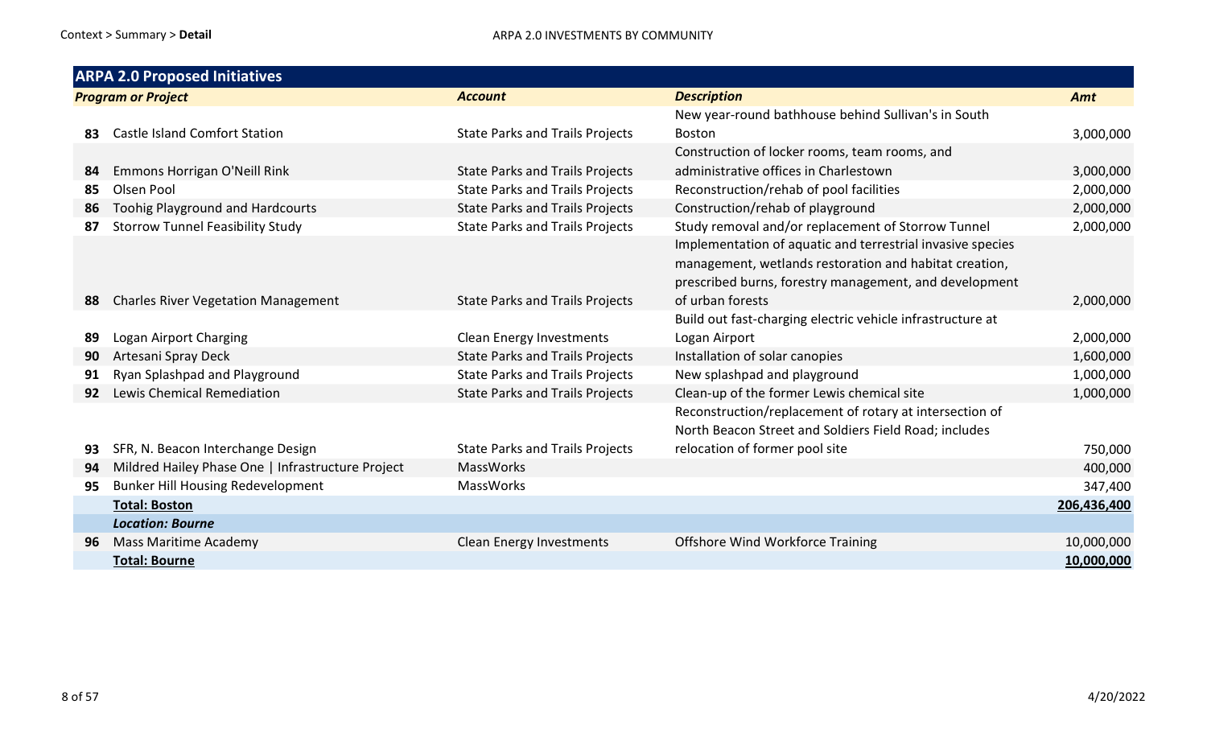Context > Summary > **Detail**

ARPA 2.0 INVESTMENTS BY COMMUNITY

| **ARPA 2.0 Proposed Initiatives** | | | | |
|---|---|---|---|---|
| ***Program or Project*** | | ***Account*** | ***Description*** | ***Amt*** |
| **83** | Castle Island Comfort Station | State Parks and Trails Projects | New year-round bathhouse behind Sullivan's in South Boston | 3,000,000 |
| **84** | Emmons Horrigan O'Neill Rink | State Parks and Trails Projects | Construction of locker rooms, team rooms, and administrative offices in Charlestown | 3,000,000 |
| **85** | Olsen Pool | State Parks and Trails Projects | Reconstruction/rehab of pool facilities | 2,000,000 |
| **86** | Toohig Playground and Hardcourts | State Parks and Trails Projects | Construction/rehab of playground | 2,000,000 |
| **87** | Storrow Tunnel Feasibility Study | State Parks and Trails Projects | Study removal and/or replacement of Storrow Tunnel | 2,000,000 |
| **88** | Charles River Vegetation Management | State Parks and Trails Projects | Implementation of aquatic and terrestrial invasive species management, wetlands restoration and habitat creation, prescribed burns, forestry management, and development of urban forests | 2,000,000 |
| **89** | Logan Airport Charging | Clean Energy Investments | Build out fast-charging electric vehicle infrastructure at Logan Airport | 2,000,000 |
| **90** | Artesani Spray Deck | State Parks and Trails Projects | Installation of solar canopies | 1,600,000 |
| **91** | Ryan Splashpad and Playground | State Parks and Trails Projects | New splashpad and playground | 1,000,000 |
| **92** | Lewis Chemical Remediation | State Parks and Trails Projects | Clean-up of the former Lewis chemical site | 1,000,000 |
| **93** | SFR, N. Beacon Interchange Design | State Parks and Trails Projects | Reconstruction/replacement of rotary at intersection of North Beacon Street and Soldiers Field Road; includes relocation of former pool site | 750,000 |
| **94** | Mildred Hailey Phase One \| Infrastructure Project | MassWorks | | 400,000 |
| **95** | Bunker Hill Housing Redevelopment | MassWorks | | 347,400 |
| | **Total: Boston** | | | **206,436,400** |
| | ***Location: Bourne*** | | | |
| **96** | Mass Maritime Academy | Clean Energy Investments | Offshore Wind Workforce Training | 10,000,000 |
| | **Total: Bourne** | | | **10,000,000** |

4/20/2022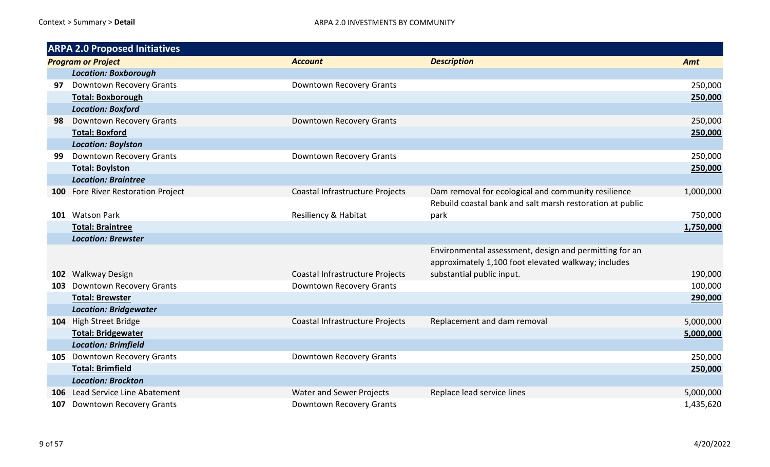## ARPA 2.0 Proposed Initiatives

| | Program or Project | Account | Description | Amt |
|---|---|---|---|---|
| | ***Location: Boxborough*** | | | |
| **97** | Downtown Recovery Grants | Downtown Recovery Grants | | 250,000 |
| | **Total: Boxborough** | | | **250,000** |
| | ***Location: Boxford*** | | | |
| **98** | Downtown Recovery Grants | Downtown Recovery Grants | | 250,000 |
| | **Total: Boxford** | | | **250,000** |
| | ***Location: Boylston*** | | | |
| **99** | Downtown Recovery Grants | Downtown Recovery Grants | | 250,000 |
| | **Total: Boylston** | | | **250,000** |
| | ***Location: Braintree*** | | | |
| **100** | Fore River Restoration Project | Coastal Infrastructure Projects | Dam removal for ecological and community resilience | 1,000,000 |
| **101** | Watson Park | Resiliency & Habitat | Rebuild coastal bank and salt marsh restoration at public park | 750,000 |
| | **Total: Braintree** | | | **1,750,000** |
| | ***Location: Brewster*** | | | |
| **102** | Walkway Design | Coastal Infrastructure Projects | Environmental assessment, design and permitting for an approximately 1,100 foot elevated walkway; includes substantial public input. | 190,000 |
| **103** | Downtown Recovery Grants | Downtown Recovery Grants | | 100,000 |
| | **Total: Brewster** | | | **290,000** |
| | ***Location: Bridgewater*** | | | |
| **104** | High Street Bridge | Coastal Infrastructure Projects | Replacement and dam removal | 5,000,000 |
| | **Total: Bridgewater** | | | **5,000,000** |
| | ***Location: Brimfield*** | | | |
| **105** | Downtown Recovery Grants | Downtown Recovery Grants | | 250,000 |
| | **Total: Brimfield** | | | **250,000** |
| | ***Location: Brockton*** | | | |
| **106** | Lead Service Line Abatement | Water and Sewer Projects | Replace lead service lines | 5,000,000 |
| **107** | Downtown Recovery Grants | Downtown Recovery Grants | | 1,435,620 |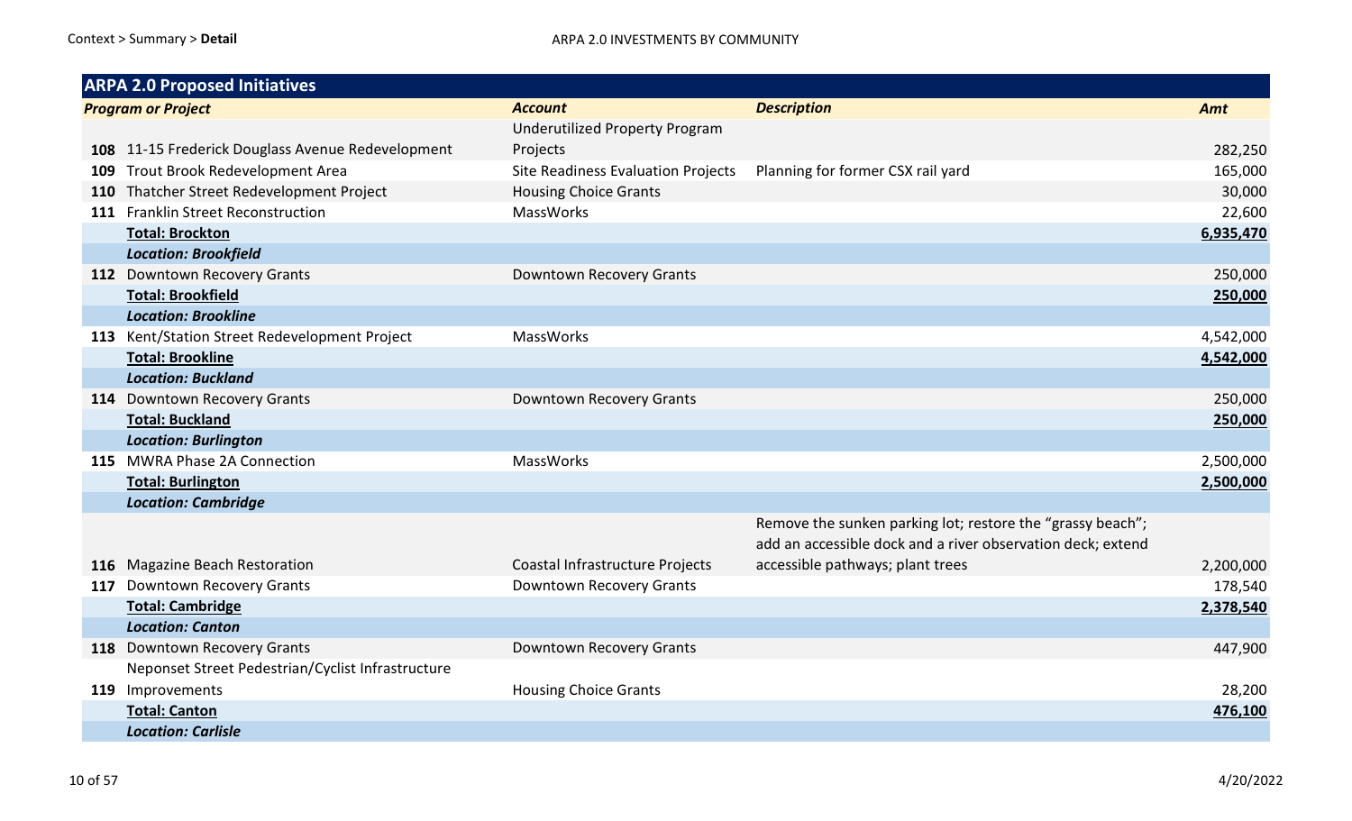## ARPA 2.0 Proposed Initiatives

| | Program or Project | Account | Description | Amt |
|---|---|---|---|---|
| 108 | 11-15 Frederick Douglass Avenue Redevelopment | Underutilized Property Program Projects | | 282,250 |
| 109 | Trout Brook Redevelopment Area | Site Readiness Evaluation Projects | Planning for former CSX rail yard | 165,000 |
| 110 | Thatcher Street Redevelopment Project | Housing Choice Grants | | 30,000 |
| 111 | Franklin Street Reconstruction | MassWorks | | 22,600 |
| | **Total: Brockton** | | | **6,935,470** |
| | ***Location: Brookfield*** | | | |
| 112 | Downtown Recovery Grants | Downtown Recovery Grants | | 250,000 |
| | **Total: Brookfield** | | | **250,000** |
| | ***Location: Brookline*** | | | |
| 113 | Kent/Station Street Redevelopment Project | MassWorks | | 4,542,000 |
| | **Total: Brookline** | | | **4,542,000** |
| | ***Location: Buckland*** | | | |
| 114 | Downtown Recovery Grants | Downtown Recovery Grants | | 250,000 |
| | **Total: Buckland** | | | **250,000** |
| | ***Location: Burlington*** | | | |
| 115 | MWRA Phase 2A Connection | MassWorks | | 2,500,000 |
| | **Total: Burlington** | | | **2,500,000** |
| | ***Location: Cambridge*** | | | |
| 116 | Magazine Beach Restoration | Coastal Infrastructure Projects | Remove the sunken parking lot; restore the "grassy beach"; add an accessible dock and a river observation deck; extend accessible pathways; plant trees | 2,200,000 |
| 117 | Downtown Recovery Grants | Downtown Recovery Grants | | 178,540 |
| | **Total: Cambridge** | | | **2,378,540** |
| | ***Location: Canton*** | | | |
| 118 | Downtown Recovery Grants | Downtown Recovery Grants | | 447,900 |
| 119 | Neponset Street Pedestrian/Cyclist Infrastructure Improvements | Housing Choice Grants | | 28,200 |
| | **Total: Canton** | | | **476,100** |
| | ***Location: Carlisle*** | | | |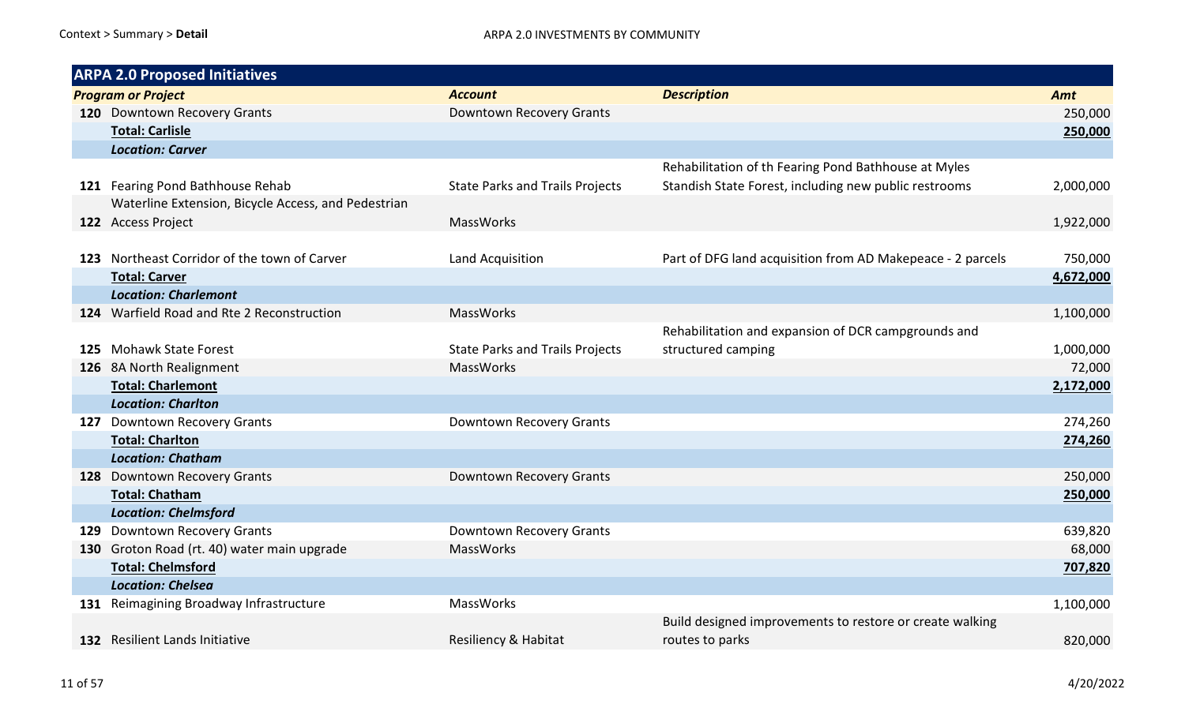## ARPA 2.0 Proposed Initiatives

| | Program or Project | Account | Description | Amt |
|---|---|---|---|---|
| 120 | Downtown Recovery Grants | Downtown Recovery Grants | | 250,000 |
| | **Total: Carlisle** | | | **250,000** |
| | ***Location: Carver*** | | | |
| 121 | Fearing Pond Bathhouse Rehab | State Parks and Trails Projects | Rehabilitation of th Fearing Pond Bathhouse at Myles Standish State Forest, including new public restrooms | 2,000,000 |
| 122 | Waterline Extension, Bicycle Access, and Pedestrian Access Project | MassWorks | | 1,922,000 |
| 123 | Northeast Corridor of the town of Carver | Land Acquisition | Part of DFG land acquisition from AD Makepeace - 2 parcels | 750,000 |
| | **Total: Carver** | | | **4,672,000** |
| | ***Location: Charlemont*** | | | |
| 124 | Warfield Road and Rte 2 Reconstruction | MassWorks | | 1,100,000 |
| 125 | Mohawk State Forest | State Parks and Trails Projects | Rehabilitation and expansion of DCR campgrounds and structured camping | 1,000,000 |
| 126 | 8A North Realignment | MassWorks | | 72,000 |
| | **Total: Charlemont** | | | **2,172,000** |
| | ***Location: Charlton*** | | | |
| 127 | Downtown Recovery Grants | Downtown Recovery Grants | | 274,260 |
| | **Total: Charlton** | | | **274,260** |
| | ***Location: Chatham*** | | | |
| 128 | Downtown Recovery Grants | Downtown Recovery Grants | | 250,000 |
| | **Total: Chatham** | | | **250,000** |
| | ***Location: Chelmsford*** | | | |
| 129 | Downtown Recovery Grants | Downtown Recovery Grants | | 639,820 |
| 130 | Groton Road (rt. 40) water main upgrade | MassWorks | | 68,000 |
| | **Total: Chelmsford** | | | **707,820** |
| | ***Location: Chelsea*** | | | |
| 131 | Reimagining Broadway Infrastructure | MassWorks | | 1,100,000 |
| 132 | Resilient Lands Initiative | Resiliency & Habitat | Build designed improvements to restore or create walking routes to parks | 820,000 |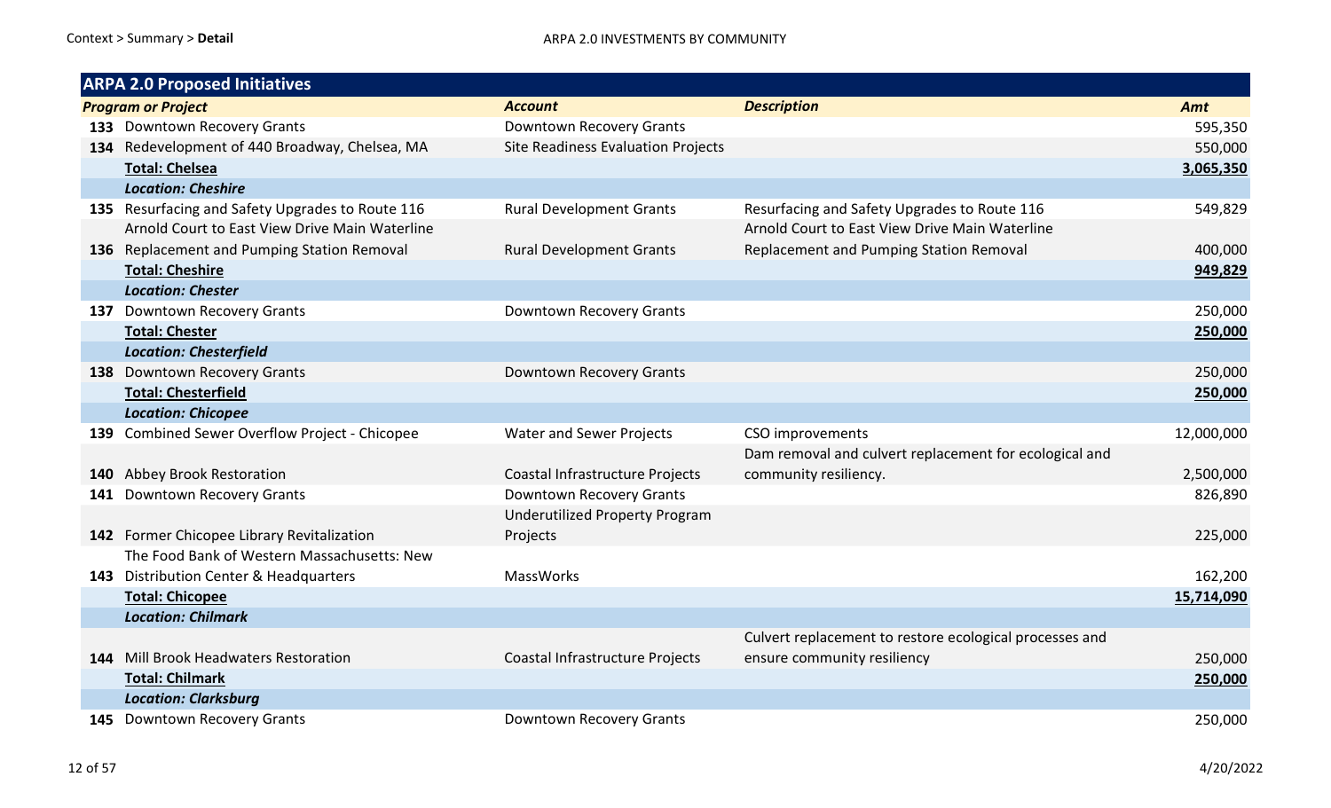Context > Summary > **Detail**

ARPA 2.0 INVESTMENTS BY COMMUNITY

| **ARPA 2.0 Proposed Initiatives** | | | | |
|---|---|---|---|---|
| | ***Program or Project*** | ***Account*** | ***Description*** | ***Amt*** |
| **133** | Downtown Recovery Grants | Downtown Recovery Grants | | 595,350 |
| **134** | Redevelopment of 440 Broadway, Chelsea, MA | Site Readiness Evaluation Projects | | 550,000 |
| | **Total: Chelsea** | | | **3,065,350** |
| | ***Location: Cheshire*** | | | |
| **135** | Resurfacing and Safety Upgrades to Route 116 | Rural Development Grants | Resurfacing and Safety Upgrades to Route 116 | 549,829 |
| **136** | Arnold Court to East View Drive Main Waterline Replacement and Pumping Station Removal | Rural Development Grants | Arnold Court to East View Drive Main Waterline Replacement and Pumping Station Removal | 400,000 |
| | **Total: Cheshire** | | | **949,829** |
| | ***Location: Chester*** | | | |
| **137** | Downtown Recovery Grants | Downtown Recovery Grants | | 250,000 |
| | **Total: Chester** | | | **250,000** |
| | ***Location: Chesterfield*** | | | |
| **138** | Downtown Recovery Grants | Downtown Recovery Grants | | 250,000 |
| | **Total: Chesterfield** | | | **250,000** |
| | ***Location: Chicopee*** | | | |
| **139** | Combined Sewer Overflow Project - Chicopee | Water and Sewer Projects | CSO improvements | 12,000,000 |
| **140** | Abbey Brook Restoration | Coastal Infrastructure Projects | Dam removal and culvert replacement for ecological and community resiliency. | 2,500,000 |
| **141** | Downtown Recovery Grants | Downtown Recovery Grants | | 826,890 |
| **142** | Former Chicopee Library Revitalization | Underutilized Property Program Projects | | 225,000 |
| **143** | The Food Bank of Western Massachusetts: New Distribution Center & Headquarters | MassWorks | | 162,200 |
| | **Total: Chicopee** | | | **15,714,090** |
| | ***Location: Chilmark*** | | | |
| **144** | Mill Brook Headwaters Restoration | Coastal Infrastructure Projects | Culvert replacement to restore ecological processes and ensure community resiliency | 250,000 |
| | **Total: Chilmark** | | | **250,000** |
| | ***Location: Clarksburg*** | | | |
| **145** | Downtown Recovery Grants | Downtown Recovery Grants | | 250,000 |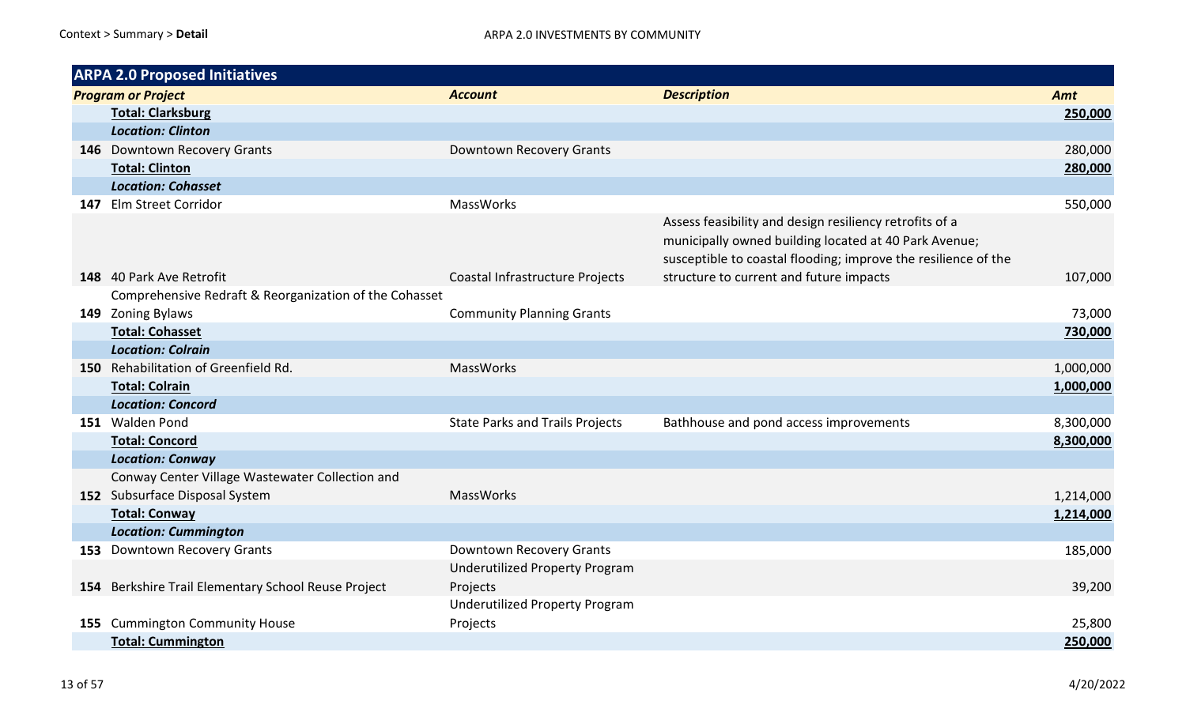| ARPA 2.0 Proposed Initiatives | | | | |
|---|---|---|---|---|
| ***Program or Project*** | | ***Account*** | ***Description*** | ***Amt*** |
| | **Total: Clarksburg** | | | **250,000** |
| | ***Location: Clinton*** | | | |
| **146** | Downtown Recovery Grants | Downtown Recovery Grants | | 280,000 |
| | **Total: Clinton** | | | **280,000** |
| | ***Location: Cohasset*** | | | |
| **147** | Elm Street Corridor | MassWorks | | 550,000 |
| **148** | 40 Park Ave Retrofit | Coastal Infrastructure Projects | Assess feasibility and design resiliency retrofits of a municipally owned building located at 40 Park Avenue; susceptible to coastal flooding; improve the resilience of the structure to current and future impacts | 107,000 |
| **149** | Comprehensive Redraft & Reorganization of the Cohasset Zoning Bylaws | Community Planning Grants | | 73,000 |
| | **Total: Cohasset** | | | **730,000** |
| | ***Location: Colrain*** | | | |
| **150** | Rehabilitation of Greenfield Rd. | MassWorks | | 1,000,000 |
| | **Total: Colrain** | | | **1,000,000** |
| | ***Location: Concord*** | | | |
| **151** | Walden Pond | State Parks and Trails Projects | Bathhouse and pond access improvements | 8,300,000 |
| | **Total: Concord** | | | **8,300,000** |
| | ***Location: Conway*** | | | |
| **152** | Conway Center Village Wastewater Collection and Subsurface Disposal System | MassWorks | | 1,214,000 |
| | **Total: Conway** | | | **1,214,000** |
| | ***Location: Cummington*** | | | |
| **153** | Downtown Recovery Grants | Downtown Recovery Grants | | 185,000 |
| **154** | Berkshire Trail Elementary School Reuse Project | Underutilized Property Program Projects | | 39,200 |
| **155** | Cummington Community House | Underutilized Property Program Projects | | 25,800 |
| | **Total: Cummington** | | | **250,000** |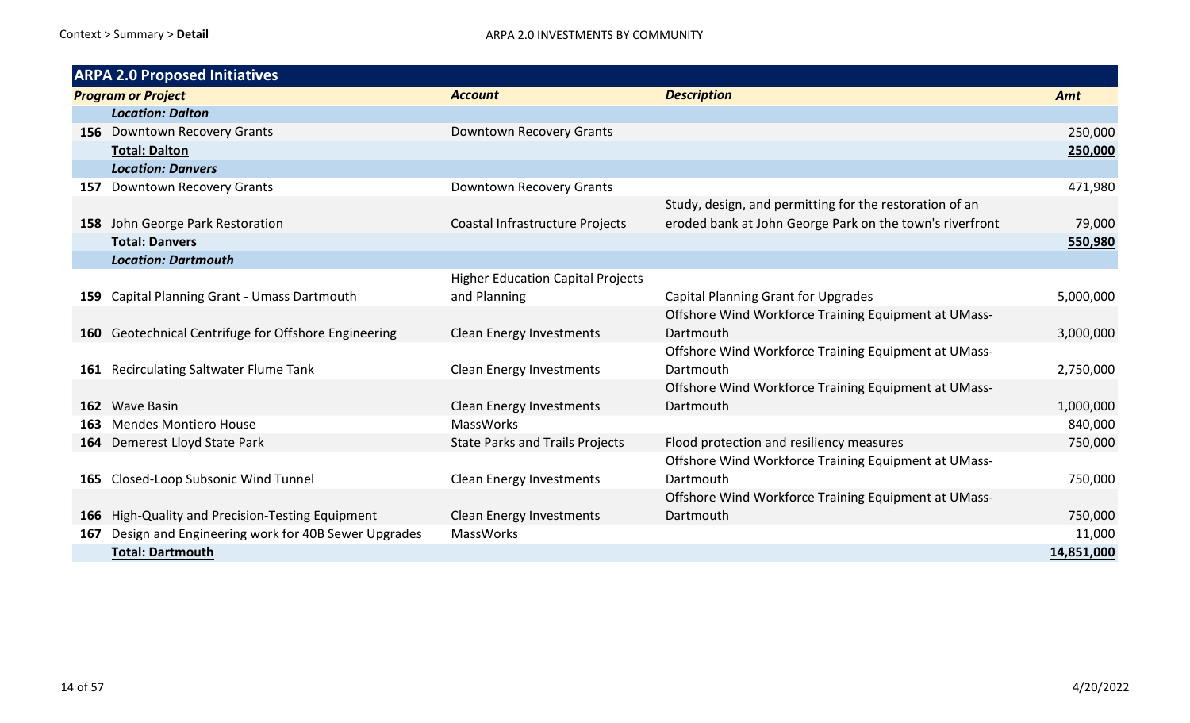## ARPA 2.0 Proposed Initiatives

| | Program or Project | Account | Description | Amt |
|---|---|---|---|---|
| | ***Location: Dalton*** | | | |
| **156** | Downtown Recovery Grants | Downtown Recovery Grants | | 250,000 |
| | **Total: Dalton** | | | **250,000** |
| | ***Location: Danvers*** | | | |
| **157** | Downtown Recovery Grants | Downtown Recovery Grants | | 471,980 |
| **158** | John George Park Restoration | Coastal Infrastructure Projects | Study, design, and permitting for the restoration of an eroded bank at John George Park on the town's riverfront | 79,000 |
| | **Total: Danvers** | | | **550,980** |
| | ***Location: Dartmouth*** | | | |
| **159** | Capital Planning Grant - Umass Dartmouth | Higher Education Capital Projects and Planning | Capital Planning Grant for Upgrades | 5,000,000 |
| **160** | Geotechnical Centrifuge for Offshore Engineering | Clean Energy Investments | Offshore Wind Workforce Training Equipment at UMass-Dartmouth | 3,000,000 |
| **161** | Recirculating Saltwater Flume Tank | Clean Energy Investments | Offshore Wind Workforce Training Equipment at UMass-Dartmouth | 2,750,000 |
| **162** | Wave Basin | Clean Energy Investments | Offshore Wind Workforce Training Equipment at UMass-Dartmouth | 1,000,000 |
| **163** | Mendes Montiero House | MassWorks | | 840,000 |
| **164** | Demerest Lloyd State Park | State Parks and Trails Projects | Flood protection and resiliency measures | 750,000 |
| **165** | Closed-Loop Subsonic Wind Tunnel | Clean Energy Investments | Offshore Wind Workforce Training Equipment at UMass-Dartmouth | 750,000 |
| **166** | High-Quality and Precision-Testing Equipment | Clean Energy Investments | Offshore Wind Workforce Training Equipment at UMass-Dartmouth | 750,000 |
| **167** | Design and Engineering work for 40B Sewer Upgrades | MassWorks | | 11,000 |
| | **Total: Dartmouth** | | | **14,851,000** |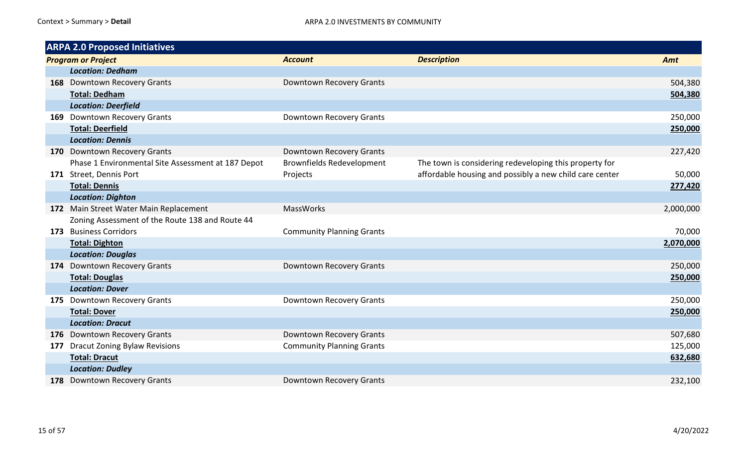## ARPA 2.0 Proposed Initiatives

| | *Program or Project* | *Account* | *Description* | *Amt* |
|---|---|---|---|---|
| | ***Location: Dedham*** | | | |
| **168** | Downtown Recovery Grants | Downtown Recovery Grants | | 504,380 |
| | **Total: Dedham** | | | **504,380** |
| | ***Location: Deerfield*** | | | |
| **169** | Downtown Recovery Grants | Downtown Recovery Grants | | 250,000 |
| | **Total: Deerfield** | | | **250,000** |
| | ***Location: Dennis*** | | | |
| **170** | Downtown Recovery Grants | Downtown Recovery Grants | | 227,420 |
| **171** | Phase 1 Environmental Site Assessment at 187 Depot Street, Dennis Port | Brownfields Redevelopment Projects | The town is considering redeveloping this property for affordable housing and possibly a new child care center | 50,000 |
| | **Total: Dennis** | | | **277,420** |
| | ***Location: Dighton*** | | | |
| **172** | Main Street Water Main Replacement | MassWorks | | 2,000,000 |
| **173** | Zoning Assessment of the Route 138 and Route 44 Business Corridors | Community Planning Grants | | 70,000 |
| | **Total: Dighton** | | | **2,070,000** |
| | ***Location: Douglas*** | | | |
| **174** | Downtown Recovery Grants | Downtown Recovery Grants | | 250,000 |
| | **Total: Douglas** | | | **250,000** |
| | ***Location: Dover*** | | | |
| **175** | Downtown Recovery Grants | Downtown Recovery Grants | | 250,000 |
| | **Total: Dover** | | | **250,000** |
| | ***Location: Dracut*** | | | |
| **176** | Downtown Recovery Grants | Downtown Recovery Grants | | 507,680 |
| **177** | Dracut Zoning Bylaw Revisions | Community Planning Grants | | 125,000 |
| | **Total: Dracut** | | | **632,680** |
| | ***Location: Dudley*** | | | |
| **178** | Downtown Recovery Grants | Downtown Recovery Grants | | 232,100 |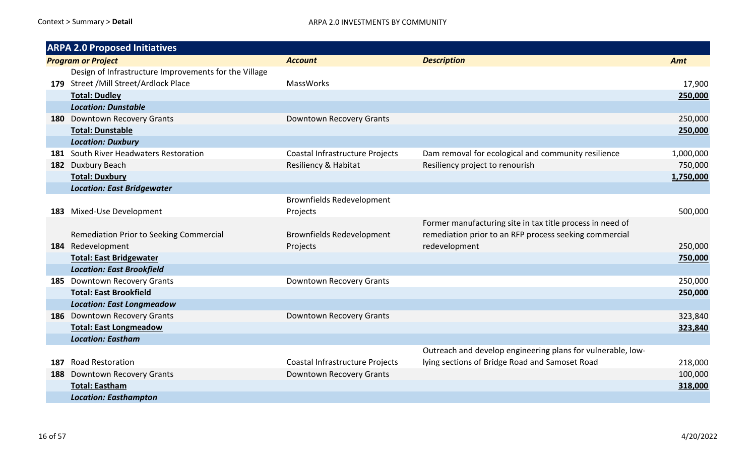Context > Summary > **Detail**

ARPA 2.0 INVESTMENTS BY COMMUNITY

| **ARPA 2.0 Proposed Initiatives** | | | | |
|---|---|---|---|---|
| | ***Program or Project*** | ***Account*** | ***Description*** | ***Amt*** |
| **179** | Design of Infrastructure Improvements for the Village Street /Mill Street/Ardlock Place | MassWorks | | 17,900 |
| | **Total: Dudley** | | | **250,000** |
| | ***Location: Dunstable*** | | | |
| **180** | Downtown Recovery Grants | Downtown Recovery Grants | | 250,000 |
| | **Total: Dunstable** | | | **250,000** |
| | ***Location: Duxbury*** | | | |
| **181** | South River Headwaters Restoration | Coastal Infrastructure Projects | Dam removal for ecological and community resilience | 1,000,000 |
| **182** | Duxbury Beach | Resiliency & Habitat | Resiliency project to renourish | 750,000 |
| | **Total: Duxbury** | | | **1,750,000** |
| | ***Location: East Bridgewater*** | | | |
| **183** | Mixed-Use Development | Brownfields Redevelopment Projects | | 500,000 |
| **184** | Remediation Prior to Seeking Commercial Redevelopment | Brownfields Redevelopment Projects | Former manufacturing site in tax title process in need of remediation prior to an RFP process seeking commercial redevelopment | 250,000 |
| | **Total: East Bridgewater** | | | **750,000** |
| | ***Location: East Brookfield*** | | | |
| **185** | Downtown Recovery Grants | Downtown Recovery Grants | | 250,000 |
| | **Total: East Brookfield** | | | **250,000** |
| | ***Location: East Longmeadow*** | | | |
| **186** | Downtown Recovery Grants | Downtown Recovery Grants | | 323,840 |
| | **Total: East Longmeadow** | | | **323,840** |
| | ***Location: Eastham*** | | | |
| **187** | Road Restoration | Coastal Infrastructure Projects | Outreach and develop engineering plans for vulnerable, low-lying sections of Bridge Road and Samoset Road | 218,000 |
| **188** | Downtown Recovery Grants | Downtown Recovery Grants | | 100,000 |
| | **Total: Eastham** | | | **318,000** |
| | ***Location: Easthampton*** | | | |

4/20/2022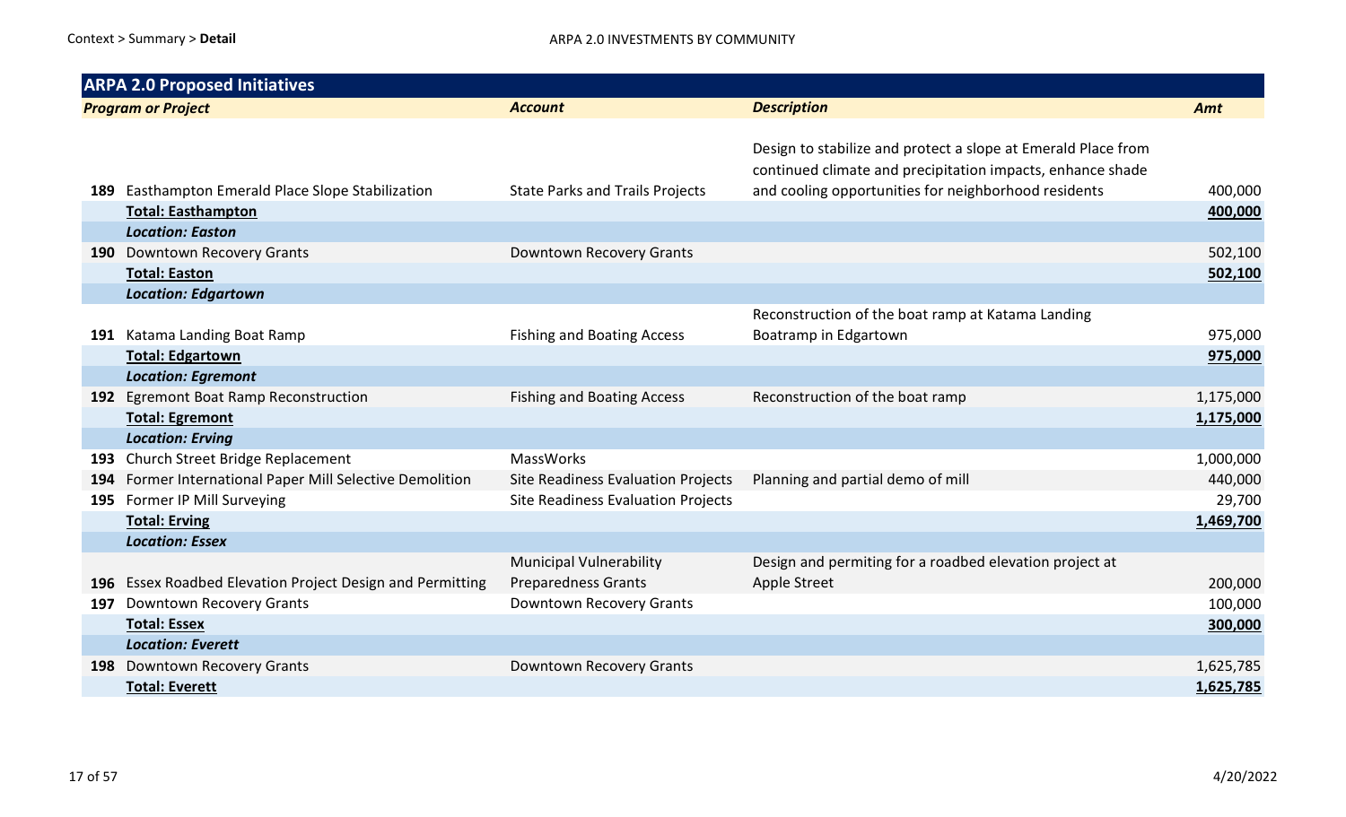| # | Program or Project | Account | Description | Amt |
|---|---|---|---|---|
| 189 | Easthampton Emerald Place Slope Stabilization | State Parks and Trails Projects | Design to stabilize and protect a slope at Emerald Place from continued climate and precipitation impacts, enhance shade and cooling opportunities for neighborhood residents | 400,000 |
| | **Total: Easthampton** | | | **400,000** |
| | ***Location: Easton*** | | | |
| 190 | Downtown Recovery Grants | Downtown Recovery Grants | | 502,100 |
| | **Total: Easton** | | | **502,100** |
| | ***Location: Edgartown*** | | | |
| 191 | Katama Landing Boat Ramp | Fishing and Boating Access | Reconstruction of the boat ramp at Katama Landing Boatramp in Edgartown | 975,000 |
| | **Total: Edgartown** | | | **975,000** |
| | ***Location: Egremont*** | | | |
| 192 | Egremont Boat Ramp Reconstruction | Fishing and Boating Access | Reconstruction of the boat ramp | 1,175,000 |
| | **Total: Egremont** | | | **1,175,000** |
| | ***Location: Erving*** | | | |
| 193 | Church Street Bridge Replacement | MassWorks | | 1,000,000 |
| 194 | Former International Paper Mill Selective Demolition | Site Readiness Evaluation Projects | Planning and partial demo of mill | 440,000 |
| 195 | Former IP Mill Surveying | Site Readiness Evaluation Projects | | 29,700 |
| | **Total: Erving** | | | **1,469,700** |
| | ***Location: Essex*** | | | |
| 196 | Essex Roadbed Elevation Project Design and Permitting | Municipal Vulnerability Preparedness Grants | Design and permiting for a roadbed elevation project at Apple Street | 200,000 |
| 197 | Downtown Recovery Grants | Downtown Recovery Grants | | 100,000 |
| | **Total: Essex** | | | **300,000** |
| | ***Location: Everett*** | | | |
| 198 | Downtown Recovery Grants | Downtown Recovery Grants | | 1,625,785 |
| | **Total: Everett** | | | **1,625,785** |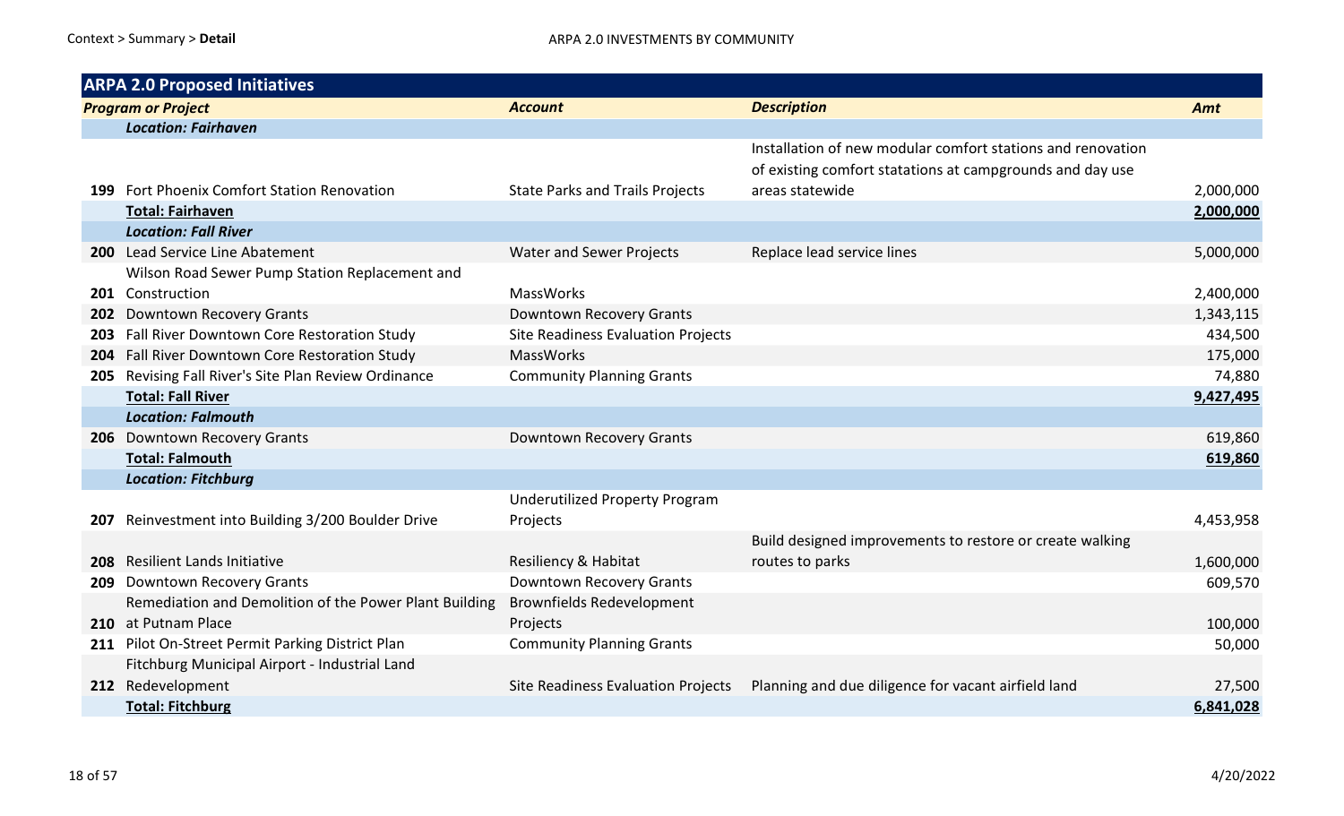Context > Summary > **Detail**

ARPA 2.0 INVESTMENTS BY COMMUNITY

| **ARPA 2.0 Proposed Initiatives** | | | | |
|---|---|---|---|---|
| ***Program or Project*** | | ***Account*** | ***Description*** | ***Amt*** |
| | ***Location: Fairhaven*** | | | |
| **199** | Fort Phoenix Comfort Station Renovation | State Parks and Trails Projects | Installation of new modular comfort stations and renovation of existing comfort statations at campgrounds and day use areas statewide | 2,000,000 |
| | **Total: Fairhaven** | | | **2,000,000** |
| | ***Location: Fall River*** | | | |
| **200** | Lead Service Line Abatement | Water and Sewer Projects | Replace lead service lines | 5,000,000 |
| **201** | Wilson Road Sewer Pump Station Replacement and Construction | MassWorks | | 2,400,000 |
| **202** | Downtown Recovery Grants | Downtown Recovery Grants | | 1,343,115 |
| **203** | Fall River Downtown Core Restoration Study | Site Readiness Evaluation Projects | | 434,500 |
| **204** | Fall River Downtown Core Restoration Study | MassWorks | | 175,000 |
| **205** | Revising Fall River's Site Plan Review Ordinance | Community Planning Grants | | 74,880 |
| | **Total: Fall River** | | | **9,427,495** |
| | ***Location: Falmouth*** | | | |
| **206** | Downtown Recovery Grants | Downtown Recovery Grants | | 619,860 |
| | **Total: Falmouth** | | | **619,860** |
| | ***Location: Fitchburg*** | | | |
| **207** | Reinvestment into Building 3/200 Boulder Drive | Underutilized Property Program Projects | | 4,453,958 |
| **208** | Resilient Lands Initiative | Resiliency & Habitat | Build designed improvements to restore or create walking routes to parks | 1,600,000 |
| **209** | Downtown Recovery Grants | Downtown Recovery Grants | | 609,570 |
| **210** | Remediation and Demolition of the Power Plant Building at Putnam Place | Brownfields Redevelopment Projects | | 100,000 |
| **211** | Pilot On-Street Permit Parking District Plan | Community Planning Grants | | 50,000 |
| **212** | Fitchburg Municipal Airport - Industrial Land Redevelopment | Site Readiness Evaluation Projects | Planning and due diligence for vacant airfield land | 27,500 |
| | **Total: Fitchburg** | | | **6,841,028** |

4/20/2022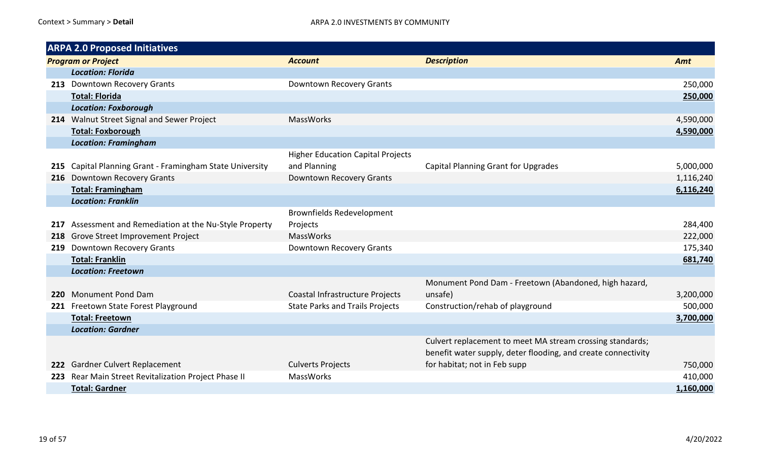Context > Summary > **Detail**

ARPA 2.0 INVESTMENTS BY COMMUNITY

| **ARPA 2.0 Proposed Initiatives** | | | | |
|---|---|---|---|---|
| ***Program or Project*** | | ***Account*** | ***Description*** | ***Amt*** |
| | ***Location: Florida*** | | | |
| **213** | Downtown Recovery Grants | Downtown Recovery Grants | | 250,000 |
| | **Total: Florida** | | | **250,000** |
| | ***Location: Foxborough*** | | | |
| **214** | Walnut Street Signal and Sewer Project | MassWorks | | 4,590,000 |
| | **Total: Foxborough** | | | **4,590,000** |
| | ***Location: Framingham*** | | | |
| **215** | Capital Planning Grant - Framingham State University | Higher Education Capital Projects and Planning | Capital Planning Grant for Upgrades | 5,000,000 |
| **216** | Downtown Recovery Grants | Downtown Recovery Grants | | 1,116,240 |
| | **Total: Framingham** | | | **6,116,240** |
| | ***Location: Franklin*** | | | |
| **217** | Assessment and Remediation at the Nu-Style Property | Brownfields Redevelopment Projects | | 284,400 |
| **218** | Grove Street Improvement Project | MassWorks | | 222,000 |
| **219** | Downtown Recovery Grants | Downtown Recovery Grants | | 175,340 |
| | **Total: Franklin** | | | **681,740** |
| | ***Location: Freetown*** | | | |
| **220** | Monument Pond Dam | Coastal Infrastructure Projects | Monument Pond Dam - Freetown (Abandoned, high hazard, unsafe) | 3,200,000 |
| **221** | Freetown State Forest Playground | State Parks and Trails Projects | Construction/rehab of playground | 500,000 |
| | **Total: Freetown** | | | **3,700,000** |
| | ***Location: Gardner*** | | | |
| **222** | Gardner Culvert Replacement | Culverts Projects | Culvert replacement to meet MA stream crossing standards; benefit water supply, deter flooding, and create connectivity for habitat; not in Feb supp | 750,000 |
| **223** | Rear Main Street Revitalization Project Phase II | MassWorks | | 410,000 |
| | **Total: Gardner** | | | **1,160,000** |

4/20/2022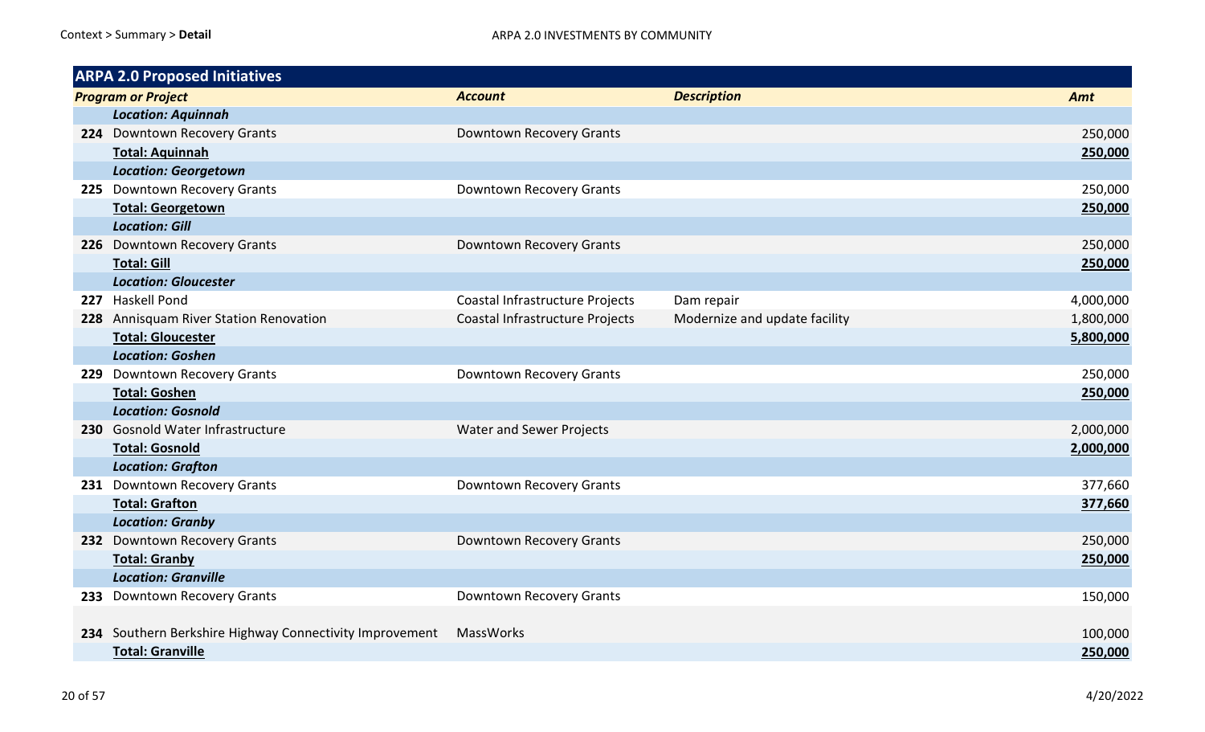## ARPA 2.0 Proposed Initiatives

| | Program or Project | Account | Description | Amt |
|---|---|---|---|---|
| | ***Location: Aquinnah*** | | | |
| **224** | Downtown Recovery Grants | Downtown Recovery Grants | | 250,000 |
| | **Total: Aquinnah** | | | **250,000** |
| | ***Location: Georgetown*** | | | |
| **225** | Downtown Recovery Grants | Downtown Recovery Grants | | 250,000 |
| | **Total: Georgetown** | | | **250,000** |
| | ***Location: Gill*** | | | |
| **226** | Downtown Recovery Grants | Downtown Recovery Grants | | 250,000 |
| | **Total: Gill** | | | **250,000** |
| | ***Location: Gloucester*** | | | |
| **227** | Haskell Pond | Coastal Infrastructure Projects | Dam repair | 4,000,000 |
| **228** | Annisquam River Station Renovation | Coastal Infrastructure Projects | Modernize and update facility | 1,800,000 |
| | **Total: Gloucester** | | | **5,800,000** |
| | ***Location: Goshen*** | | | |
| **229** | Downtown Recovery Grants | Downtown Recovery Grants | | 250,000 |
| | **Total: Goshen** | | | **250,000** |
| | ***Location: Gosnold*** | | | |
| **230** | Gosnold Water Infrastructure | Water and Sewer Projects | | 2,000,000 |
| | **Total: Gosnold** | | | **2,000,000** |
| | ***Location: Grafton*** | | | |
| **231** | Downtown Recovery Grants | Downtown Recovery Grants | | 377,660 |
| | **Total: Grafton** | | | **377,660** |
| | ***Location: Granby*** | | | |
| **232** | Downtown Recovery Grants | Downtown Recovery Grants | | 250,000 |
| | **Total: Granby** | | | **250,000** |
| | ***Location: Granville*** | | | |
| **233** | Downtown Recovery Grants | Downtown Recovery Grants | | 150,000 |
| **234** | Southern Berkshire Highway Connectivity Improvement | MassWorks | | 100,000 |
| | **Total: Granville** | | | **250,000** |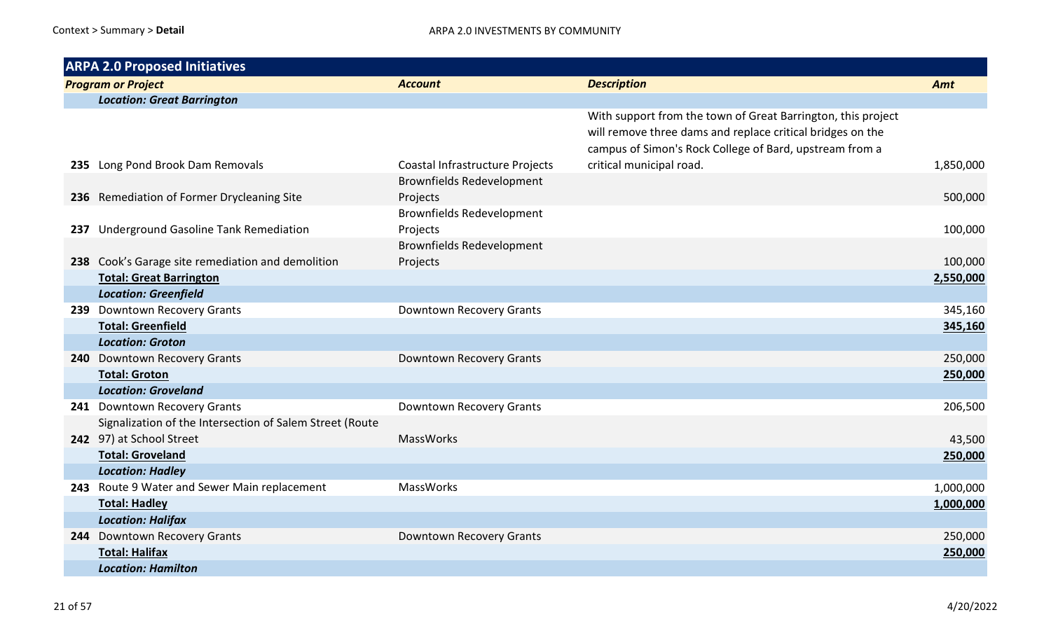## ARPA 2.0 Proposed Initiatives

| | *Program or Project* | *Account* | *Description* | *Amt* |
|---|---|---|---|---|
| | ***Location: Great Barrington*** | | | |
| **235** | Long Pond Brook Dam Removals | Coastal Infrastructure Projects | With support from the town of Great Barrington, this project will remove three dams and replace critical bridges on the campus of Simon's Rock College of Bard, upstream from a critical municipal road. | 1,850,000 |
| **236** | Remediation of Former Drycleaning Site | Brownfields Redevelopment Projects | | 500,000 |
| **237** | Underground Gasoline Tank Remediation | Brownfields Redevelopment Projects | | 100,000 |
| **238** | Cook's Garage site remediation and demolition | Brownfields Redevelopment Projects | | 100,000 |
| | **Total: Great Barrington** | | | **2,550,000** |
| | ***Location: Greenfield*** | | | |
| **239** | Downtown Recovery Grants | Downtown Recovery Grants | | 345,160 |
| | **Total: Greenfield** | | | **345,160** |
| | ***Location: Groton*** | | | |
| **240** | Downtown Recovery Grants | Downtown Recovery Grants | | 250,000 |
| | **Total: Groton** | | | **250,000** |
| | ***Location: Groveland*** | | | |
| **241** | Downtown Recovery Grants | Downtown Recovery Grants | | 206,500 |
| **242** | Signalization of the Intersection of Salem Street (Route 97) at School Street | MassWorks | | 43,500 |
| | **Total: Groveland** | | | **250,000** |
| | ***Location: Hadley*** | | | |
| **243** | Route 9 Water and Sewer Main replacement | MassWorks | | 1,000,000 |
| | **Total: Hadley** | | | **1,000,000** |
| | ***Location: Halifax*** | | | |
| **244** | Downtown Recovery Grants | Downtown Recovery Grants | | 250,000 |
| | **Total: Halifax** | | | **250,000** |
| | ***Location: Hamilton*** | | | |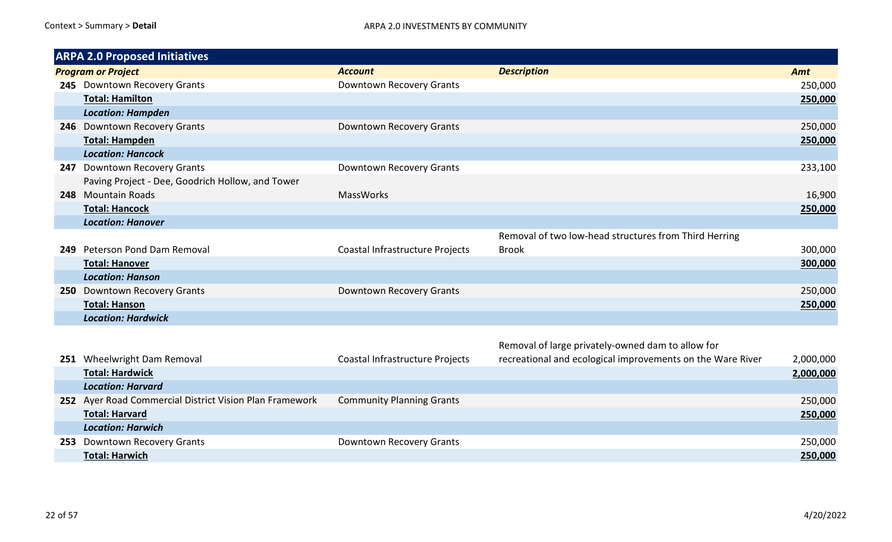| ARPA 2.0 Proposed Initiatives | | | | |
|---|---|---|---|---|
| | ***Program or Project*** | ***Account*** | ***Description*** | ***Amt*** |
| **245** | Downtown Recovery Grants | Downtown Recovery Grants | | 250,000 |
| | **Total: Hamilton** | | | **250,000** |
| | ***Location: Hampden*** | | | |
| **246** | Downtown Recovery Grants | Downtown Recovery Grants | | 250,000 |
| | **Total: Hampden** | | | **250,000** |
| | ***Location: Hancock*** | | | |
| **247** | Downtown Recovery Grants | Downtown Recovery Grants | | 233,100 |
| **248** | Paving Project - Dee, Goodrich Hollow, and Tower Mountain Roads | MassWorks | | 16,900 |
| | **Total: Hancock** | | | **250,000** |
| | ***Location: Hanover*** | | | |
| **249** | Peterson Pond Dam Removal | Coastal Infrastructure Projects | Removal of two low-head structures from Third Herring Brook | 300,000 |
| | **Total: Hanover** | | | **300,000** |
| | ***Location: Hanson*** | | | |
| **250** | Downtown Recovery Grants | Downtown Recovery Grants | | 250,000 |
| | **Total: Hanson** | | | **250,000** |
| | ***Location: Hardwick*** | | | |
| **251** | Wheelwright Dam Removal | Coastal Infrastructure Projects | Removal of large privately-owned dam to allow for recreational and ecological improvements on the Ware River | 2,000,000 |
| | **Total: Hardwick** | | | **2,000,000** |
| | ***Location: Harvard*** | | | |
| **252** | Ayer Road Commercial District Vision Plan Framework | Community Planning Grants | | 250,000 |
| | **Total: Harvard** | | | **250,000** |
| | ***Location: Harwich*** | | | |
| **253** | Downtown Recovery Grants | Downtown Recovery Grants | | 250,000 |
| | **Total: Harwich** | | | **250,000** |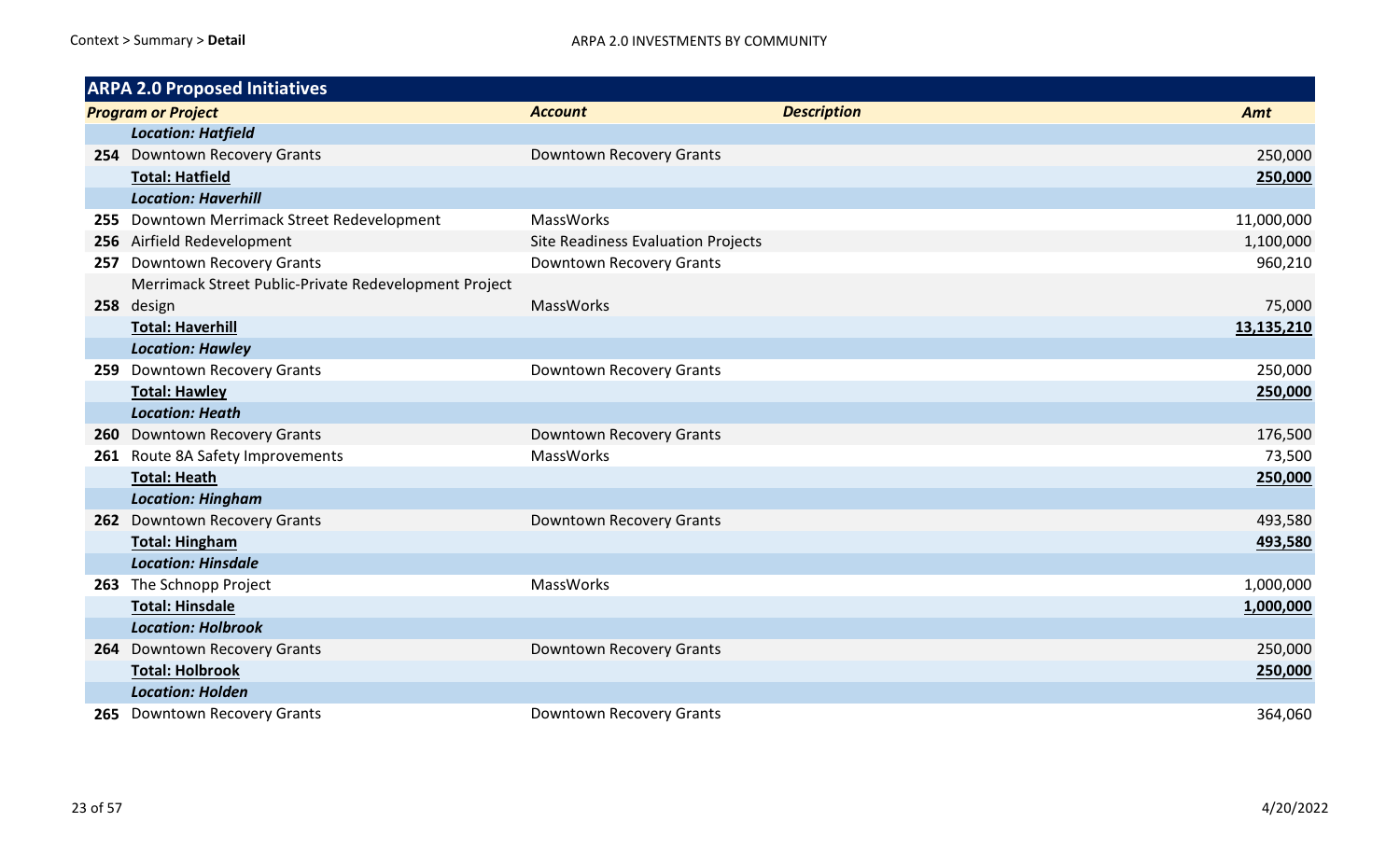| ARPA 2.0 Proposed Initiatives | | | | |
|---|---|---|---|---|
| | ***Program or Project*** | ***Account*** | ***Description*** | ***Amt*** |
| | ***Location: Hatfield*** | | | |
| **254** | Downtown Recovery Grants | Downtown Recovery Grants | | 250,000 |
| | **Total: Hatfield** | | | **250,000** |
| | ***Location: Haverhill*** | | | |
| **255** | Downtown Merrimack Street Redevelopment | MassWorks | | 11,000,000 |
| **256** | Airfield Redevelopment | Site Readiness Evaluation Projects | | 1,100,000 |
| **257** | Downtown Recovery Grants | Downtown Recovery Grants | | 960,210 |
| **258** | Merrimack Street Public-Private Redevelopment Project design | MassWorks | | 75,000 |
| | **Total: Haverhill** | | | **13,135,210** |
| | ***Location: Hawley*** | | | |
| **259** | Downtown Recovery Grants | Downtown Recovery Grants | | 250,000 |
| | **Total: Hawley** | | | **250,000** |
| | ***Location: Heath*** | | | |
| **260** | Downtown Recovery Grants | Downtown Recovery Grants | | 176,500 |
| **261** | Route 8A Safety Improvements | MassWorks | | 73,500 |
| | **Total: Heath** | | | **250,000** |
| | ***Location: Hingham*** | | | |
| **262** | Downtown Recovery Grants | Downtown Recovery Grants | | 493,580 |
| | **Total: Hingham** | | | **493,580** |
| | ***Location: Hinsdale*** | | | |
| **263** | The Schnopp Project | MassWorks | | 1,000,000 |
| | **Total: Hinsdale** | | | **1,000,000** |
| | ***Location: Holbrook*** | | | |
| **264** | Downtown Recovery Grants | Downtown Recovery Grants | | 250,000 |
| | **Total: Holbrook** | | | **250,000** |
| | ***Location: Holden*** | | | |
| **265** | Downtown Recovery Grants | Downtown Recovery Grants | | 364,060 |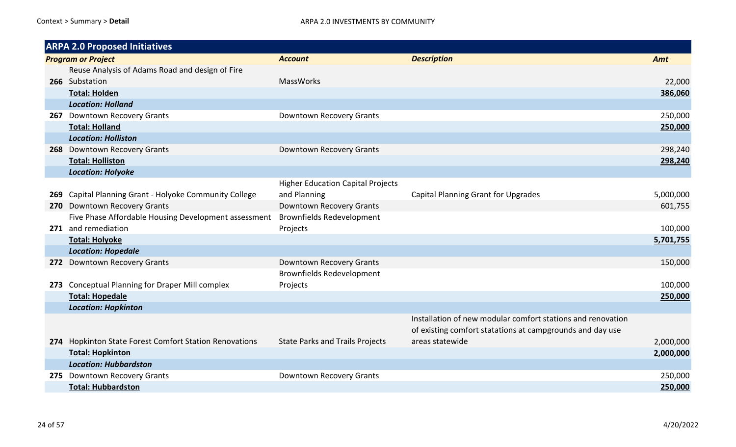| | **ARPA 2.0 Proposed Initiatives** | | | |
|---|---|---|---|---|
| | ***Program or Project*** | ***Account*** | ***Description*** | ***Amt*** |
| **266** | Reuse Analysis of Adams Road and design of Fire Substation | MassWorks | | 22,000 |
| | **Total: Holden** | | | **386,060** |
| | ***Location: Holland*** | | | |
| **267** | Downtown Recovery Grants | Downtown Recovery Grants | | 250,000 |
| | **Total: Holland** | | | **250,000** |
| | ***Location: Holliston*** | | | |
| **268** | Downtown Recovery Grants | Downtown Recovery Grants | | 298,240 |
| | **Total: Holliston** | | | **298,240** |
| | ***Location: Holyoke*** | | | |
| **269** | Capital Planning Grant - Holyoke Community College | Higher Education Capital Projects and Planning | Capital Planning Grant for Upgrades | 5,000,000 |
| **270** | Downtown Recovery Grants | Downtown Recovery Grants | | 601,755 |
| **271** | Five Phase Affordable Housing Development assessment and remediation | Brownfields Redevelopment Projects | | 100,000 |
| | **Total: Holyoke** | | | **5,701,755** |
| | ***Location: Hopedale*** | | | |
| **272** | Downtown Recovery Grants | Downtown Recovery Grants | | 150,000 |
| **273** | Conceptual Planning for Draper Mill complex | Brownfields Redevelopment Projects | | 100,000 |
| | **Total: Hopedale** | | | **250,000** |
| | ***Location: Hopkinton*** | | | |
| **274** | Hopkinton State Forest Comfort Station Renovations | State Parks and Trails Projects | Installation of new modular comfort stations and renovation of existing comfort statations at campgrounds and day use areas statewide | 2,000,000 |
| | **Total: Hopkinton** | | | **2,000,000** |
| | ***Location: Hubbardston*** | | | |
| **275** | Downtown Recovery Grants | Downtown Recovery Grants | | 250,000 |
| | **Total: Hubbardston** | | | **250,000** |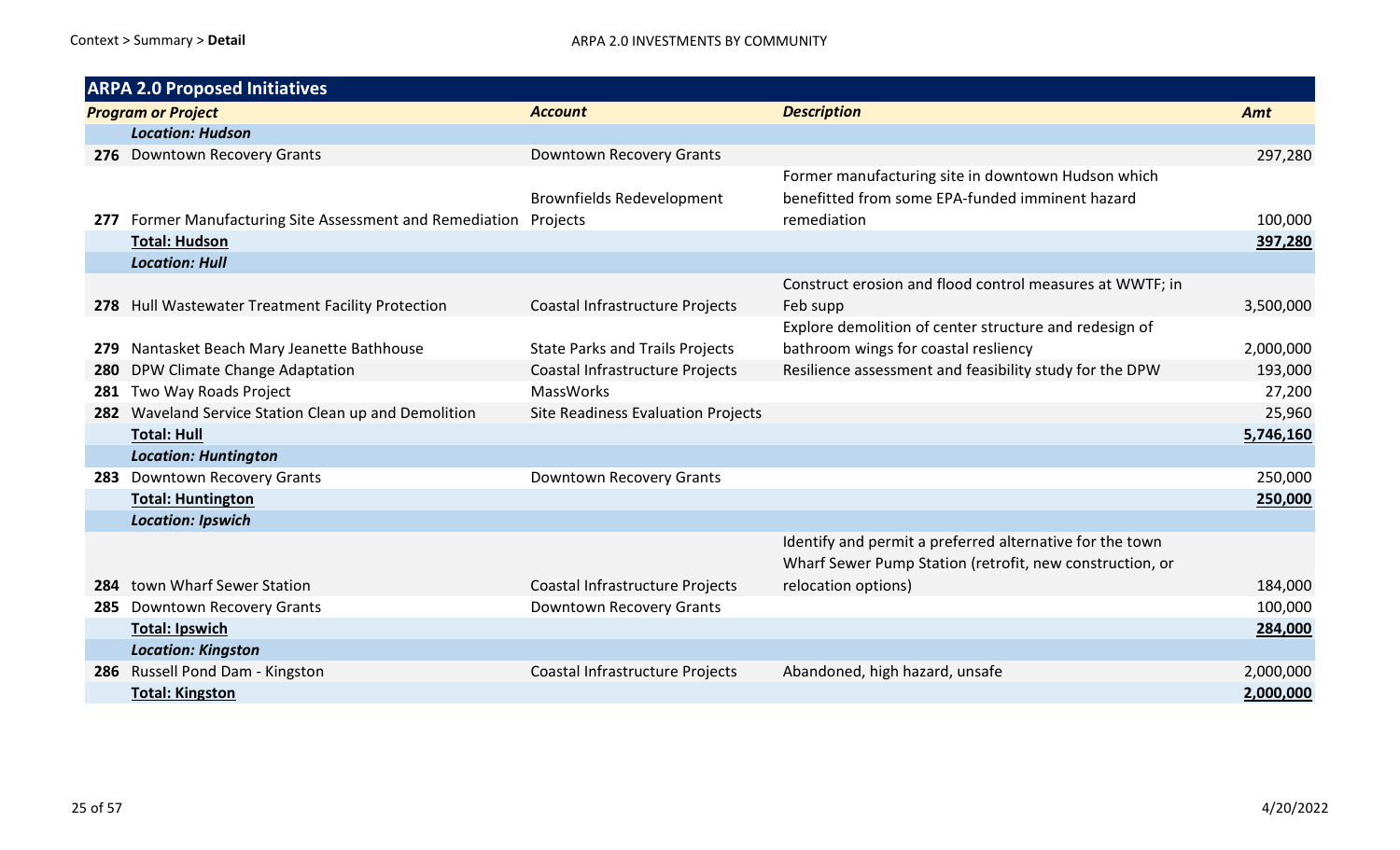Context > Summary > **Detail**

ARPA 2.0 INVESTMENTS BY COMMUNITY

| **ARPA 2.0 Proposed Initiatives** | | | | |
|---|---|---|---|---|
| ***Program or Project*** | | ***Account*** | ***Description*** | ***Amt*** |
| | ***Location: Hudson*** | | | |
| **276** | Downtown Recovery Grants | Downtown Recovery Grants | | 297,280 |
| **277** | Former Manufacturing Site Assessment and Remediation | Brownfields Redevelopment Projects | Former manufacturing site in downtown Hudson which benefitted from some EPA-funded imminent hazard remediation | 100,000 |
| | **Total: Hudson** | | | **397,280** |
| | ***Location: Hull*** | | | |
| **278** | Hull Wastewater Treatment Facility Protection | Coastal Infrastructure Projects | Construct erosion and flood control measures at WWTF; in Feb supp | 3,500,000 |
| **279** | Nantasket Beach Mary Jeanette Bathhouse | State Parks and Trails Projects | Explore demolition of center structure and redesign of bathroom wings for coastal resliency | 2,000,000 |
| **280** | DPW Climate Change Adaptation | Coastal Infrastructure Projects | Resilience assessment and feasibility study for the DPW | 193,000 |
| **281** | Two Way Roads Project | MassWorks | | 27,200 |
| **282** | Waveland Service Station Clean up and Demolition | Site Readiness Evaluation Projects | | 25,960 |
| | **Total: Hull** | | | **5,746,160** |
| | ***Location: Huntington*** | | | |
| **283** | Downtown Recovery Grants | Downtown Recovery Grants | | 250,000 |
| | **Total: Huntington** | | | **250,000** |
| | ***Location: Ipswich*** | | | |
| **284** | town Wharf Sewer Station | Coastal Infrastructure Projects | Identify and permit a preferred alternative for the town Wharf Sewer Pump Station (retrofit, new construction, or relocation options) | 184,000 |
| **285** | Downtown Recovery Grants | Downtown Recovery Grants | | 100,000 |
| | **Total: Ipswich** | | | **284,000** |
| | ***Location: Kingston*** | | | |
| **286** | Russell Pond Dam - Kingston | Coastal Infrastructure Projects | Abandoned, high hazard, unsafe | 2,000,000 |
| | **Total: Kingston** | | | **2,000,000** |

4/20/2022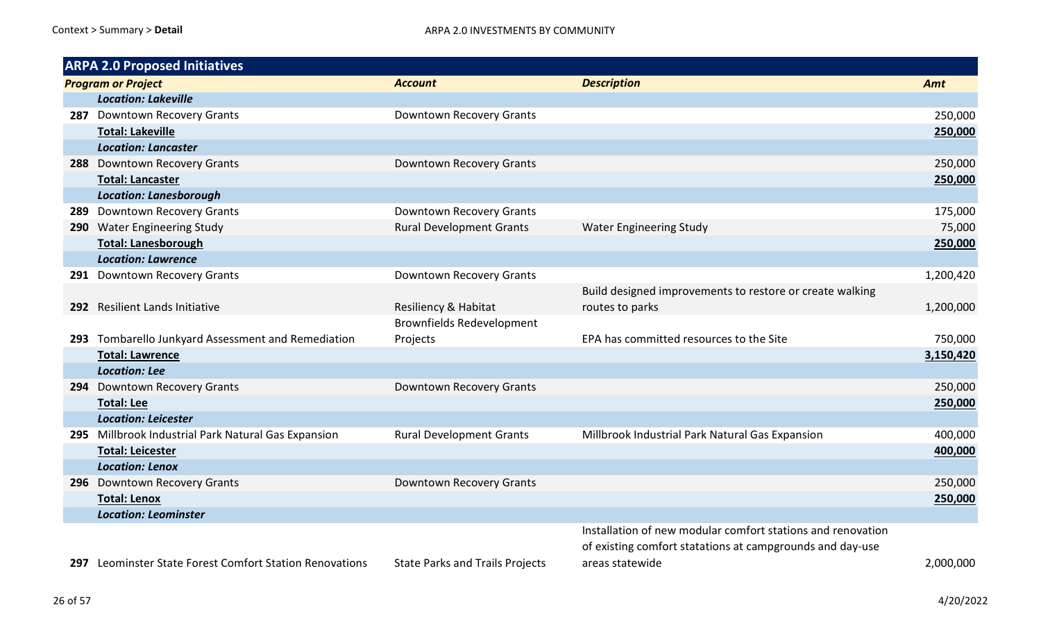Context > Summary > **Detail**

ARPA 2.0 INVESTMENTS BY COMMUNITY

| **ARPA 2.0 Proposed Initiatives** | | | | |
|---|---|---|---|---|
| | ***Program or Project*** | ***Account*** | ***Description*** | ***Amt*** |
| | ***Location: Lakeville*** | | | |
| **287** | Downtown Recovery Grants | Downtown Recovery Grants | | 250,000 |
| | **Total: Lakeville** | | | **250,000** |
| | ***Location: Lancaster*** | | | |
| **288** | Downtown Recovery Grants | Downtown Recovery Grants | | 250,000 |
| | **Total: Lancaster** | | | **250,000** |
| | ***Location: Lanesborough*** | | | |
| **289** | Downtown Recovery Grants | Downtown Recovery Grants | | 175,000 |
| **290** | Water Engineering Study | Rural Development Grants | Water Engineering Study | 75,000 |
| | **Total: Lanesborough** | | | **250,000** |
| | ***Location: Lawrence*** | | | |
| **291** | Downtown Recovery Grants | Downtown Recovery Grants | | 1,200,420 |
| **292** | Resilient Lands Initiative | Resiliency & Habitat | Build designed improvements to restore or create walking routes to parks | 1,200,000 |
| **293** | Tombarello Junkyard Assessment and Remediation | Brownfields Redevelopment Projects | EPA has committed resources to the Site | 750,000 |
| | **Total: Lawrence** | | | **3,150,420** |
| | ***Location: Lee*** | | | |
| **294** | Downtown Recovery Grants | Downtown Recovery Grants | | 250,000 |
| | **Total: Lee** | | | **250,000** |
| | ***Location: Leicester*** | | | |
| **295** | Millbrook Industrial Park Natural Gas Expansion | Rural Development Grants | Millbrook Industrial Park Natural Gas Expansion | 400,000 |
| | **Total: Leicester** | | | **400,000** |
| | ***Location: Lenox*** | | | |
| **296** | Downtown Recovery Grants | Downtown Recovery Grants | | 250,000 |
| | **Total: Lenox** | | | **250,000** |
| | ***Location: Leominster*** | | | |
| **297** | Leominster State Forest Comfort Station Renovations | State Parks and Trails Projects | Installation of new modular comfort stations and renovation of existing comfort statations at campgrounds and day-use areas statewide | 2,000,000 |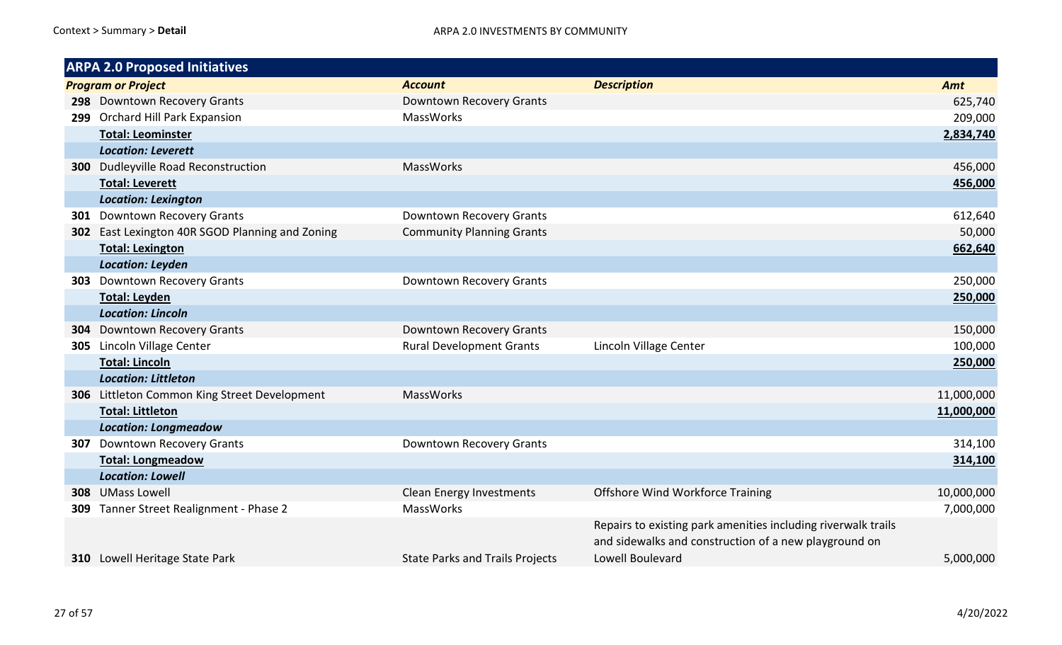| ARPA 2.0 Proposed Initiatives | | | | |
|---|---|---|---|---|
| | ***Program or Project*** | ***Account*** | ***Description*** | ***Amt*** |
| **298** | Downtown Recovery Grants | Downtown Recovery Grants | | 625,740 |
| **299** | Orchard Hill Park Expansion | MassWorks | | 209,000 |
| | **Total: Leominster** | | | **2,834,740** |
| | ***Location: Leverett*** | | | |
| **300** | Dudleyville Road Reconstruction | MassWorks | | 456,000 |
| | **Total: Leverett** | | | **456,000** |
| | ***Location: Lexington*** | | | |
| **301** | Downtown Recovery Grants | Downtown Recovery Grants | | 612,640 |
| **302** | East Lexington 40R SGOD Planning and Zoning | Community Planning Grants | | 50,000 |
| | **Total: Lexington** | | | **662,640** |
| | ***Location: Leyden*** | | | |
| **303** | Downtown Recovery Grants | Downtown Recovery Grants | | 250,000 |
| | **Total: Leyden** | | | **250,000** |
| | ***Location: Lincoln*** | | | |
| **304** | Downtown Recovery Grants | Downtown Recovery Grants | | 150,000 |
| **305** | Lincoln Village Center | Rural Development Grants | Lincoln Village Center | 100,000 |
| | **Total: Lincoln** | | | **250,000** |
| | ***Location: Littleton*** | | | |
| **306** | Littleton Common King Street Development | MassWorks | | 11,000,000 |
| | **Total: Littleton** | | | **11,000,000** |
| | ***Location: Longmeadow*** | | | |
| **307** | Downtown Recovery Grants | Downtown Recovery Grants | | 314,100 |
| | **Total: Longmeadow** | | | **314,100** |
| | ***Location: Lowell*** | | | |
| **308** | UMass Lowell | Clean Energy Investments | Offshore Wind Workforce Training | 10,000,000 |
| **309** | Tanner Street Realignment - Phase 2 | MassWorks | | 7,000,000 |
| **310** | Lowell Heritage State Park | State Parks and Trails Projects | Repairs to existing park amenities including riverwalk trails and sidewalks and construction of a new playground on Lowell Boulevard | 5,000,000 |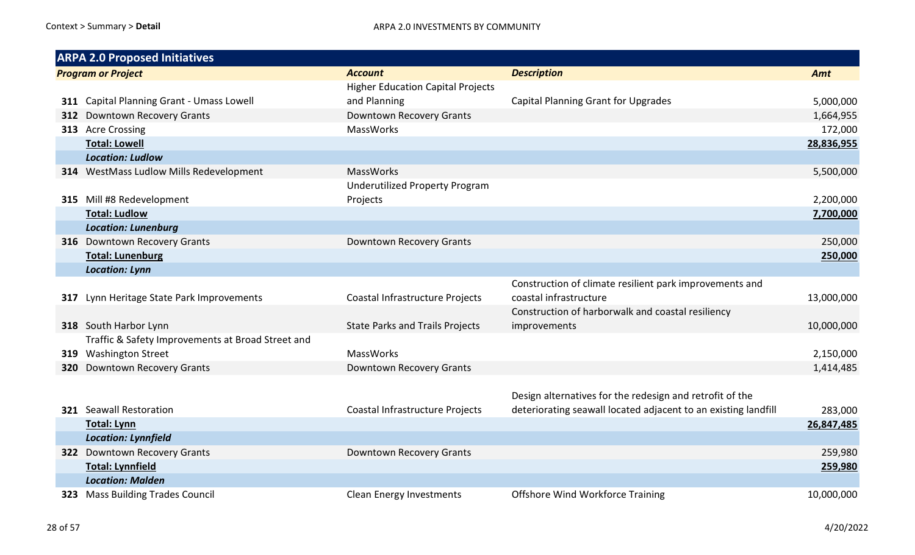## ARPA 2.0 Proposed Initiatives

| | Program or Project | Account | Description | Amt |
|---|---|---|---|---|
| 311 | Capital Planning Grant - Umass Lowell | Higher Education Capital Projects and Planning | Capital Planning Grant for Upgrades | 5,000,000 |
| 312 | Downtown Recovery Grants | Downtown Recovery Grants | | 1,664,955 |
| 313 | Acre Crossing | MassWorks | | 172,000 |
| | **Total: Lowell** | | | **28,836,955** |
| | ***Location: Ludlow*** | | | |
| 314 | WestMass Ludlow Mills Redevelopment | MassWorks | | 5,500,000 |
| 315 | Mill #8 Redevelopment | Underutilized Property Program Projects | | 2,200,000 |
| | **Total: Ludlow** | | | **7,700,000** |
| | ***Location: Lunenburg*** | | | |
| 316 | Downtown Recovery Grants | Downtown Recovery Grants | | 250,000 |
| | **Total: Lunenburg** | | | **250,000** |
| | ***Location: Lynn*** | | | |
| 317 | Lynn Heritage State Park Improvements | Coastal Infrastructure Projects | Construction of climate resilient park improvements and coastal infrastructure | 13,000,000 |
| 318 | South Harbor Lynn | State Parks and Trails Projects | Construction of harborwalk and coastal resiliency improvements | 10,000,000 |
| 319 | Traffic & Safety Improvements at Broad Street and Washington Street | MassWorks | | 2,150,000 |
| 320 | Downtown Recovery Grants | Downtown Recovery Grants | | 1,414,485 |
| 321 | Seawall Restoration | Coastal Infrastructure Projects | Design alternatives for the redesign and retrofit of the deteriorating seawall located adjacent to an existing landfill | 283,000 |
| | **Total: Lynn** | | | **26,847,485** |
| | ***Location: Lynnfield*** | | | |
| 322 | Downtown Recovery Grants | Downtown Recovery Grants | | 259,980 |
| | **Total: Lynnfield** | | | **259,980** |
| | ***Location: Malden*** | | | |
| 323 | Mass Building Trades Council | Clean Energy Investments | Offshore Wind Workforce Training | 10,000,000 |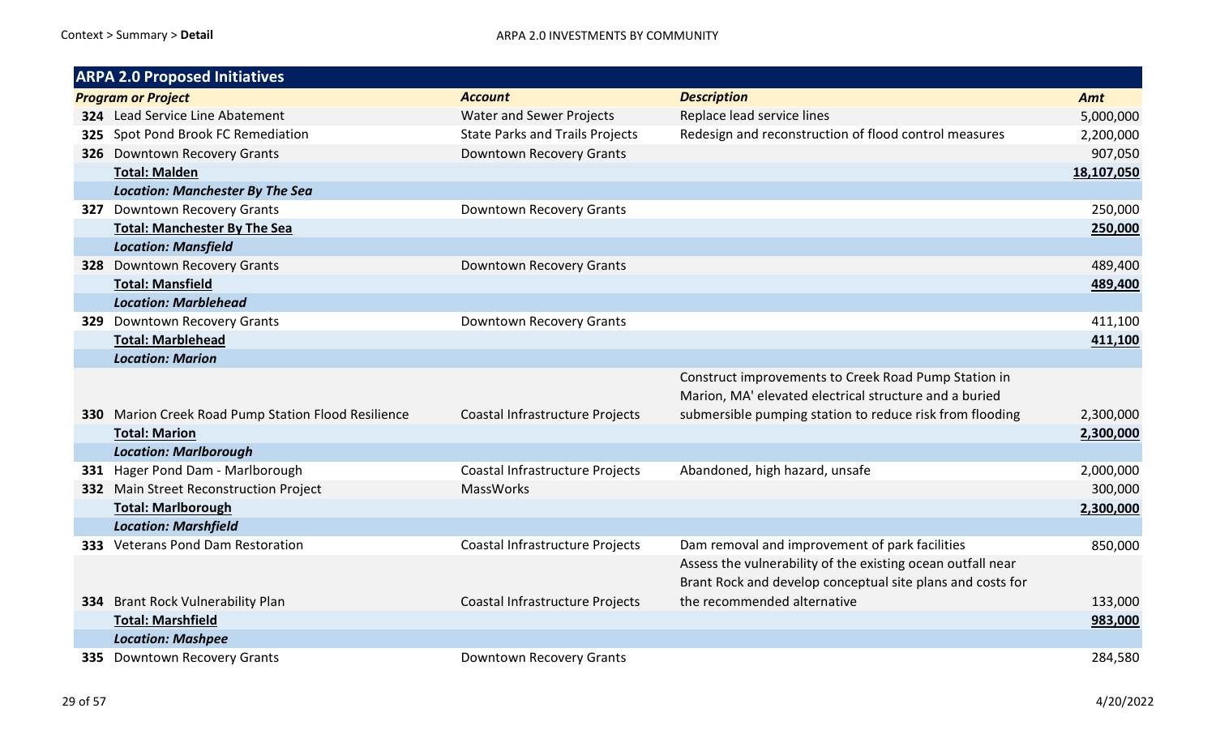Context > Summary > **Detail**

ARPA 2.0 INVESTMENTS BY COMMUNITY

| **ARPA 2.0 Proposed Initiatives** | | | | |
|---|---|---|---|---|
| | ***Program or Project*** | ***Account*** | ***Description*** | ***Amt*** |
| **324** | Lead Service Line Abatement | Water and Sewer Projects | Replace lead service lines | 5,000,000 |
| **325** | Spot Pond Brook FC Remediation | State Parks and Trails Projects | Redesign and reconstruction of flood control measures | 2,200,000 |
| **326** | Downtown Recovery Grants | Downtown Recovery Grants | | 907,050 |
| | **Total: Malden** | | | **18,107,050** |
| | ***Location: Manchester By The Sea*** | | | |
| **327** | Downtown Recovery Grants | Downtown Recovery Grants | | 250,000 |
| | **Total: Manchester By The Sea** | | | **250,000** |
| | ***Location: Mansfield*** | | | |
| **328** | Downtown Recovery Grants | Downtown Recovery Grants | | 489,400 |
| | **Total: Mansfield** | | | **489,400** |
| | ***Location: Marblehead*** | | | |
| **329** | Downtown Recovery Grants | Downtown Recovery Grants | | 411,100 |
| | **Total: Marblehead** | | | **411,100** |
| | ***Location: Marion*** | | | |
| **330** | Marion Creek Road Pump Station Flood Resilience | Coastal Infrastructure Projects | Construct improvements to Creek Road Pump Station in Marion, MA' elevated electrical structure and a buried submersible pumping station to reduce risk from flooding | 2,300,000 |
| | **Total: Marion** | | | **2,300,000** |
| | ***Location: Marlborough*** | | | |
| **331** | Hager Pond Dam - Marlborough | Coastal Infrastructure Projects | Abandoned, high hazard, unsafe | 2,000,000 |
| **332** | Main Street Reconstruction Project | MassWorks | | 300,000 |
| | **Total: Marlborough** | | | **2,300,000** |
| | ***Location: Marshfield*** | | | |
| **333** | Veterans Pond Dam Restoration | Coastal Infrastructure Projects | Dam removal and improvement of park facilities | 850,000 |
| **334** | Brant Rock Vulnerability Plan | Coastal Infrastructure Projects | Assess the vulnerability of the existing ocean outfall near Brant Rock and develop conceptual site plans and costs for the recommended alternative | 133,000 |
| | **Total: Marshfield** | | | **983,000** |
| | ***Location: Mashpee*** | | | |
| **335** | Downtown Recovery Grants | Downtown Recovery Grants | | 284,580 |

4/20/2022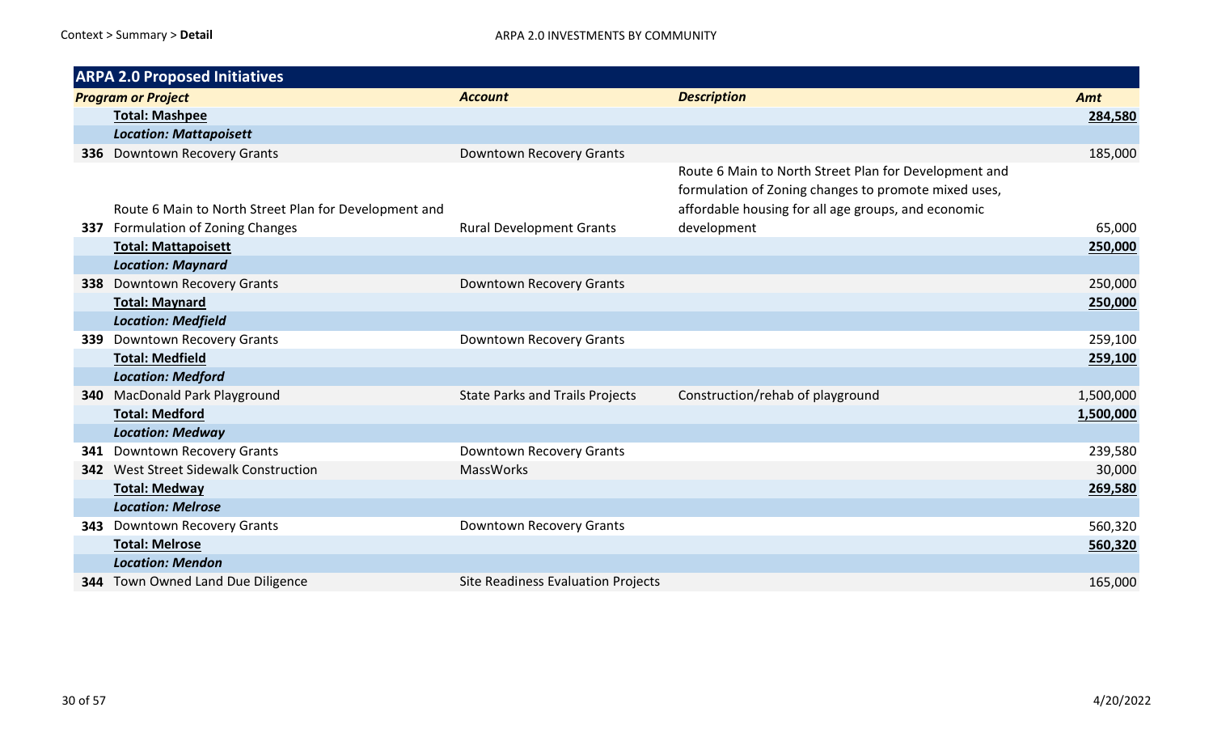| ARPA 2.0 Proposed Initiatives | | | | |
|---|---|---|---|---|
| ***Program or Project*** | | ***Account*** | ***Description*** | ***Amt*** |
| | **Total: Mashpee** | | | **284,580** |
| | ***Location: Mattapoisett*** | | | |
| **336** | Downtown Recovery Grants | Downtown Recovery Grants | | 185,000 |
| **337** | Route 6 Main to North Street Plan for Development and Formulation of Zoning Changes | Rural Development Grants | Route 6 Main to North Street Plan for Development and formulation of Zoning changes to promote mixed uses, affordable housing for all age groups, and economic development | 65,000 |
| | **Total: Mattapoisett** | | | **250,000** |
| | ***Location: Maynard*** | | | |
| **338** | Downtown Recovery Grants | Downtown Recovery Grants | | 250,000 |
| | **Total: Maynard** | | | **250,000** |
| | ***Location: Medfield*** | | | |
| **339** | Downtown Recovery Grants | Downtown Recovery Grants | | 259,100 |
| | **Total: Medfield** | | | **259,100** |
| | ***Location: Medford*** | | | |
| **340** | MacDonald Park Playground | State Parks and Trails Projects | Construction/rehab of playground | 1,500,000 |
| | **Total: Medford** | | | **1,500,000** |
| | ***Location: Medway*** | | | |
| **341** | Downtown Recovery Grants | Downtown Recovery Grants | | 239,580 |
| **342** | West Street Sidewalk Construction | MassWorks | | 30,000 |
| | **Total: Medway** | | | **269,580** |
| | ***Location: Melrose*** | | | |
| **343** | Downtown Recovery Grants | Downtown Recovery Grants | | 560,320 |
| | **Total: Melrose** | | | **560,320** |
| | ***Location: Mendon*** | | | |
| **344** | Town Owned Land Due Diligence | Site Readiness Evaluation Projects | | 165,000 |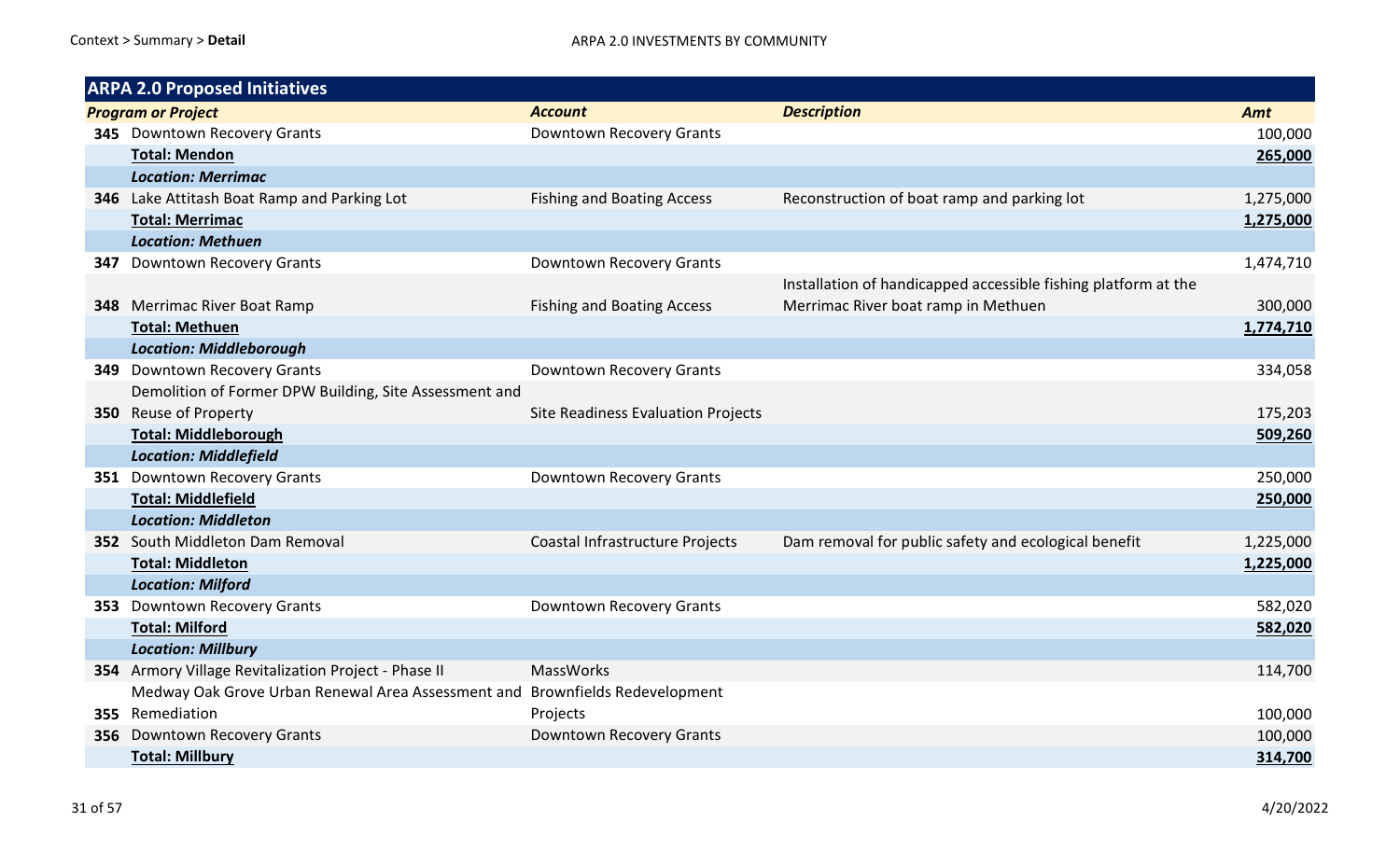| ARPA 2.0 Proposed Initiatives | | | | |
|---|---|---|---|---|
| ***Program or Project*** | | ***Account*** | ***Description*** | ***Amt*** |
| **345** | Downtown Recovery Grants | Downtown Recovery Grants | | 100,000 |
| | **Total: Mendon** | | | **265,000** |
| | ***Location: Merrimac*** | | | |
| **346** | Lake Attitash Boat Ramp and Parking Lot | Fishing and Boating Access | Reconstruction of boat ramp and parking lot | 1,275,000 |
| | **Total: Merrimac** | | | **1,275,000** |
| | ***Location: Methuen*** | | | |
| **347** | Downtown Recovery Grants | Downtown Recovery Grants | | 1,474,710 |
| **348** | Merrimac River Boat Ramp | Fishing and Boating Access | Installation of handicapped accessible fishing platform at the Merrimac River boat ramp in Methuen | 300,000 |
| | **Total: Methuen** | | | **1,774,710** |
| | ***Location: Middleborough*** | | | |
| **349** | Downtown Recovery Grants | Downtown Recovery Grants | | 334,058 |
| **350** | Demolition of Former DPW Building, Site Assessment and Reuse of Property | Site Readiness Evaluation Projects | | 175,203 |
| | **Total: Middleborough** | | | **509,260** |
| | ***Location: Middlefield*** | | | |
| **351** | Downtown Recovery Grants | Downtown Recovery Grants | | 250,000 |
| | **Total: Middlefield** | | | **250,000** |
| | ***Location: Middleton*** | | | |
| **352** | South Middleton Dam Removal | Coastal Infrastructure Projects | Dam removal for public safety and ecological benefit | 1,225,000 |
| | **Total: Middleton** | | | **1,225,000** |
| | ***Location: Milford*** | | | |
| **353** | Downtown Recovery Grants | Downtown Recovery Grants | | 582,020 |
| | **Total: Milford** | | | **582,020** |
| | ***Location: Millbury*** | | | |
| **354** | Armory Village Revitalization Project - Phase II | MassWorks | | 114,700 |
| **355** | Medway Oak Grove Urban Renewal Area Assessment and Remediation | Brownfields Redevelopment Projects | | 100,000 |
| **356** | Downtown Recovery Grants | Downtown Recovery Grants | | 100,000 |
| | **Total: Millbury** | | | **314,700** |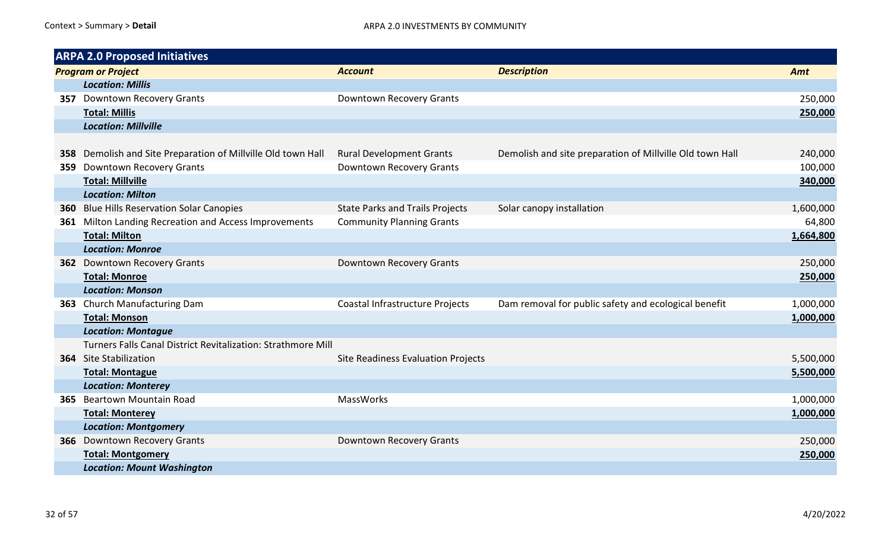| | ARPA 2.0 Proposed Initiatives | | | |
|---|---|---|---|---|
| | ***Program or Project*** | ***Account*** | ***Description*** | ***Amt*** |
| | ***Location: Millis*** | | | |
| **357** | Downtown Recovery Grants | Downtown Recovery Grants | | 250,000 |
| | **Total: Millis** | | | **250,000** |
| | ***Location: Millville*** | | | |
| **358** | Demolish and Site Preparation of Millville Old town Hall | Rural Development Grants | Demolish and site preparation of Millville Old town Hall | 240,000 |
| **359** | Downtown Recovery Grants | Downtown Recovery Grants | | 100,000 |
| | **Total: Millville** | | | **340,000** |
| | ***Location: Milton*** | | | |
| **360** | Blue Hills Reservation Solar Canopies | State Parks and Trails Projects | Solar canopy installation | 1,600,000 |
| **361** | Milton Landing Recreation and Access Improvements | Community Planning Grants | | 64,800 |
| | **Total: Milton** | | | **1,664,800** |
| | ***Location: Monroe*** | | | |
| **362** | Downtown Recovery Grants | Downtown Recovery Grants | | 250,000 |
| | **Total: Monroe** | | | **250,000** |
| | ***Location: Monson*** | | | |
| **363** | Church Manufacturing Dam | Coastal Infrastructure Projects | Dam removal for public safety and ecological benefit | 1,000,000 |
| | **Total: Monson** | | | **1,000,000** |
| | ***Location: Montague*** | | | |
| **364** | Turners Falls Canal District Revitalization: Strathmore Mill Site Stabilization | Site Readiness Evaluation Projects | | 5,500,000 |
| | **Total: Montague** | | | **5,500,000** |
| | ***Location: Monterey*** | | | |
| **365** | Beartown Mountain Road | MassWorks | | 1,000,000 |
| | **Total: Monterey** | | | **1,000,000** |
| | ***Location: Montgomery*** | | | |
| **366** | Downtown Recovery Grants | Downtown Recovery Grants | | 250,000 |
| | **Total: Montgomery** | | | **250,000** |
| | ***Location: Mount Washington*** | | | |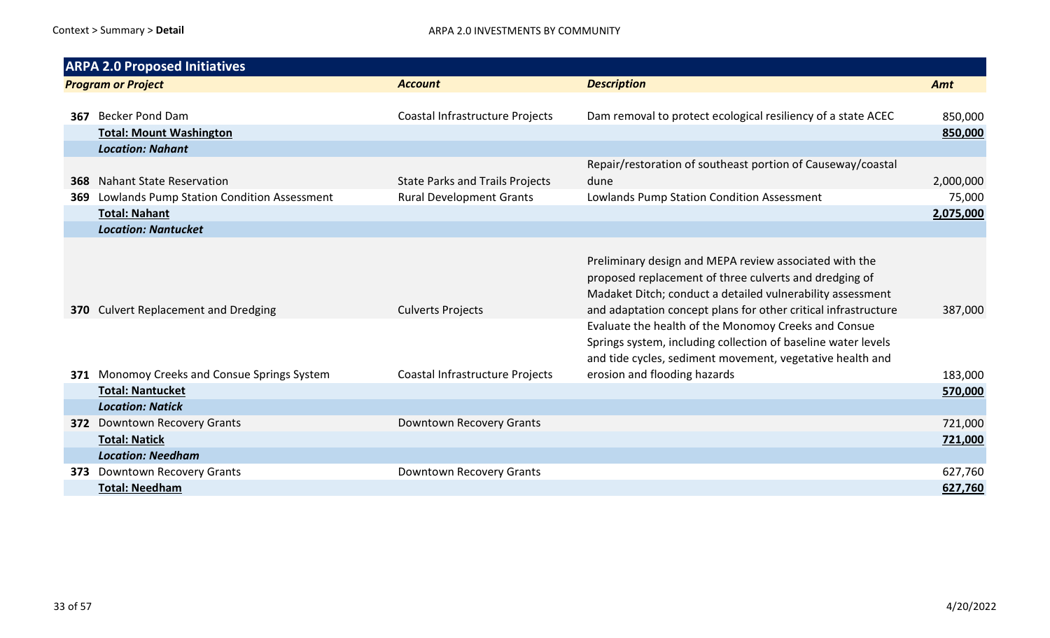Context > Summary > **Detail**

ARPA 2.0 INVESTMENTS BY COMMUNITY

| **ARPA 2.0 Proposed Initiatives** | | | | |
|---|---|---|---|---|
| | ***Program or Project*** | ***Account*** | ***Description*** | ***Amt*** |
| **367** | Becker Pond Dam | Coastal Infrastructure Projects | Dam removal to protect ecological resiliency of a state ACEC | 850,000 |
| | **Total: Mount Washington** | | | **850,000** |
| | ***Location: Nahant*** | | | |
| **368** | Nahant State Reservation | State Parks and Trails Projects | Repair/restoration of southeast portion of Causeway/coastal dune | 2,000,000 |
| **369** | Lowlands Pump Station Condition Assessment | Rural Development Grants | Lowlands Pump Station Condition Assessment | 75,000 |
| | **Total: Nahant** | | | **2,075,000** |
| | ***Location: Nantucket*** | | | |
| **370** | Culvert Replacement and Dredging | Culverts Projects | Preliminary design and MEPA review associated with the proposed replacement of three culverts and dredging of Madaket Ditch; conduct a detailed vulnerability assessment and adaptation concept plans for other critical infrastructure | 387,000 |
| **371** | Monomoy Creeks and Consue Springs System | Coastal Infrastructure Projects | Evaluate the health of the Monomoy Creeks and Consue Springs system, including collection of baseline water levels and tide cycles, sediment movement, vegetative health and erosion and flooding hazards | 183,000 |
| | **Total: Nantucket** | | | **570,000** |
| | ***Location: Natick*** | | | |
| **372** | Downtown Recovery Grants | Downtown Recovery Grants | | 721,000 |
| | **Total: Natick** | | | **721,000** |
| | ***Location: Needham*** | | | |
| **373** | Downtown Recovery Grants | Downtown Recovery Grants | | 627,760 |
| | **Total: Needham** | | | **627,760** |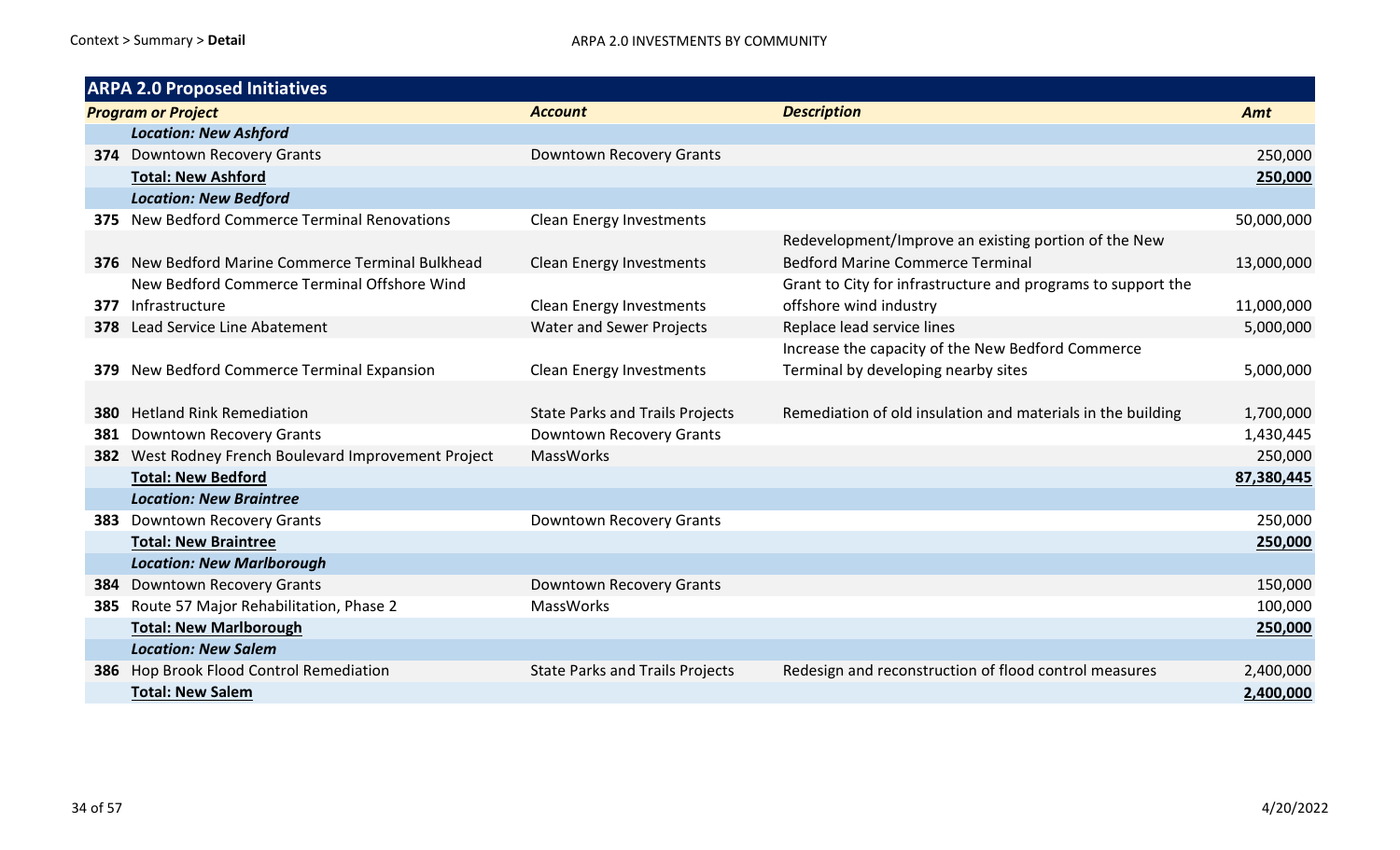Context > Summary > **Detail**

ARPA 2.0 INVESTMENTS BY COMMUNITY

| **ARPA 2.0 Proposed Initiatives** | | | | |
|---|---|---|---|---|
| ***Program or Project*** | | ***Account*** | ***Description*** | ***Amt*** |
| | ***Location: New Ashford*** | | | |
| **374** | Downtown Recovery Grants | Downtown Recovery Grants | | 250,000 |
| | **Total: New Ashford** | | | **250,000** |
| | ***Location: New Bedford*** | | | |
| **375** | New Bedford Commerce Terminal Renovations | Clean Energy Investments | | 50,000,000 |
| **376** | New Bedford Marine Commerce Terminal Bulkhead | Clean Energy Investments | Redevelopment/Improve an existing portion of the New Bedford Marine Commerce Terminal | 13,000,000 |
| **377** | New Bedford Commerce Terminal Offshore Wind Infrastructure | Clean Energy Investments | Grant to City for infrastructure and programs to support the offshore wind industry | 11,000,000 |
| **378** | Lead Service Line Abatement | Water and Sewer Projects | Replace lead service lines | 5,000,000 |
| **379** | New Bedford Commerce Terminal Expansion | Clean Energy Investments | Increase the capacity of the New Bedford Commerce Terminal by developing nearby sites | 5,000,000 |
| **380** | Hetland Rink Remediation | State Parks and Trails Projects | Remediation of old insulation and materials in the building | 1,700,000 |
| **381** | Downtown Recovery Grants | Downtown Recovery Grants | | 1,430,445 |
| **382** | West Rodney French Boulevard Improvement Project | MassWorks | | 250,000 |
| | **Total: New Bedford** | | | **87,380,445** |
| | ***Location: New Braintree*** | | | |
| **383** | Downtown Recovery Grants | Downtown Recovery Grants | | 250,000 |
| | **Total: New Braintree** | | | **250,000** |
| | ***Location: New Marlborough*** | | | |
| **384** | Downtown Recovery Grants | Downtown Recovery Grants | | 150,000 |
| **385** | Route 57 Major Rehabilitation, Phase 2 | MassWorks | | 100,000 |
| | **Total: New Marlborough** | | | **250,000** |
| | ***Location: New Salem*** | | | |
| **386** | Hop Brook Flood Control Remediation | State Parks and Trails Projects | Redesign and reconstruction of flood control measures | 2,400,000 |
| | **Total: New Salem** | | | **2,400,000** |

4/20/2022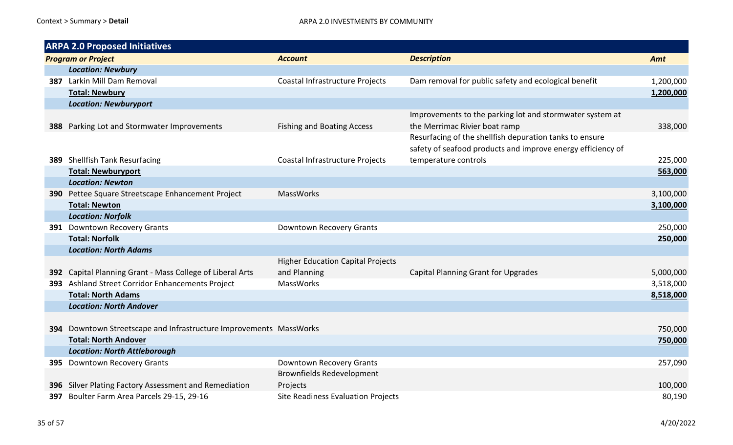Context > Summary > **Detail**

ARPA 2.0 INVESTMENTS BY COMMUNITY

## ARPA 2.0 Proposed Initiatives

| | *Program or Project* | *Account* | *Description* | *Amt* |
|---|---|---|---|---|
| | ***Location: Newbury*** | | | |
| **387** | Larkin Mill Dam Removal | Coastal Infrastructure Projects | Dam removal for public safety and ecological benefit | 1,200,000 |
| | **Total: Newbury** | | | **1,200,000** |
| | ***Location: Newburyport*** | | | |
| **388** | Parking Lot and Stormwater Improvements | Fishing and Boating Access | Improvements to the parking lot and stormwater system at the Merrimac Rivier boat ramp | 338,000 |
| **389** | Shellfish Tank Resurfacing | Coastal Infrastructure Projects | Resurfacing of the shellfish depuration tanks to ensure safety of seafood products and improve energy efficiency of temperature controls | 225,000 |
| | **Total: Newburyport** | | | **563,000** |
| | ***Location: Newton*** | | | |
| **390** | Pettee Square Streetscape Enhancement Project | MassWorks | | 3,100,000 |
| | **Total: Newton** | | | **3,100,000** |
| | ***Location: Norfolk*** | | | |
| **391** | Downtown Recovery Grants | Downtown Recovery Grants | | 250,000 |
| | **Total: Norfolk** | | | **250,000** |
| | ***Location: North Adams*** | | | |
| **392** | Capital Planning Grant - Mass College of Liberal Arts | Higher Education Capital Projects and Planning | Capital Planning Grant for Upgrades | 5,000,000 |
| **393** | Ashland Street Corridor Enhancements Project | MassWorks | | 3,518,000 |
| | **Total: North Adams** | | | **8,518,000** |
| | ***Location: North Andover*** | | | |
| **394** | Downtown Streetscape and Infrastructure Improvements | MassWorks | | 750,000 |
| | **Total: North Andover** | | | **750,000** |
| | ***Location: North Attleborough*** | | | |
| **395** | Downtown Recovery Grants | Downtown Recovery Grants | | 257,090 |
| **396** | Silver Plating Factory Assessment and Remediation | Brownfields Redevelopment Projects | | 100,000 |
| **397** | Boulter Farm Area Parcels 29-15, 29-16 | Site Readiness Evaluation Projects | | 80,190 |

4/20/2022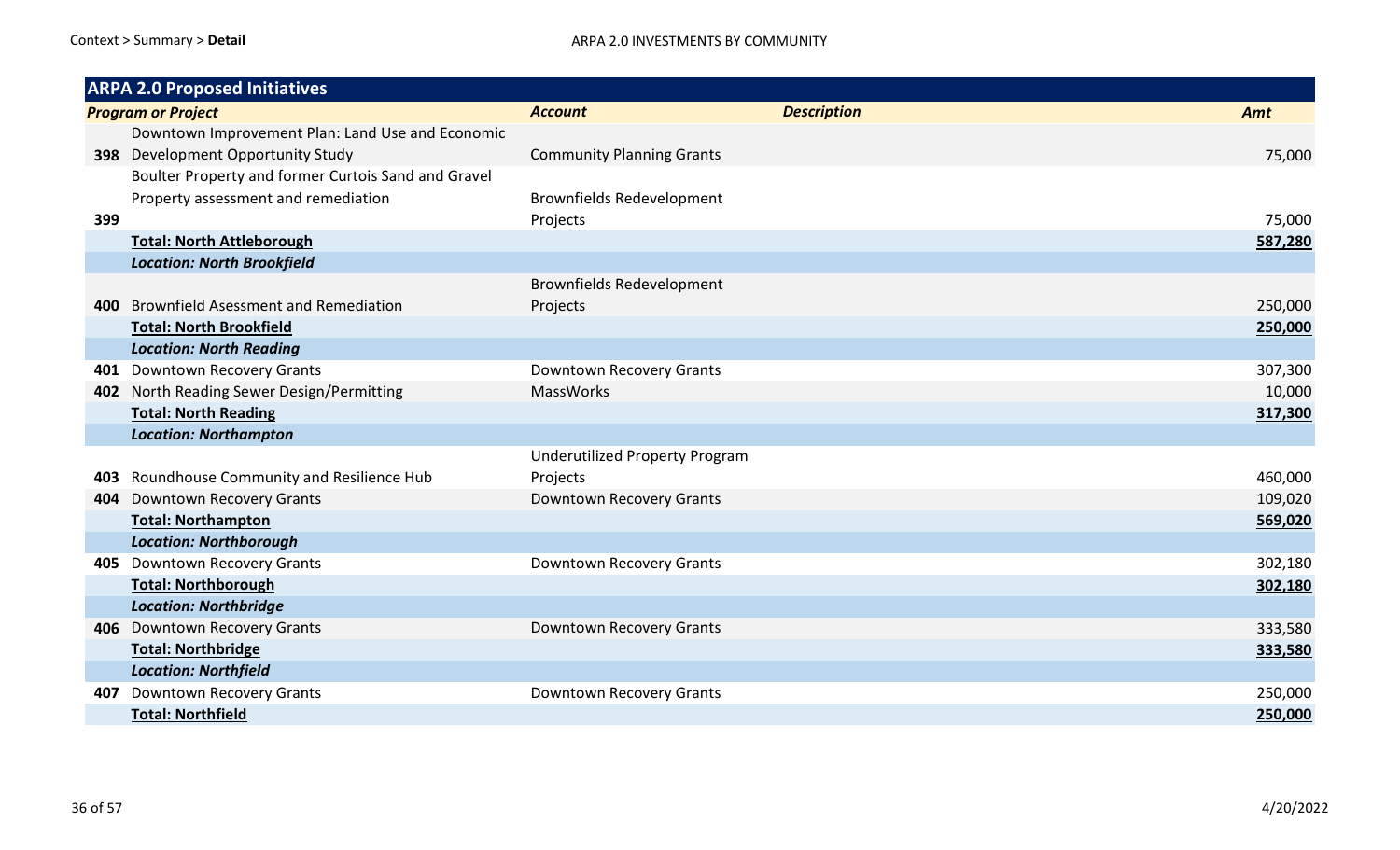| | ARPA 2.0 Proposed Initiatives | | | |
|---|---|---|---|---|
| | ***Program or Project*** | ***Account*** | ***Description*** | ***Amt*** |
| **398** | Downtown Improvement Plan: Land Use and Economic Development Opportunity Study | Community Planning Grants | | 75,000 |
| **399** | Boulter Property and former Curtois Sand and Gravel Property assessment and remediation | Brownfields Redevelopment Projects | | 75,000 |
| | **Total: North Attleborough** | | | **587,280** |
| | ***Location: North Brookfield*** | | | |
| **400** | Brownfield Asessment and Remediation | Brownfields Redevelopment Projects | | 250,000 |
| | **Total: North Brookfield** | | | **250,000** |
| | ***Location: North Reading*** | | | |
| **401** | Downtown Recovery Grants | Downtown Recovery Grants | | 307,300 |
| **402** | North Reading Sewer Design/Permitting | MassWorks | | 10,000 |
| | **Total: North Reading** | | | **317,300** |
| | ***Location: Northampton*** | | | |
| **403** | Roundhouse Community and Resilience Hub | Underutilized Property Program Projects | | 460,000 |
| **404** | Downtown Recovery Grants | Downtown Recovery Grants | | 109,020 |
| | **Total: Northampton** | | | **569,020** |
| | ***Location: Northborough*** | | | |
| **405** | Downtown Recovery Grants | Downtown Recovery Grants | | 302,180 |
| | **Total: Northborough** | | | **302,180** |
| | ***Location: Northbridge*** | | | |
| **406** | Downtown Recovery Grants | Downtown Recovery Grants | | 333,580 |
| | **Total: Northbridge** | | | **333,580** |
| | ***Location: Northfield*** | | | |
| **407** | Downtown Recovery Grants | Downtown Recovery Grants | | 250,000 |
| | **Total: Northfield** | | | **250,000** |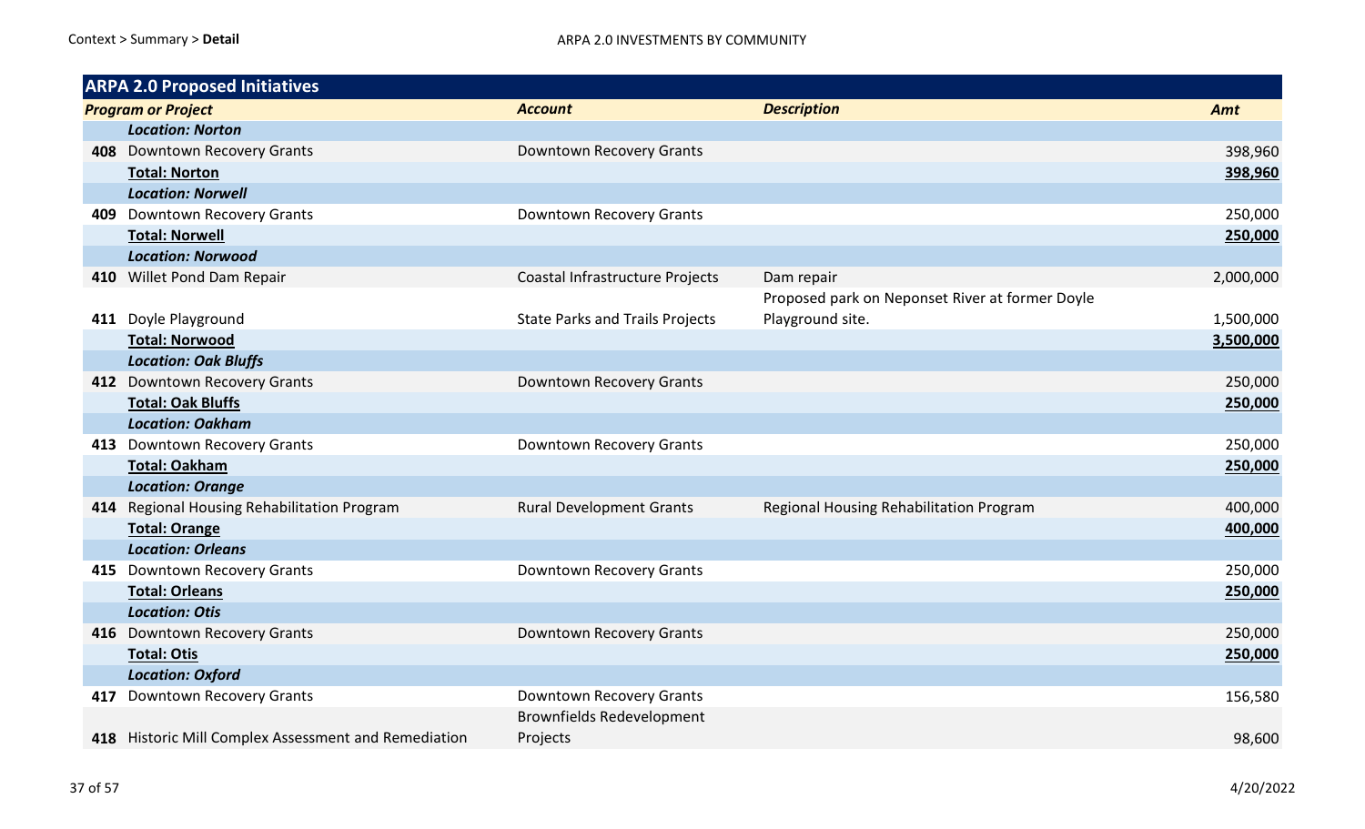| ARPA 2.0 Proposed Initiatives | | | | |
|---|---|---|---|---|
| | ***Program or Project*** | ***Account*** | ***Description*** | ***Amt*** |
| | ***Location: Norton*** | | | |
| **408** | Downtown Recovery Grants | Downtown Recovery Grants | | 398,960 |
| | **Total: Norton** | | | **398,960** |
| | ***Location: Norwell*** | | | |
| **409** | Downtown Recovery Grants | Downtown Recovery Grants | | 250,000 |
| | **Total: Norwell** | | | **250,000** |
| | ***Location: Norwood*** | | | |
| **410** | Willet Pond Dam Repair | Coastal Infrastructure Projects | Dam repair | 2,000,000 |
| **411** | Doyle Playground | State Parks and Trails Projects | Proposed park on Neponset River at former Doyle Playground site. | 1,500,000 |
| | **Total: Norwood** | | | **3,500,000** |
| | ***Location: Oak Bluffs*** | | | |
| **412** | Downtown Recovery Grants | Downtown Recovery Grants | | 250,000 |
| | **Total: Oak Bluffs** | | | **250,000** |
| | ***Location: Oakham*** | | | |
| **413** | Downtown Recovery Grants | Downtown Recovery Grants | | 250,000 |
| | **Total: Oakham** | | | **250,000** |
| | ***Location: Orange*** | | | |
| **414** | Regional Housing Rehabilitation Program | Rural Development Grants | Regional Housing Rehabilitation Program | 400,000 |
| | **Total: Orange** | | | **400,000** |
| | ***Location: Orleans*** | | | |
| **415** | Downtown Recovery Grants | Downtown Recovery Grants | | 250,000 |
| | **Total: Orleans** | | | **250,000** |
| | ***Location: Otis*** | | | |
| **416** | Downtown Recovery Grants | Downtown Recovery Grants | | 250,000 |
| | **Total: Otis** | | | **250,000** |
| | ***Location: Oxford*** | | | |
| **417** | Downtown Recovery Grants | Downtown Recovery Grants | | 156,580 |
| **418** | Historic Mill Complex Assessment and Remediation | Brownfields Redevelopment Projects | | 98,600 |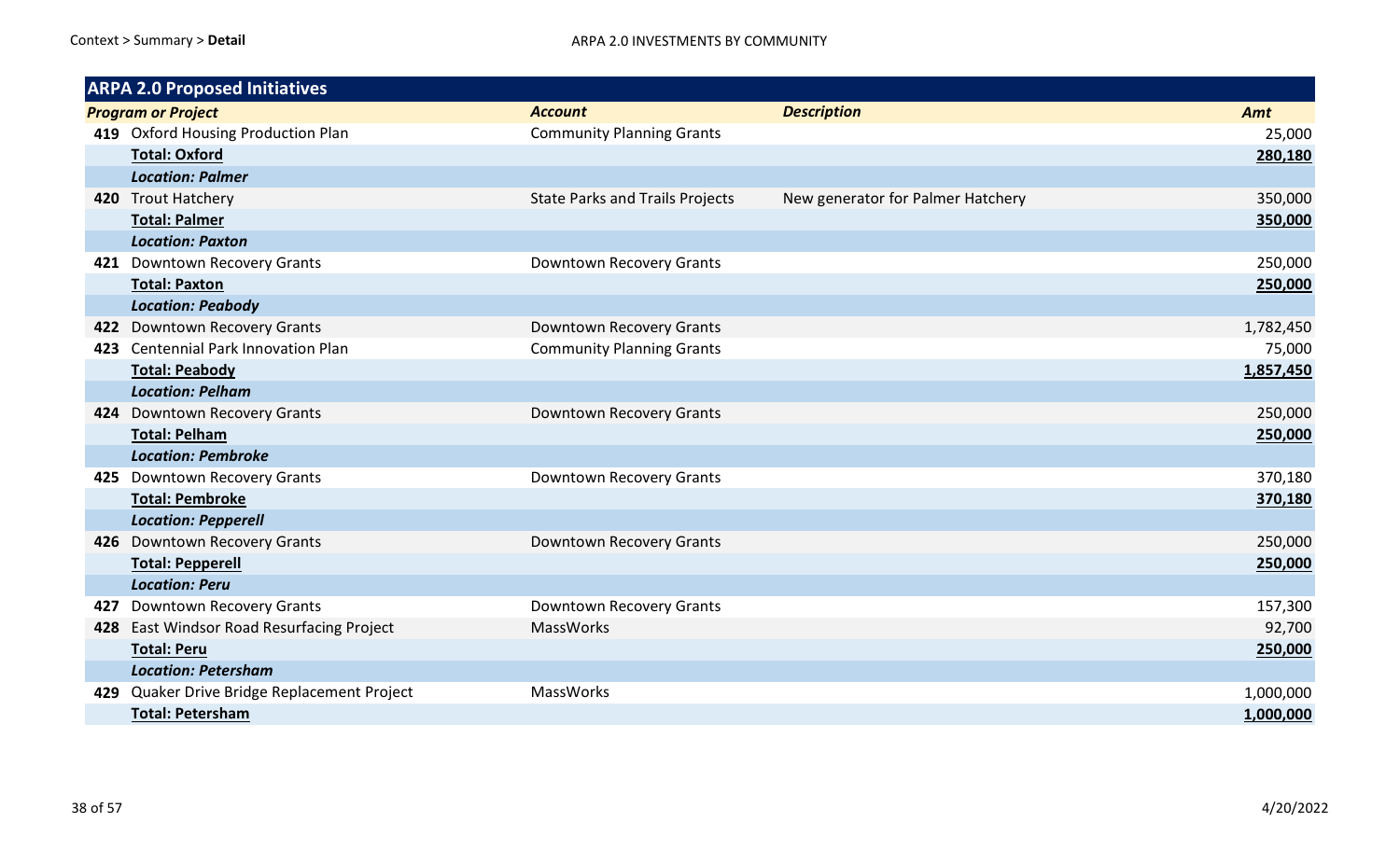| ARPA 2.0 Proposed Initiatives | | | | |
|---|---|---|---|---|
| | ***Program or Project*** | ***Account*** | ***Description*** | ***Amt*** |
| **419** | Oxford Housing Production Plan | Community Planning Grants | | 25,000 |
| | **Total: Oxford** | | | **280,180** |
| | ***Location: Palmer*** | | | |
| **420** | Trout Hatchery | State Parks and Trails Projects | New generator for Palmer Hatchery | 350,000 |
| | **Total: Palmer** | | | **350,000** |
| | ***Location: Paxton*** | | | |
| **421** | Downtown Recovery Grants | Downtown Recovery Grants | | 250,000 |
| | **Total: Paxton** | | | **250,000** |
| | ***Location: Peabody*** | | | |
| **422** | Downtown Recovery Grants | Downtown Recovery Grants | | 1,782,450 |
| **423** | Centennial Park Innovation Plan | Community Planning Grants | | 75,000 |
| | **Total: Peabody** | | | **1,857,450** |
| | ***Location: Pelham*** | | | |
| **424** | Downtown Recovery Grants | Downtown Recovery Grants | | 250,000 |
| | **Total: Pelham** | | | **250,000** |
| | ***Location: Pembroke*** | | | |
| **425** | Downtown Recovery Grants | Downtown Recovery Grants | | 370,180 |
| | **Total: Pembroke** | | | **370,180** |
| | ***Location: Pepperell*** | | | |
| **426** | Downtown Recovery Grants | Downtown Recovery Grants | | 250,000 |
| | **Total: Pepperell** | | | **250,000** |
| | ***Location: Peru*** | | | |
| **427** | Downtown Recovery Grants | Downtown Recovery Grants | | 157,300 |
| **428** | East Windsor Road Resurfacing Project | MassWorks | | 92,700 |
| | **Total: Peru** | | | **250,000** |
| | ***Location: Petersham*** | | | |
| **429** | Quaker Drive Bridge Replacement Project | MassWorks | | 1,000,000 |
| | **Total: Petersham** | | | **1,000,000** |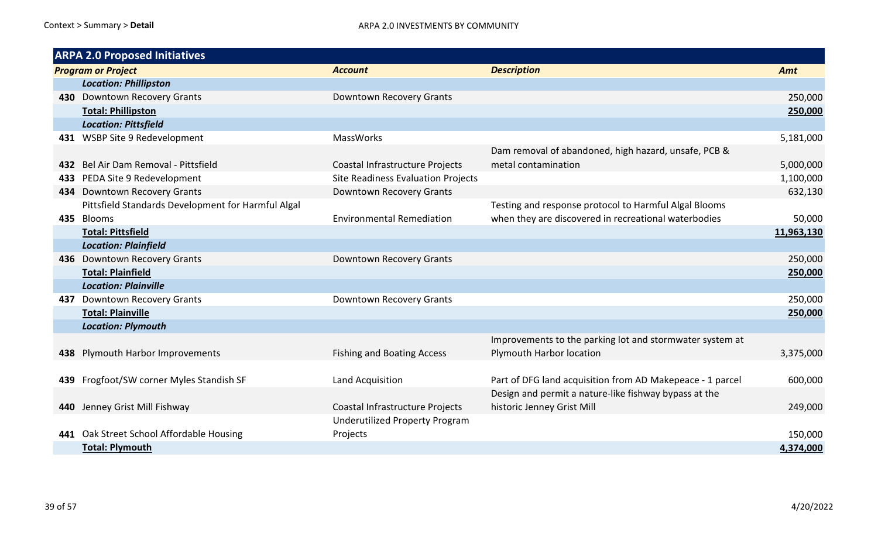## ARPA 2.0 Proposed Initiatives

| | Program or Project | Account | Description | Amt |
|---|---|---|---|---|
| | ***Location: Phillipston*** | | | |
| **430** | Downtown Recovery Grants | Downtown Recovery Grants | | 250,000 |
| | **Total: Phillipston** | | | **250,000** |
| | ***Location: Pittsfield*** | | | |
| **431** | WSBP Site 9 Redevelopment | MassWorks | | 5,181,000 |
| **432** | Bel Air Dam Removal - Pittsfield | Coastal Infrastructure Projects | Dam removal of abandoned, high hazard, unsafe, PCB & metal contamination | 5,000,000 |
| **433** | PEDA Site 9 Redevelopment | Site Readiness Evaluation Projects | | 1,100,000 |
| **434** | Downtown Recovery Grants | Downtown Recovery Grants | | 632,130 |
| **435** | Pittsfield Standards Development for Harmful Algal Blooms | Environmental Remediation | Testing and response protocol to Harmful Algal Blooms when they are discovered in recreational waterbodies | 50,000 |
| | **Total: Pittsfield** | | | **11,963,130** |
| | ***Location: Plainfield*** | | | |
| **436** | Downtown Recovery Grants | Downtown Recovery Grants | | 250,000 |
| | **Total: Plainfield** | | | **250,000** |
| | ***Location: Plainville*** | | | |
| **437** | Downtown Recovery Grants | Downtown Recovery Grants | | 250,000 |
| | **Total: Plainville** | | | **250,000** |
| | ***Location: Plymouth*** | | | |
| **438** | Plymouth Harbor Improvements | Fishing and Boating Access | Improvements to the parking lot and stormwater system at Plymouth Harbor location | 3,375,000 |
| **439** | Frogfoot/SW corner Myles Standish SF | Land Acquisition | Part of DFG land acquisition from AD Makepeace - 1 parcel | 600,000 |
| **440** | Jenney Grist Mill Fishway | Coastal Infrastructure Projects | Design and permit a nature-like fishway bypass at the historic Jenney Grist Mill | 249,000 |
| **441** | Oak Street School Affordable Housing | Underutilized Property Program Projects | | 150,000 |
| | **Total: Plymouth** | | | **4,374,000** |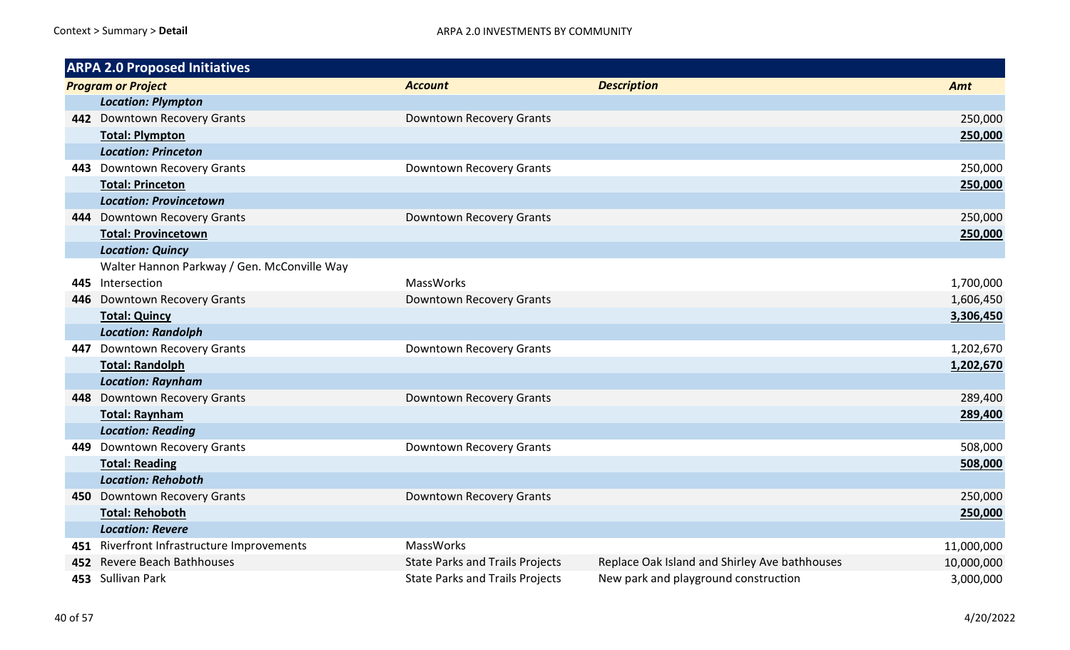## ARPA 2.0 Proposed Initiatives

| | Program or Project | Account | Description | Amt |
|---|---|---|---|---|
| | ***Location: Plympton*** | | | |
| 442 | Downtown Recovery Grants | Downtown Recovery Grants | | 250,000 |
| | **Total: Plympton** | | | **250,000** |
| | ***Location: Princeton*** | | | |
| 443 | Downtown Recovery Grants | Downtown Recovery Grants | | 250,000 |
| | **Total: Princeton** | | | **250,000** |
| | ***Location: Provincetown*** | | | |
| 444 | Downtown Recovery Grants | Downtown Recovery Grants | | 250,000 |
| | **Total: Provincetown** | | | **250,000** |
| | ***Location: Quincy*** | | | |
| 445 | Walter Hannon Parkway / Gen. McConville Way Intersection | MassWorks | | 1,700,000 |
| 446 | Downtown Recovery Grants | Downtown Recovery Grants | | 1,606,450 |
| | **Total: Quincy** | | | **3,306,450** |
| | ***Location: Randolph*** | | | |
| 447 | Downtown Recovery Grants | Downtown Recovery Grants | | 1,202,670 |
| | **Total: Randolph** | | | **1,202,670** |
| | ***Location: Raynham*** | | | |
| 448 | Downtown Recovery Grants | Downtown Recovery Grants | | 289,400 |
| | **Total: Raynham** | | | **289,400** |
| | ***Location: Reading*** | | | |
| 449 | Downtown Recovery Grants | Downtown Recovery Grants | | 508,000 |
| | **Total: Reading** | | | **508,000** |
| | ***Location: Rehoboth*** | | | |
| 450 | Downtown Recovery Grants | Downtown Recovery Grants | | 250,000 |
| | **Total: Rehoboth** | | | **250,000** |
| | ***Location: Revere*** | | | |
| 451 | Riverfront Infrastructure Improvements | MassWorks | | 11,000,000 |
| 452 | Revere Beach Bathhouses | State Parks and Trails Projects | Replace Oak Island and Shirley Ave bathhouses | 10,000,000 |
| 453 | Sullivan Park | State Parks and Trails Projects | New park and playground construction | 3,000,000 |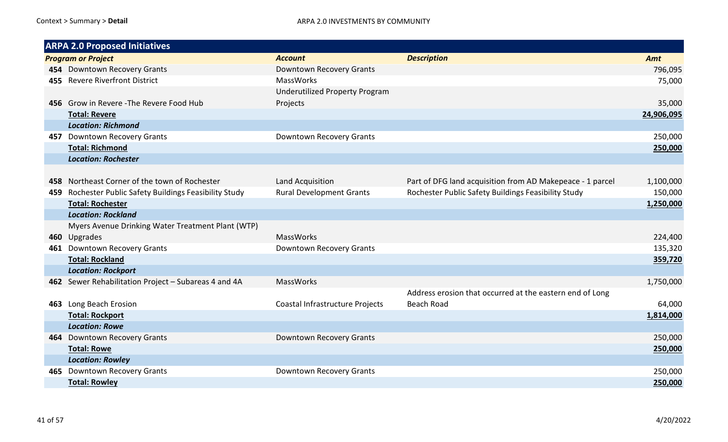| ARPA 2.0 Proposed Initiatives | | | | |
|---|---|---|---|---|
| | ***Program or Project*** | ***Account*** | ***Description*** | ***Amt*** |
| **454** | Downtown Recovery Grants | Downtown Recovery Grants | | 796,095 |
| **455** | Revere Riverfront District | MassWorks | | 75,000 |
| **456** | Grow in Revere -The Revere Food Hub | Underutilized Property Program Projects | | 35,000 |
| | **Total: Revere** | | | **24,906,095** |
| | ***Location: Richmond*** | | | |
| **457** | Downtown Recovery Grants | Downtown Recovery Grants | | 250,000 |
| | **Total: Richmond** | | | **250,000** |
| | ***Location: Rochester*** | | | |
| **458** | Northeast Corner of the town of Rochester | Land Acquisition | Part of DFG land acquisition from AD Makepeace - 1 parcel | 1,100,000 |
| **459** | Rochester Public Safety Buildings Feasibility Study | Rural Development Grants | Rochester Public Safety Buildings Feasibility Study | 150,000 |
| | **Total: Rochester** | | | **1,250,000** |
| | ***Location: Rockland*** | | | |
| **460** | Myers Avenue Drinking Water Treatment Plant (WTP) Upgrades | MassWorks | | 224,400 |
| **461** | Downtown Recovery Grants | Downtown Recovery Grants | | 135,320 |
| | **Total: Rockland** | | | **359,720** |
| | ***Location: Rockport*** | | | |
| **462** | Sewer Rehabilitation Project – Subareas 4 and 4A | MassWorks | | 1,750,000 |
| **463** | Long Beach Erosion | Coastal Infrastructure Projects | Address erosion that occurred at the eastern end of Long Beach Road | 64,000 |
| | **Total: Rockport** | | | **1,814,000** |
| | ***Location: Rowe*** | | | |
| **464** | Downtown Recovery Grants | Downtown Recovery Grants | | 250,000 |
| | **Total: Rowe** | | | **250,000** |
| | ***Location: Rowley*** | | | |
| **465** | Downtown Recovery Grants | Downtown Recovery Grants | | 250,000 |
| | **Total: Rowley** | | | **250,000** |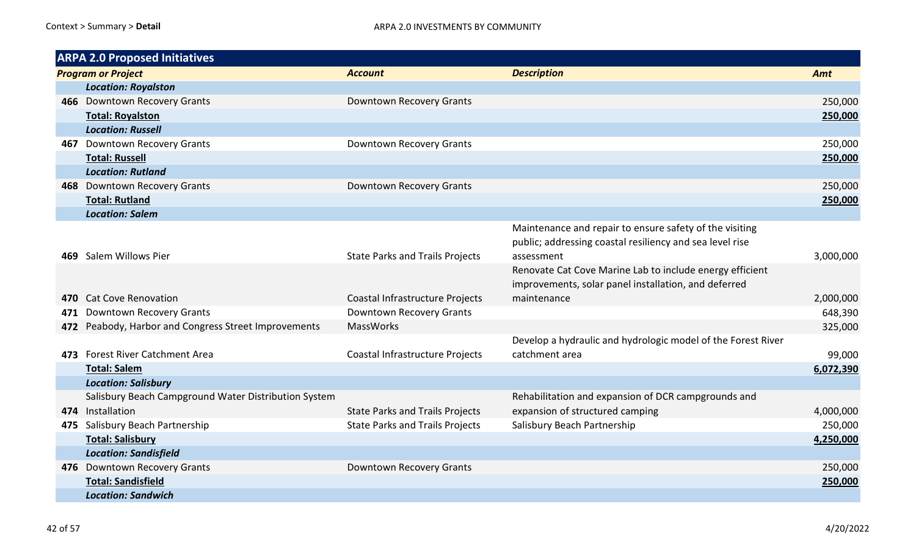| ARPA 2.0 Proposed Initiatives | | | | |
|---|---|---|---|---|
| | ***Program or Project*** | ***Account*** | ***Description*** | ***Amt*** |
| | ***Location: Royalston*** | | | |
| **466** | Downtown Recovery Grants | Downtown Recovery Grants | | 250,000 |
| | **Total: Royalston** | | | **250,000** |
| | ***Location: Russell*** | | | |
| **467** | Downtown Recovery Grants | Downtown Recovery Grants | | 250,000 |
| | **Total: Russell** | | | **250,000** |
| | ***Location: Rutland*** | | | |
| **468** | Downtown Recovery Grants | Downtown Recovery Grants | | 250,000 |
| | **Total: Rutland** | | | **250,000** |
| | ***Location: Salem*** | | | |
| **469** | Salem Willows Pier | State Parks and Trails Projects | Maintenance and repair to ensure safety of the visiting public; addressing coastal resiliency and sea level rise assessment | 3,000,000 |
| **470** | Cat Cove Renovation | Coastal Infrastructure Projects | Renovate Cat Cove Marine Lab to include energy efficient improvements, solar panel installation, and deferred maintenance | 2,000,000 |
| **471** | Downtown Recovery Grants | Downtown Recovery Grants | | 648,390 |
| **472** | Peabody, Harbor and Congress Street Improvements | MassWorks | | 325,000 |
| **473** | Forest River Catchment Area | Coastal Infrastructure Projects | Develop a hydraulic and hydrologic model of the Forest River catchment area | 99,000 |
| | **Total: Salem** | | | **6,072,390** |
| | ***Location: Salisbury*** | | | |
| **474** | Salisbury Beach Campground Water Distribution System Installation | State Parks and Trails Projects | Rehabilitation and expansion of DCR campgrounds and expansion of structured camping | 4,000,000 |
| **475** | Salisbury Beach Partnership | State Parks and Trails Projects | Salisbury Beach Partnership | 250,000 |
| | **Total: Salisbury** | | | **4,250,000** |
| | ***Location: Sandisfield*** | | | |
| **476** | Downtown Recovery Grants | Downtown Recovery Grants | | 250,000 |
| | **Total: Sandisfield** | | | **250,000** |
| | ***Location: Sandwich*** | | | |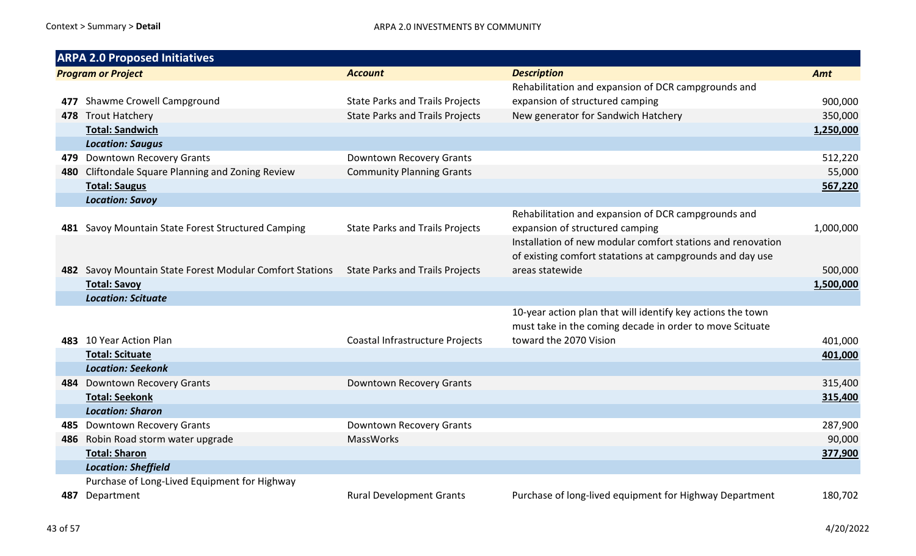Context > Summary > **Detail**

ARPA 2.0 INVESTMENTS BY COMMUNITY

| **ARPA 2.0 Proposed Initiatives** | | | | |
|---|---|---|---|---|
| | ***Program or Project*** | ***Account*** | ***Description*** | ***Amt*** |
| 477 | Shawme Crowell Campground | State Parks and Trails Projects | Rehabilitation and expansion of DCR campgrounds and expansion of structured camping | 900,000 |
| 478 | Trout Hatchery | State Parks and Trails Projects | New generator for Sandwich Hatchery | 350,000 |
| | **Total: Sandwich** | | | **1,250,000** |
| | ***Location: Saugus*** | | | |
| 479 | Downtown Recovery Grants | Downtown Recovery Grants | | 512,220 |
| 480 | Cliftondale Square Planning and Zoning Review | Community Planning Grants | | 55,000 |
| | **Total: Saugus** | | | **567,220** |
| | ***Location: Savoy*** | | | |
| 481 | Savoy Mountain State Forest Structured Camping | State Parks and Trails Projects | Rehabilitation and expansion of DCR campgrounds and expansion of structured camping | 1,000,000 |
| 482 | Savoy Mountain State Forest Modular Comfort Stations | State Parks and Trails Projects | Installation of new modular comfort stations and renovation of existing comfort statations at campgrounds and day use areas statewide | 500,000 |
| | **Total: Savoy** | | | **1,500,000** |
| | ***Location: Scituate*** | | | |
| 483 | 10 Year Action Plan | Coastal Infrastructure Projects | 10-year action plan that will identify key actions the town must take in the coming decade in order to move Scituate toward the 2070 Vision | 401,000 |
| | **Total: Scituate** | | | **401,000** |
| | ***Location: Seekonk*** | | | |
| 484 | Downtown Recovery Grants | Downtown Recovery Grants | | 315,400 |
| | **Total: Seekonk** | | | **315,400** |
| | ***Location: Sharon*** | | | |
| 485 | Downtown Recovery Grants | Downtown Recovery Grants | | 287,900 |
| 486 | Robin Road storm water upgrade | MassWorks | | 90,000 |
| | **Total: Sharon** | | | **377,900** |
| | ***Location: Sheffield*** | | | |
| 487 | Purchase of Long-Lived Equipment for Highway Department | Rural Development Grants | Purchase of long-lived equipment for Highway Department | 180,702 |

4/20/2022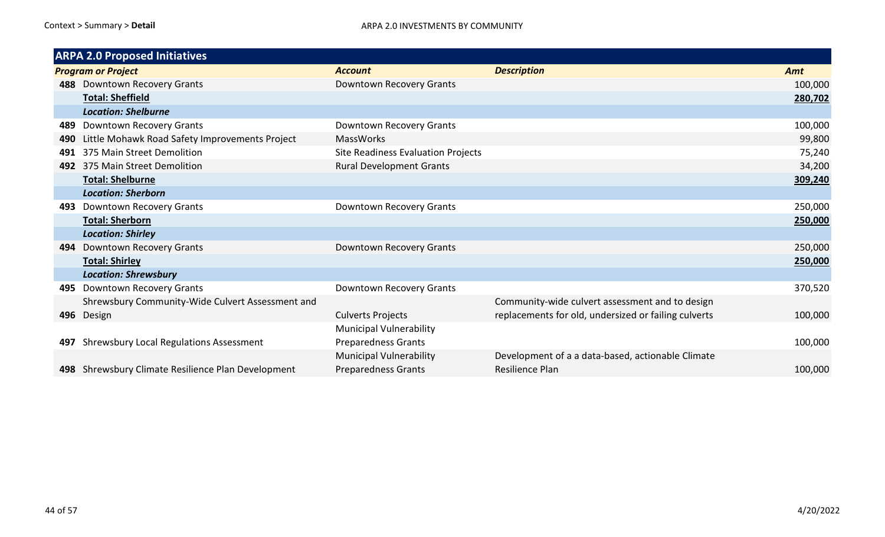| ARPA 2.0 Proposed Initiatives | | | | |
|---|---|---|---|---|
| | ***Program or Project*** | ***Account*** | ***Description*** | ***Amt*** |
| **488** | Downtown Recovery Grants | Downtown Recovery Grants | | 100,000 |
| | **Total: Sheffield** | | | **280,702** |
| | ***Location: Shelburne*** | | | |
| **489** | Downtown Recovery Grants | Downtown Recovery Grants | | 100,000 |
| **490** | Little Mohawk Road Safety Improvements Project | MassWorks | | 99,800 |
| **491** | 375 Main Street Demolition | Site Readiness Evaluation Projects | | 75,240 |
| **492** | 375 Main Street Demolition | Rural Development Grants | | 34,200 |
| | **Total: Shelburne** | | | **309,240** |
| | ***Location: Sherborn*** | | | |
| **493** | Downtown Recovery Grants | Downtown Recovery Grants | | 250,000 |
| | **Total: Sherborn** | | | **250,000** |
| | ***Location: Shirley*** | | | |
| **494** | Downtown Recovery Grants | Downtown Recovery Grants | | 250,000 |
| | **Total: Shirley** | | | **250,000** |
| | ***Location: Shrewsbury*** | | | |
| **495** | Downtown Recovery Grants | Downtown Recovery Grants | | 370,520 |
| **496** | Shrewsbury Community-Wide Culvert Assessment and Design | Culverts Projects | Community-wide culvert assessment and to design replacements for old, undersized or failing culverts | 100,000 |
| **497** | Shrewsbury Local Regulations Assessment | Municipal Vulnerability Preparedness Grants | | 100,000 |
| **498** | Shrewsbury Climate Resilience Plan Development | Municipal Vulnerability Preparedness Grants | Development of a a data-based, actionable Climate Resilience Plan | 100,000 |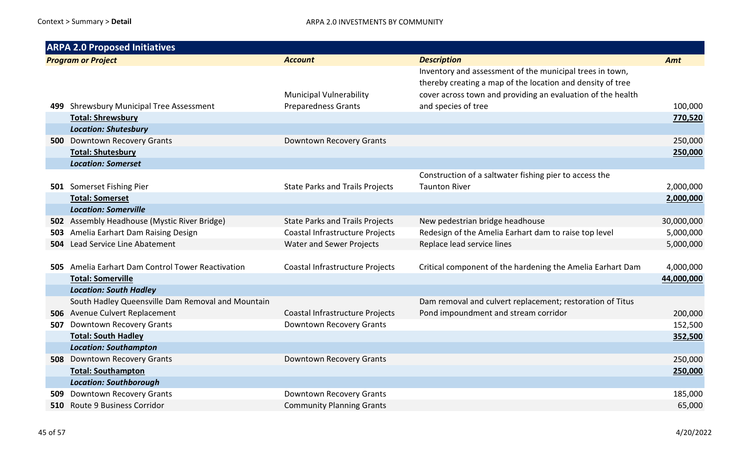| ARPA 2.0 Proposed Initiatives | | | | |
|---|---|---|---|---|
| ***Program or Project*** | | ***Account*** | ***Description*** | ***Amt*** |
| **499** | Shrewsbury Municipal Tree Assessment | Municipal Vulnerability Preparedness Grants | Inventory and assessment of the municipal trees in town, thereby creating a map of the location and density of tree cover across town and providing an evaluation of the health and species of tree | 100,000 |
| | **Total: Shrewsbury** | | | **770,520** |
| | ***Location: Shutesbury*** | | | |
| **500** | Downtown Recovery Grants | Downtown Recovery Grants | | 250,000 |
| | **Total: Shutesbury** | | | **250,000** |
| | ***Location: Somerset*** | | | |
| **501** | Somerset Fishing Pier | State Parks and Trails Projects | Construction of a saltwater fishing pier to access the Taunton River | 2,000,000 |
| | **Total: Somerset** | | | **2,000,000** |
| | ***Location: Somerville*** | | | |
| **502** | Assembly Headhouse (Mystic River Bridge) | State Parks and Trails Projects | New pedestrian bridge headhouse | 30,000,000 |
| **503** | Amelia Earhart Dam Raising Design | Coastal Infrastructure Projects | Redesign of the Amelia Earhart dam to raise top level | 5,000,000 |
| **504** | Lead Service Line Abatement | Water and Sewer Projects | Replace lead service lines | 5,000,000 |
| **505** | Amelia Earhart Dam Control Tower Reactivation | Coastal Infrastructure Projects | Critical component of the hardening the Amelia Earhart Dam | 4,000,000 |
| | **Total: Somerville** | | | **44,000,000** |
| | ***Location: South Hadley*** | | | |
| **506** | South Hadley Queensville Dam Removal and Mountain Avenue Culvert Replacement | Coastal Infrastructure Projects | Dam removal and culvert replacement; restoration of Titus Pond impoundment and stream corridor | 200,000 |
| **507** | Downtown Recovery Grants | Downtown Recovery Grants | | 152,500 |
| | **Total: South Hadley** | | | **352,500** |
| | ***Location: Southampton*** | | | |
| **508** | Downtown Recovery Grants | Downtown Recovery Grants | | 250,000 |
| | **Total: Southampton** | | | **250,000** |
| | ***Location: Southborough*** | | | |
| **509** | Downtown Recovery Grants | Downtown Recovery Grants | | 185,000 |
| **510** | Route 9 Business Corridor | Community Planning Grants | | 65,000 |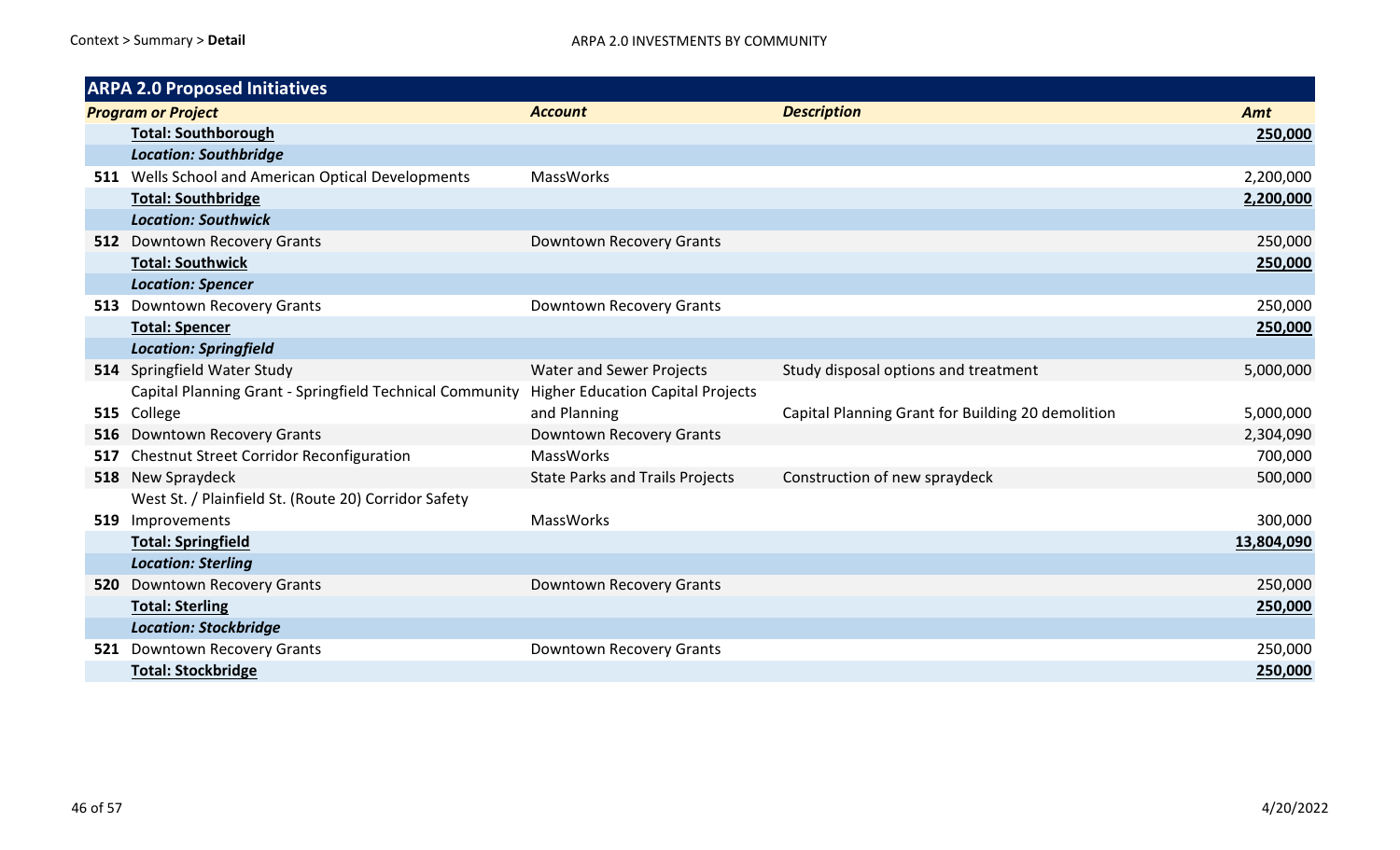Context > Summary > **Detail**

ARPA 2.0 INVESTMENTS BY COMMUNITY

| **ARPA 2.0 Proposed Initiatives** | | | | |
|---|---|---|---|---|
| ***Program or Project*** | | ***Account*** | ***Description*** | ***Amt*** |
| | **Total: Southborough** | | | **250,000** |
| | ***Location: Southbridge*** | | | |
| **511** | Wells School and American Optical Developments | MassWorks | | 2,200,000 |
| | **Total: Southbridge** | | | **2,200,000** |
| | ***Location: Southwick*** | | | |
| **512** | Downtown Recovery Grants | Downtown Recovery Grants | | 250,000 |
| | **Total: Southwick** | | | **250,000** |
| | ***Location: Spencer*** | | | |
| **513** | Downtown Recovery Grants | Downtown Recovery Grants | | 250,000 |
| | **Total: Spencer** | | | **250,000** |
| | ***Location: Springfield*** | | | |
| **514** | Springfield Water Study | Water and Sewer Projects | Study disposal options and treatment | 5,000,000 |
| **515** | Capital Planning Grant - Springfield Technical Community College | Higher Education Capital Projects and Planning | Capital Planning Grant for Building 20 demolition | 5,000,000 |
| **516** | Downtown Recovery Grants | Downtown Recovery Grants | | 2,304,090 |
| **517** | Chestnut Street Corridor Reconfiguration | MassWorks | | 700,000 |
| **518** | New Spraydeck | State Parks and Trails Projects | Construction of new spraydeck | 500,000 |
| **519** | West St. / Plainfield St. (Route 20) Corridor Safety Improvements | MassWorks | | 300,000 |
| | **Total: Springfield** | | | **13,804,090** |
| | ***Location: Sterling*** | | | |
| **520** | Downtown Recovery Grants | Downtown Recovery Grants | | 250,000 |
| | **Total: Sterling** | | | **250,000** |
| | ***Location: Stockbridge*** | | | |
| **521** | Downtown Recovery Grants | Downtown Recovery Grants | | 250,000 |
| | **Total: Stockbridge** | | | **250,000** |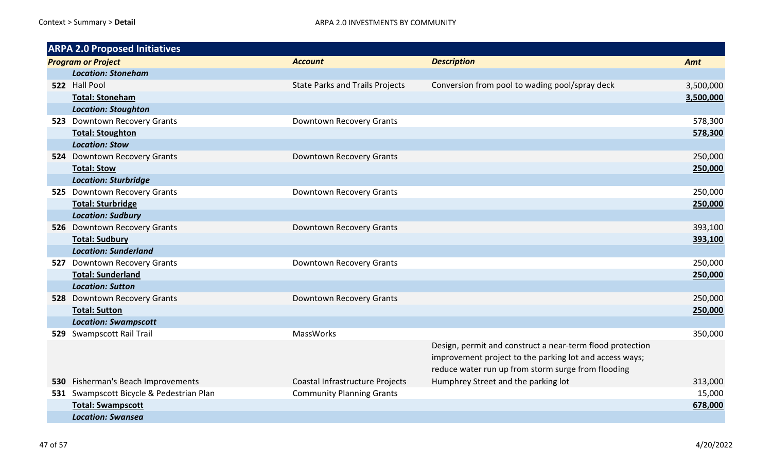Context > Summary > **Detail**

ARPA 2.0 INVESTMENTS BY COMMUNITY

| **ARPA 2.0 Proposed Initiatives** | | | | |
|---|---|---|---|---|
| ***Program or Project*** | | ***Account*** | ***Description*** | ***Amt*** |
| | ***Location: Stoneham*** | | | |
| **522** | Hall Pool | State Parks and Trails Projects | Conversion from pool to wading pool/spray deck | 3,500,000 |
| | **Total: Stoneham** | | | **3,500,000** |
| | ***Location: Stoughton*** | | | |
| **523** | Downtown Recovery Grants | Downtown Recovery Grants | | 578,300 |
| | **Total: Stoughton** | | | **578,300** |
| | ***Location: Stow*** | | | |
| **524** | Downtown Recovery Grants | Downtown Recovery Grants | | 250,000 |
| | **Total: Stow** | | | **250,000** |
| | ***Location: Sturbridge*** | | | |
| **525** | Downtown Recovery Grants | Downtown Recovery Grants | | 250,000 |
| | **Total: Sturbridge** | | | **250,000** |
| | ***Location: Sudbury*** | | | |
| **526** | Downtown Recovery Grants | Downtown Recovery Grants | | 393,100 |
| | **Total: Sudbury** | | | **393,100** |
| | ***Location: Sunderland*** | | | |
| **527** | Downtown Recovery Grants | Downtown Recovery Grants | | 250,000 |
| | **Total: Sunderland** | | | **250,000** |
| | ***Location: Sutton*** | | | |
| **528** | Downtown Recovery Grants | Downtown Recovery Grants | | 250,000 |
| | **Total: Sutton** | | | **250,000** |
| | ***Location: Swampscott*** | | | |
| **529** | Swampscott Rail Trail | MassWorks | | 350,000 |
| **530** | Fisherman's Beach Improvements | Coastal Infrastructure Projects | Design, permit and construct a near-term flood protection improvement project to the parking lot and access ways; reduce water run up from storm surge from flooding Humphrey Street and the parking lot | 313,000 |
| **531** | Swampscott Bicycle & Pedestrian Plan | Community Planning Grants | | 15,000 |
| | **Total: Swampscott** | | | **678,000** |
| | ***Location: Swansea*** | | | |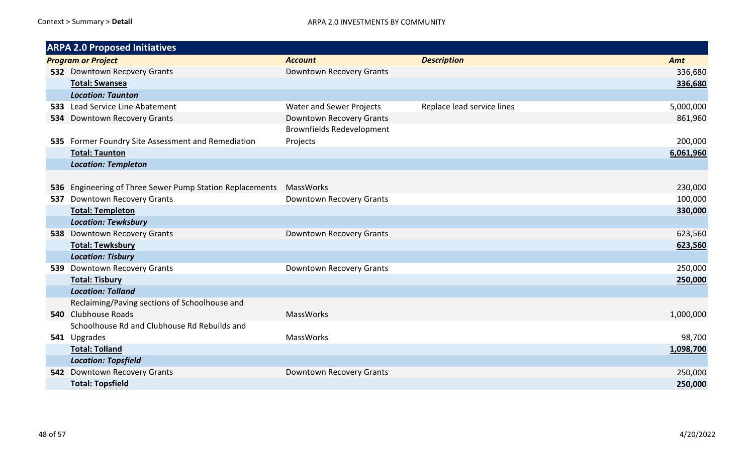| | Program or Project | Account | Description | Amt |
|---|---|---|---|---|
| **ARPA 2.0 Proposed Initiatives** | | | | |
| 532 | Downtown Recovery Grants | Downtown Recovery Grants | | 336,680 |
| | **Total: Swansea** | | | **336,680** |
| | ***Location: Taunton*** | | | |
| 533 | Lead Service Line Abatement | Water and Sewer Projects | Replace lead service lines | 5,000,000 |
| 534 | Downtown Recovery Grants | Downtown Recovery Grants | | 861,960 |
| 535 | Former Foundry Site Assessment and Remediation | Brownfields Redevelopment Projects | | 200,000 |
| | **Total: Taunton** | | | **6,061,960** |
| | ***Location: Templeton*** | | | |
| 536 | Engineering of Three Sewer Pump Station Replacements | MassWorks | | 230,000 |
| 537 | Downtown Recovery Grants | Downtown Recovery Grants | | 100,000 |
| | **Total: Templeton** | | | **330,000** |
| | ***Location: Tewksbury*** | | | |
| 538 | Downtown Recovery Grants | Downtown Recovery Grants | | 623,560 |
| | **Total: Tewksbury** | | | **623,560** |
| | ***Location: Tisbury*** | | | |
| 539 | Downtown Recovery Grants | Downtown Recovery Grants | | 250,000 |
| | **Total: Tisbury** | | | **250,000** |
| | ***Location: Tolland*** | | | |
| 540 | Reclaiming/Paving sections of Schoolhouse and Clubhouse Roads | MassWorks | | 1,000,000 |
| 541 | Schoolhouse Rd and Clubhouse Rd Rebuilds and Upgrades | MassWorks | | 98,700 |
| | **Total: Tolland** | | | **1,098,700** |
| | ***Location: Topsfield*** | | | |
| 542 | Downtown Recovery Grants | Downtown Recovery Grants | | 250,000 |
| | **Total: Topsfield** | | | **250,000** |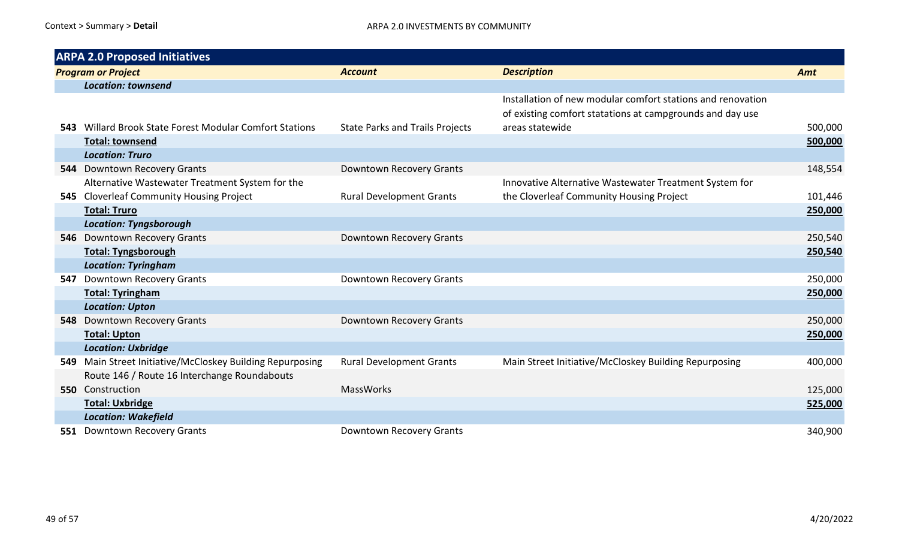Context > Summary > **Detail**

ARPA 2.0 INVESTMENTS BY COMMUNITY

| **ARPA 2.0 Proposed Initiatives** | | | | |
|---|---|---|---|---|
| | ***Program or Project*** | ***Account*** | ***Description*** | ***Amt*** |
| | ***Location: townsend*** | | | |
| **543** | Willard Brook State Forest Modular Comfort Stations | State Parks and Trails Projects | Installation of new modular comfort stations and renovation of existing comfort statations at campgrounds and day use areas statewide | 500,000 |
| | **Total: townsend** | | | **500,000** |
| | ***Location: Truro*** | | | |
| **544** | Downtown Recovery Grants | Downtown Recovery Grants | | 148,554 |
| **545** | Alternative Wastewater Treatment System for the Cloverleaf Community Housing Project | Rural Development Grants | Innovative Alternative Wastewater Treatment System for the Cloverleaf Community Housing Project | 101,446 |
| | **Total: Truro** | | | **250,000** |
| | ***Location: Tyngsborough*** | | | |
| **546** | Downtown Recovery Grants | Downtown Recovery Grants | | 250,540 |
| | **Total: Tyngsborough** | | | **250,540** |
| | ***Location: Tyringham*** | | | |
| **547** | Downtown Recovery Grants | Downtown Recovery Grants | | 250,000 |
| | **Total: Tyringham** | | | **250,000** |
| | ***Location: Upton*** | | | |
| **548** | Downtown Recovery Grants | Downtown Recovery Grants | | 250,000 |
| | **Total: Upton** | | | **250,000** |
| | ***Location: Uxbridge*** | | | |
| **549** | Main Street Initiative/McCloskey Building Repurposing | Rural Development Grants | Main Street Initiative/McCloskey Building Repurposing | 400,000 |
| **550** | Route 146 / Route 16 Interchange Roundabouts Construction | MassWorks | | 125,000 |
| | **Total: Uxbridge** | | | **525,000** |
| | ***Location: Wakefield*** | | | |
| **551** | Downtown Recovery Grants | Downtown Recovery Grants | | 340,900 |

4/20/2022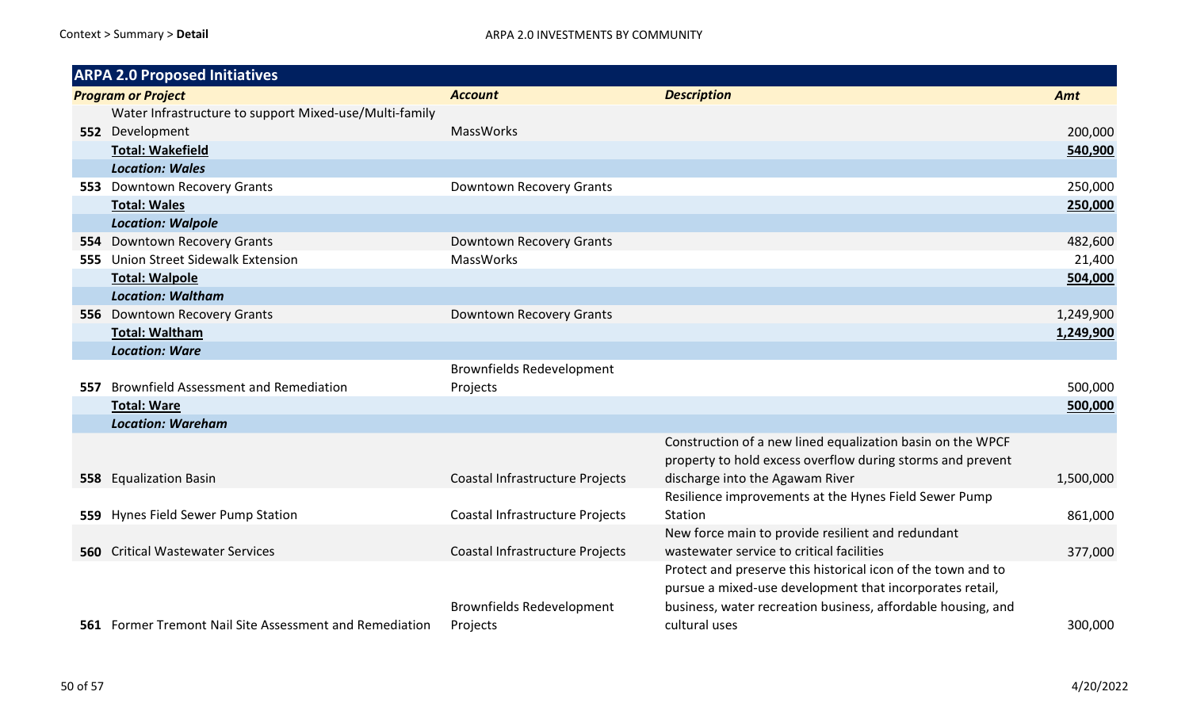| ARPA 2.0 Proposed Initiatives | | | | |
|---|---|---|---|---|
| ***Program or Project*** | | ***Account*** | ***Description*** | ***Amt*** |
| **552** | Water Infrastructure to support Mixed-use/Multi-family Development | MassWorks | | 200,000 |
| | **Total: Wakefield** | | | **540,900** |
| | ***Location: Wales*** | | | |
| **553** | Downtown Recovery Grants | Downtown Recovery Grants | | 250,000 |
| | **Total: Wales** | | | **250,000** |
| | ***Location: Walpole*** | | | |
| **554** | Downtown Recovery Grants | Downtown Recovery Grants | | 482,600 |
| **555** | Union Street Sidewalk Extension | MassWorks | | 21,400 |
| | **Total: Walpole** | | | **504,000** |
| | ***Location: Waltham*** | | | |
| **556** | Downtown Recovery Grants | Downtown Recovery Grants | | 1,249,900 |
| | **Total: Waltham** | | | **1,249,900** |
| | ***Location: Ware*** | | | |
| **557** | Brownfield Assessment and Remediation | Brownfields Redevelopment Projects | | 500,000 |
| | **Total: Ware** | | | **500,000** |
| | ***Location: Wareham*** | | | |
| **558** | Equalization Basin | Coastal Infrastructure Projects | Construction of a new lined equalization basin on the WPCF property to hold excess overflow during storms and prevent discharge into the Agawam River | 1,500,000 |
| **559** | Hynes Field Sewer Pump Station | Coastal Infrastructure Projects | Resilience improvements at the Hynes Field Sewer Pump Station | 861,000 |
| **560** | Critical Wastewater Services | Coastal Infrastructure Projects | New force main to provide resilient and redundant wastewater service to critical facilities | 377,000 |
| **561** | Former Tremont Nail Site Assessment and Remediation | Brownfields Redevelopment Projects | Protect and preserve this historical icon of the town and to pursue a mixed-use development that incorporates retail, business, water recreation business, affordable housing, and cultural uses | 300,000 |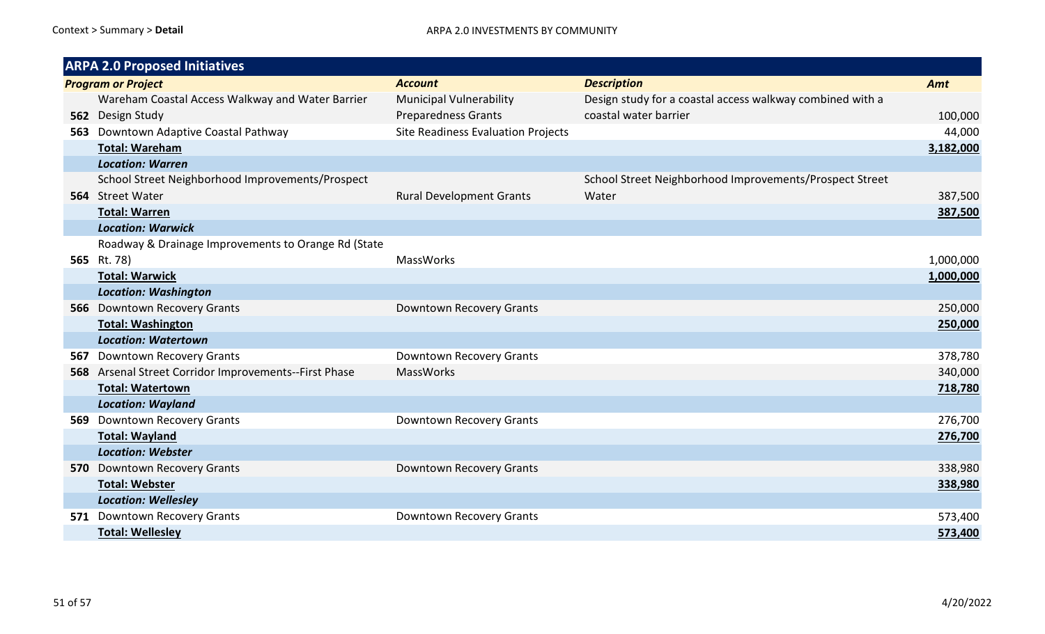| ARPA 2.0 Proposed Initiatives | | | | |
|---|---|---|---|---|
| | ***Program or Project*** | ***Account*** | ***Description*** | ***Amt*** |
| **562** | Wareham Coastal Access Walkway and Water Barrier Design Study | Municipal Vulnerability Preparedness Grants | Design study for a coastal access walkway combined with a coastal water barrier | 100,000 |
| **563** | Downtown Adaptive Coastal Pathway | Site Readiness Evaluation Projects | | 44,000 |
| | **Total: Wareham** | | | **3,182,000** |
| | ***Location: Warren*** | | | |
| **564** | School Street Neighborhood Improvements/Prospect Street Water | Rural Development Grants | School Street Neighborhood Improvements/Prospect Street Water | 387,500 |
| | **Total: Warren** | | | **387,500** |
| | ***Location: Warwick*** | | | |
| **565** | Roadway & Drainage Improvements to Orange Rd (State Rt. 78) | MassWorks | | 1,000,000 |
| | **Total: Warwick** | | | **1,000,000** |
| | ***Location: Washington*** | | | |
| **566** | Downtown Recovery Grants | Downtown Recovery Grants | | 250,000 |
| | **Total: Washington** | | | **250,000** |
| | ***Location: Watertown*** | | | |
| **567** | Downtown Recovery Grants | Downtown Recovery Grants | | 378,780 |
| **568** | Arsenal Street Corridor Improvements--First Phase | MassWorks | | 340,000 |
| | **Total: Watertown** | | | **718,780** |
| | ***Location: Wayland*** | | | |
| **569** | Downtown Recovery Grants | Downtown Recovery Grants | | 276,700 |
| | **Total: Wayland** | | | **276,700** |
| | ***Location: Webster*** | | | |
| **570** | Downtown Recovery Grants | Downtown Recovery Grants | | 338,980 |
| | **Total: Webster** | | | **338,980** |
| | ***Location: Wellesley*** | | | |
| **571** | Downtown Recovery Grants | Downtown Recovery Grants | | 573,400 |
| | **Total: Wellesley** | | | **573,400** |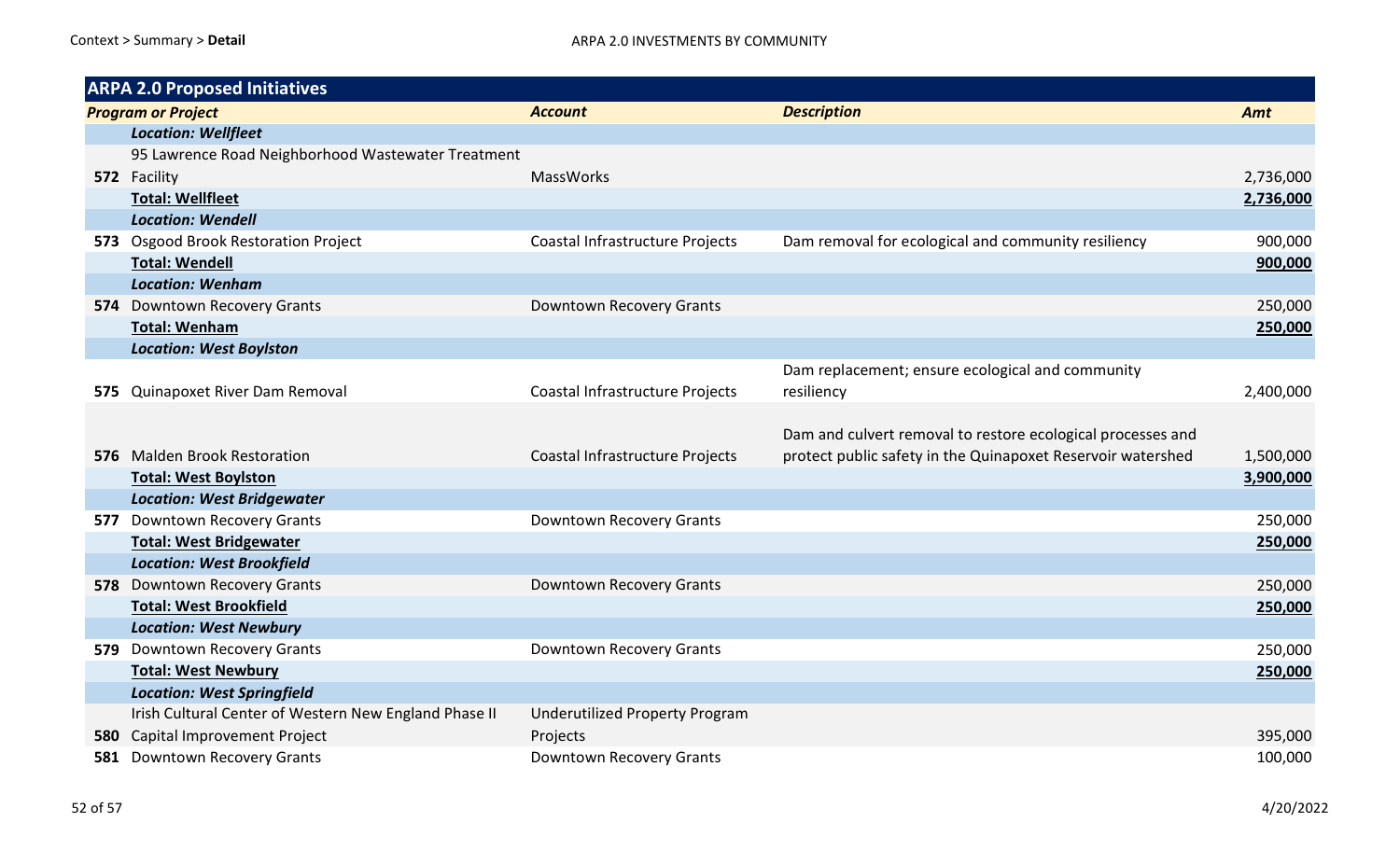Context > Summary > **Detail**

ARPA 2.0 INVESTMENTS BY COMMUNITY

| | **ARPA 2.0 Proposed Initiatives** | | | |
|---|---|---|---|---|
| | ***Program or Project*** | ***Account*** | ***Description*** | ***Amt*** |
| | ***Location: Wellfleet*** | | | |
| **572** | 95 Lawrence Road Neighborhood Wastewater Treatment Facility | MassWorks | | 2,736,000 |
| | **Total: Wellfleet** | | | **2,736,000** |
| | ***Location: Wendell*** | | | |
| **573** | Osgood Brook Restoration Project | Coastal Infrastructure Projects | Dam removal for ecological and community resiliency | 900,000 |
| | **Total: Wendell** | | | **900,000** |
| | ***Location: Wenham*** | | | |
| **574** | Downtown Recovery Grants | Downtown Recovery Grants | | 250,000 |
| | **Total: Wenham** | | | **250,000** |
| | ***Location: West Boylston*** | | | |
| **575** | Quinapoxet River Dam Removal | Coastal Infrastructure Projects | Dam replacement; ensure ecological and community resiliency | 2,400,000 |
| **576** | Malden Brook Restoration | Coastal Infrastructure Projects | Dam and culvert removal to restore ecological processes and protect public safety in the Quinapoxet Reservoir watershed | 1,500,000 |
| | **Total: West Boylston** | | | **3,900,000** |
| | ***Location: West Bridgewater*** | | | |
| **577** | Downtown Recovery Grants | Downtown Recovery Grants | | 250,000 |
| | **Total: West Bridgewater** | | | **250,000** |
| | ***Location: West Brookfield*** | | | |
| **578** | Downtown Recovery Grants | Downtown Recovery Grants | | 250,000 |
| | **Total: West Brookfield** | | | **250,000** |
| | ***Location: West Newbury*** | | | |
| **579** | Downtown Recovery Grants | Downtown Recovery Grants | | 250,000 |
| | **Total: West Newbury** | | | **250,000** |
| | ***Location: West Springfield*** | | | |
| **580** | Irish Cultural Center of Western New England Phase II Capital Improvement Project | Underutilized Property Program Projects | | 395,000 |
| **581** | Downtown Recovery Grants | Downtown Recovery Grants | | 100,000 |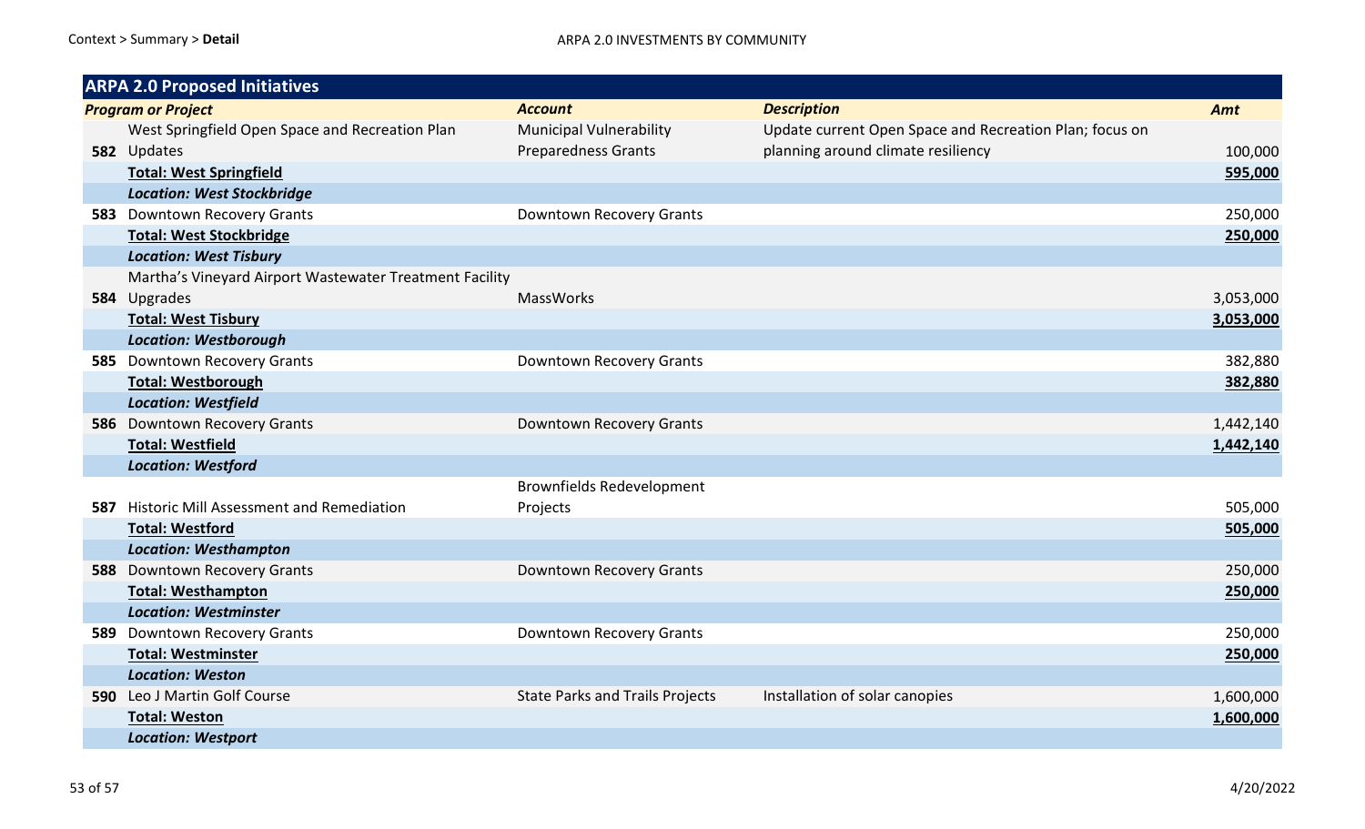Context > Summary > **Detail**

ARPA 2.0 INVESTMENTS BY COMMUNITY

| **ARPA 2.0 Proposed Initiatives** | | | | |
|---|---|---|---|---|
| | ***Program or Project*** | ***Account*** | ***Description*** | ***Amt*** |
| **582** | West Springfield Open Space and Recreation Plan Updates | Municipal Vulnerability Preparedness Grants | Update current Open Space and Recreation Plan; focus on planning around climate resiliency | 100,000 |
| | **Total: West Springfield** | | | **595,000** |
| | ***Location: West Stockbridge*** | | | |
| **583** | Downtown Recovery Grants | Downtown Recovery Grants | | 250,000 |
| | **Total: West Stockbridge** | | | **250,000** |
| | ***Location: West Tisbury*** | | | |
| **584** | Martha's Vineyard Airport Wastewater Treatment Facility Upgrades | MassWorks | | 3,053,000 |
| | **Total: West Tisbury** | | | **3,053,000** |
| | ***Location: Westborough*** | | | |
| **585** | Downtown Recovery Grants | Downtown Recovery Grants | | 382,880 |
| | **Total: Westborough** | | | **382,880** |
| | ***Location: Westfield*** | | | |
| **586** | Downtown Recovery Grants | Downtown Recovery Grants | | 1,442,140 |
| | **Total: Westfield** | | | **1,442,140** |
| | ***Location: Westford*** | | | |
| **587** | Historic Mill Assessment and Remediation | Brownfields Redevelopment Projects | | 505,000 |
| | **Total: Westford** | | | **505,000** |
| | ***Location: Westhampton*** | | | |
| **588** | Downtown Recovery Grants | Downtown Recovery Grants | | 250,000 |
| | **Total: Westhampton** | | | **250,000** |
| | ***Location: Westminster*** | | | |
| **589** | Downtown Recovery Grants | Downtown Recovery Grants | | 250,000 |
| | **Total: Westminster** | | | **250,000** |
| | ***Location: Weston*** | | | |
| **590** | Leo J Martin Golf Course | State Parks and Trails Projects | Installation of solar canopies | 1,600,000 |
| | **Total: Weston** | | | **1,600,000** |
| | ***Location: Westport*** | | | |

4/20/2022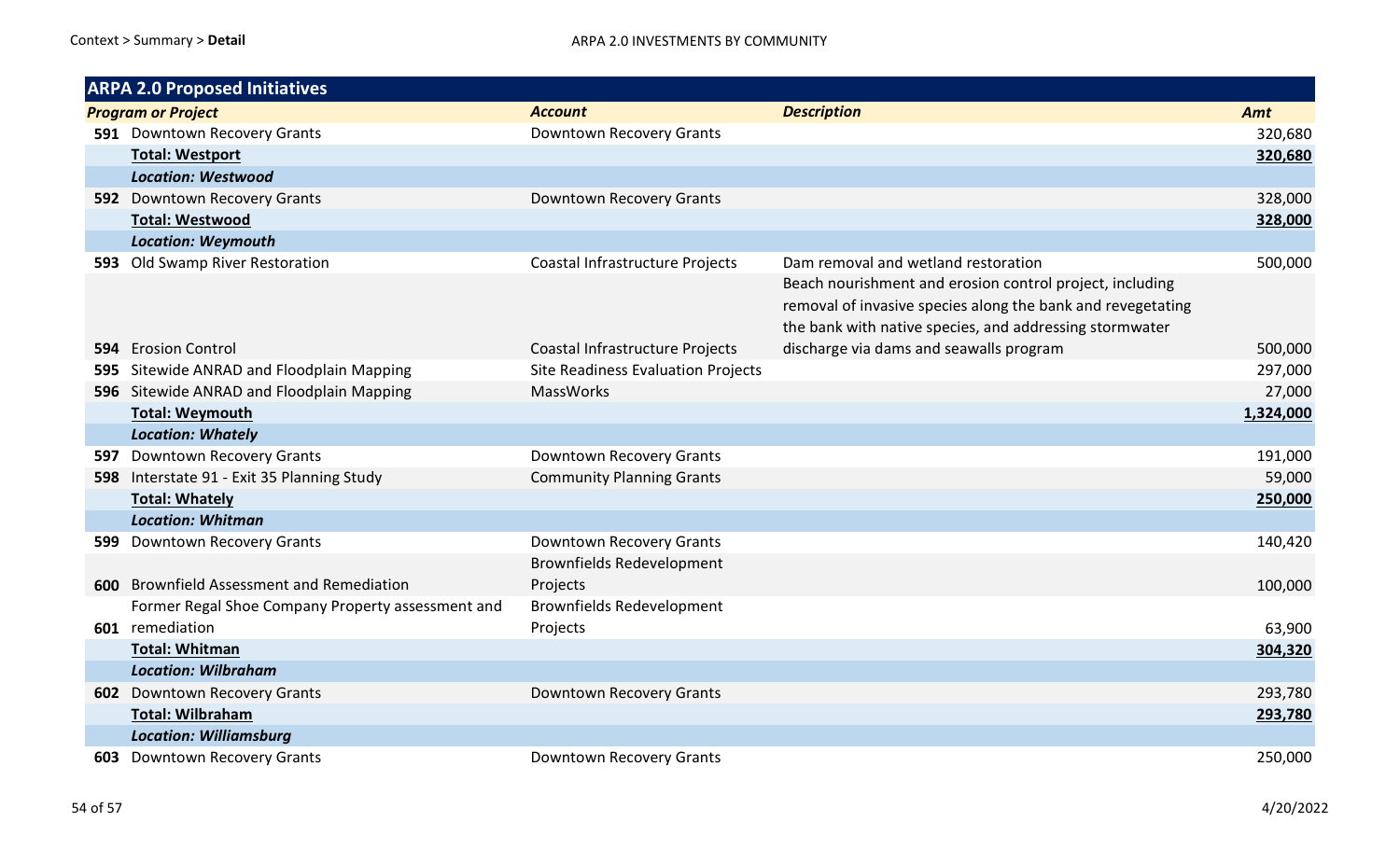| ARPA 2.0 Proposed Initiatives | | | | |
|---|---|---|---|---|
| | ***Program or Project*** | ***Account*** | ***Description*** | ***Amt*** |
| **591** | Downtown Recovery Grants | Downtown Recovery Grants | | 320,680 |
| | **Total: Westport** | | | **320,680** |
| | ***Location: Westwood*** | | | |
| **592** | Downtown Recovery Grants | Downtown Recovery Grants | | 328,000 |
| | **Total: Westwood** | | | **328,000** |
| | ***Location: Weymouth*** | | | |
| **593** | Old Swamp River Restoration | Coastal Infrastructure Projects | Dam removal and wetland restoration | 500,000 |
| **594** | Erosion Control | Coastal Infrastructure Projects | Beach nourishment and erosion control project, including removal of invasive species along the bank and revegetating the bank with native species, and addressing stormwater discharge via dams and seawalls program | 500,000 |
| **595** | Sitewide ANRAD and Floodplain Mapping | Site Readiness Evaluation Projects | | 297,000 |
| **596** | Sitewide ANRAD and Floodplain Mapping | MassWorks | | 27,000 |
| | **Total: Weymouth** | | | **1,324,000** |
| | ***Location: Whately*** | | | |
| **597** | Downtown Recovery Grants | Downtown Recovery Grants | | 191,000 |
| **598** | Interstate 91 - Exit 35 Planning Study | Community Planning Grants | | 59,000 |
| | **Total: Whately** | | | **250,000** |
| | ***Location: Whitman*** | | | |
| **599** | Downtown Recovery Grants | Downtown Recovery Grants | | 140,420 |
| **600** | Brownfield Assessment and Remediation | Brownfields Redevelopment Projects | | 100,000 |
| **601** | Former Regal Shoe Company Property assessment and remediation | Brownfields Redevelopment Projects | | 63,900 |
| | **Total: Whitman** | | | **304,320** |
| | ***Location: Wilbraham*** | | | |
| **602** | Downtown Recovery Grants | Downtown Recovery Grants | | 293,780 |
| | **Total: Wilbraham** | | | **293,780** |
| | ***Location: Williamsburg*** | | | |
| **603** | Downtown Recovery Grants | Downtown Recovery Grants | | 250,000 |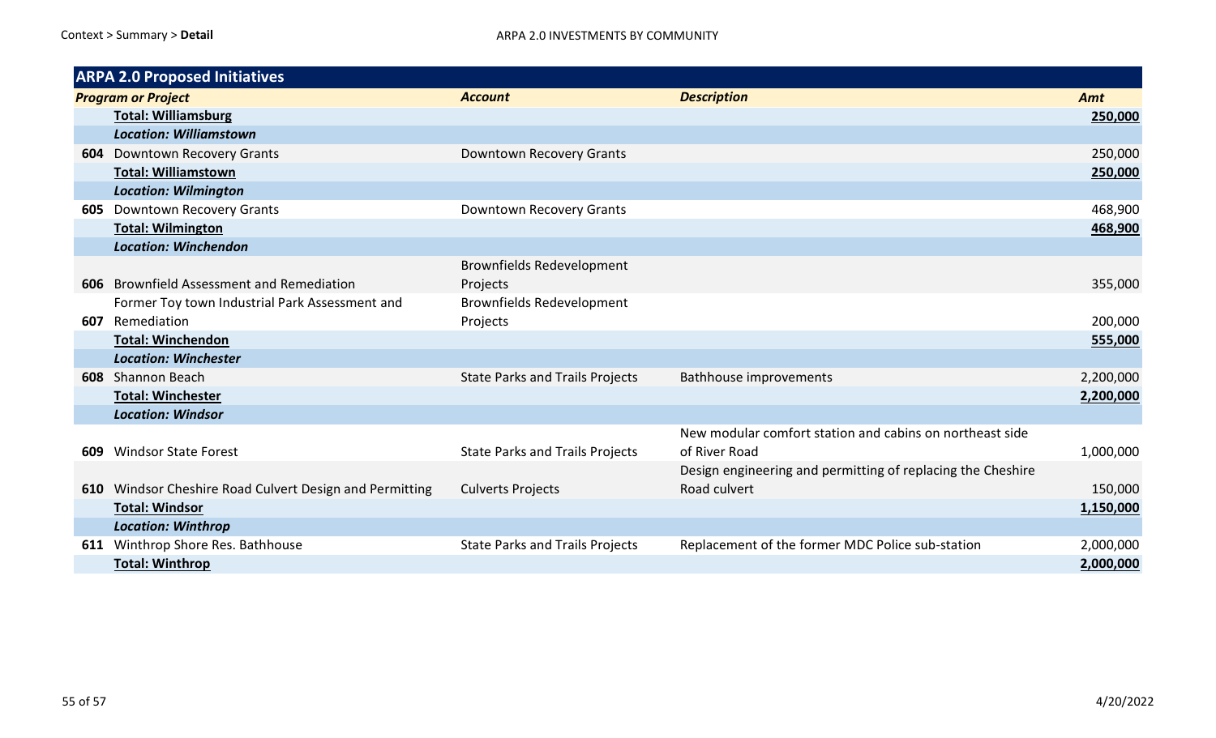| ARPA 2.0 Proposed Initiatives | | | | |
|---|---|---|---|---|
| ***Program or Project*** | | ***Account*** | ***Description*** | ***Amt*** |
| | **Total: Williamsburg** | | | **250,000** |
| | ***Location: Williamstown*** | | | |
| **604** | Downtown Recovery Grants | Downtown Recovery Grants | | 250,000 |
| | **Total: Williamstown** | | | **250,000** |
| | ***Location: Wilmington*** | | | |
| **605** | Downtown Recovery Grants | Downtown Recovery Grants | | 468,900 |
| | **Total: Wilmington** | | | **468,900** |
| | ***Location: Winchendon*** | | | |
| **606** | Brownfield Assessment and Remediation | Brownfields Redevelopment Projects | | 355,000 |
| **607** | Former Toy town Industrial Park Assessment and Remediation | Brownfields Redevelopment Projects | | 200,000 |
| | **Total: Winchendon** | | | **555,000** |
| | ***Location: Winchester*** | | | |
| **608** | Shannon Beach | State Parks and Trails Projects | Bathhouse improvements | 2,200,000 |
| | **Total: Winchester** | | | **2,200,000** |
| | ***Location: Windsor*** | | | |
| **609** | Windsor State Forest | State Parks and Trails Projects | New modular comfort station and cabins on northeast side of River Road | 1,000,000 |
| **610** | Windsor Cheshire Road Culvert Design and Permitting | Culverts Projects | Design engineering and permitting of replacing the Cheshire Road culvert | 150,000 |
| | **Total: Windsor** | | | **1,150,000** |
| | ***Location: Winthrop*** | | | |
| **611** | Winthrop Shore Res. Bathhouse | State Parks and Trails Projects | Replacement of the former MDC Police sub-station | 2,000,000 |
| | **Total: Winthrop** | | | **2,000,000** |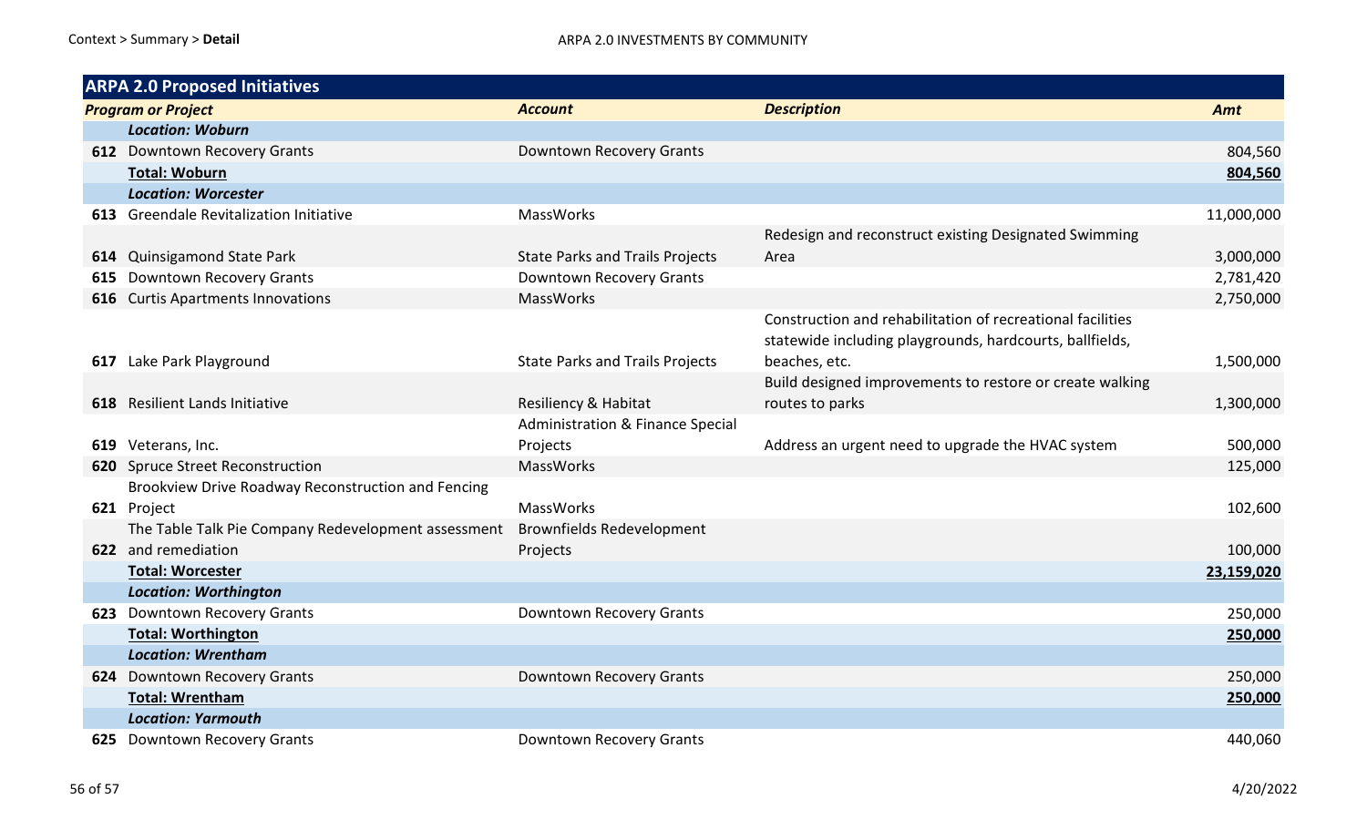## ARPA 2.0 Proposed Initiatives

| | Program or Project | Account | Description | Amt |
|---|---|---|---|---|
| | ***Location: Woburn*** | | | |
| **612** | Downtown Recovery Grants | Downtown Recovery Grants | | 804,560 |
| | **Total: Woburn** | | | **804,560** |
| | ***Location: Worcester*** | | | |
| **613** | Greendale Revitalization Initiative | MassWorks | | 11,000,000 |
| **614** | Quinsigamond State Park | State Parks and Trails Projects | Redesign and reconstruct existing Designated Swimming Area | 3,000,000 |
| **615** | Downtown Recovery Grants | Downtown Recovery Grants | | 2,781,420 |
| **616** | Curtis Apartments Innovations | MassWorks | | 2,750,000 |
| **617** | Lake Park Playground | State Parks and Trails Projects | Construction and rehabilitation of recreational facilities statewide including playgrounds, hardcourts, ballfields, beaches, etc. | 1,500,000 |
| **618** | Resilient Lands Initiative | Resiliency & Habitat | Build designed improvements to restore or create walking routes to parks | 1,300,000 |
| **619** | Veterans, Inc. | Administration & Finance Special Projects | Address an urgent need to upgrade the HVAC system | 500,000 |
| **620** | Spruce Street Reconstruction | MassWorks | | 125,000 |
| **621** | Brookview Drive Roadway Reconstruction and Fencing Project | MassWorks | | 102,600 |
| **622** | The Table Talk Pie Company Redevelopment assessment and remediation | Brownfields Redevelopment Projects | | 100,000 |
| | **Total: Worcester** | | | **23,159,020** |
| | ***Location: Worthington*** | | | |
| **623** | Downtown Recovery Grants | Downtown Recovery Grants | | 250,000 |
| | **Total: Worthington** | | | **250,000** |
| | ***Location: Wrentham*** | | | |
| **624** | Downtown Recovery Grants | Downtown Recovery Grants | | 250,000 |
| | **Total: Wrentham** | | | **250,000** |
| | ***Location: Yarmouth*** | | | |
| **625** | Downtown Recovery Grants | Downtown Recovery Grants | | 440,060 |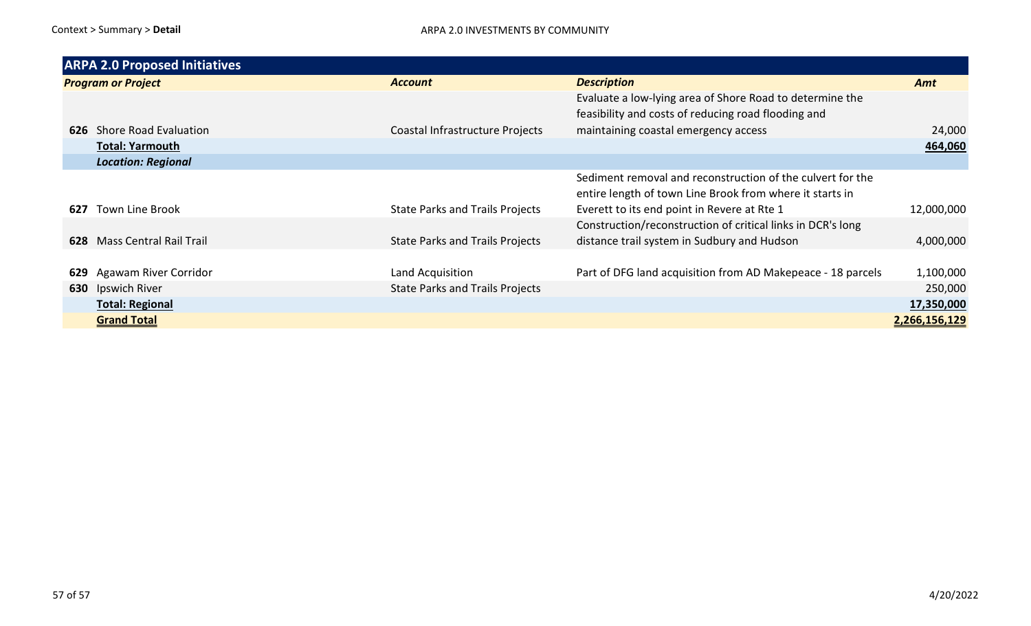| ARPA 2.0 Proposed Initiatives | | | | |
|---|---|---|---|---|
| | ***Program or Project*** | ***Account*** | ***Description*** | ***Amt*** |
| **626** | Shore Road Evaluation | Coastal Infrastructure Projects | Evaluate a low-lying area of Shore Road to determine the feasibility and costs of reducing road flooding and maintaining coastal emergency access | 24,000 |
| | **Total: Yarmouth** | | | **464,060** |
| | ***Location: Regional*** | | | |
| **627** | Town Line Brook | State Parks and Trails Projects | Sediment removal and reconstruction of the culvert for the entire length of town Line Brook from where it starts in Everett to its end point in Revere at Rte 1 | 12,000,000 |
| **628** | Mass Central Rail Trail | State Parks and Trails Projects | Construction/reconstruction of critical links in DCR's long distance trail system in Sudbury and Hudson | 4,000,000 |
| **629** | Agawam River Corridor | Land Acquisition | Part of DFG land acquisition from AD Makepeace - 18 parcels | 1,100,000 |
| **630** | Ipswich River | State Parks and Trails Projects | | 250,000 |
| | **Total: Regional** | | | **17,350,000** |
| | **Grand Total** | | | **2,266,156,129** |